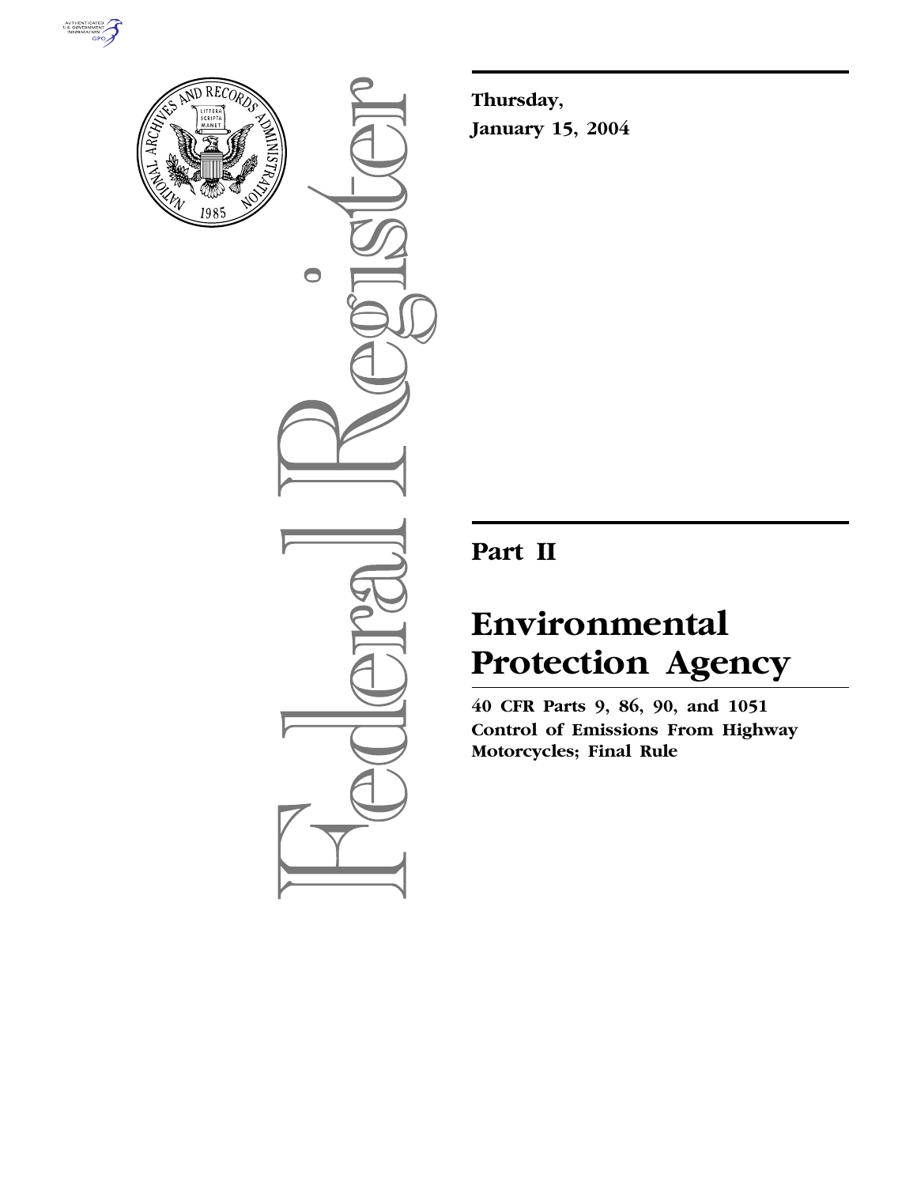Thursday,

January 15, 2004

# Part II

# Environmental Protection Agency

**40 CFR Parts 9, 86, 90, and 1051**
**Control of Emissions From Highway Motorcycles; Final Rule**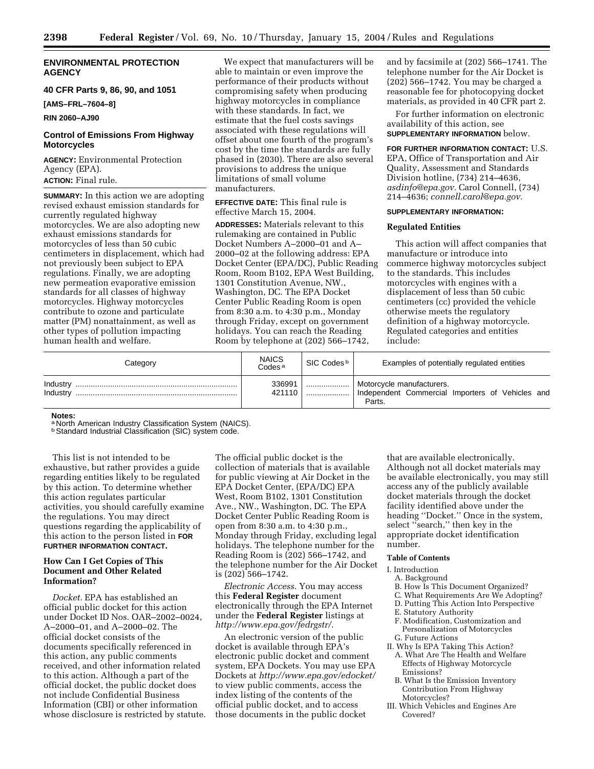## ENVIRONMENTAL PROTECTION AGENCY

### 40 CFR Parts 9, 86, 90, and 1051

**[AMS–FRL–7604–8]**

**RIN 2060–AJ90**

### Control of Emissions From Highway Motorcycles

**AGENCY:** Environmental Protection Agency (EPA).

**ACTION:** Final rule.

**SUMMARY:** In this action we are adopting revised exhaust emission standards for currently regulated highway motorcycles. We are also adopting new exhaust emissions standards for motorcycles of less than 50 cubic centimeters in displacement, which had not previously been subject to EPA regulations. Finally, we are adopting new permeation evaporative emission standards for all classes of highway motorcycles. Highway motorcycles contribute to ozone and particulate matter (PM) nonattainment, as well as other types of pollution impacting human health and welfare.

We expect that manufacturers will be able to maintain or even improve the performance of their products without compromising safety when producing highway motorcycles in compliance with these standards. In fact, we estimate that the fuel costs savings associated with these regulations will offset about one fourth of the program's cost by the time the standards are fully phased in (2030). There are also several provisions to address the unique limitations of small volume manufacturers.

**EFFECTIVE DATE:** This final rule is effective March 15, 2004.

**ADDRESSES:** Materials relevant to this rulemaking are contained in Public Docket Numbers A–2000–01 and A–2000–02 at the following address: EPA Docket Center (EPA/DC), Public Reading Room, Room B102, EPA West Building, 1301 Constitution Avenue, NW., Washington, DC. The EPA Docket Center Public Reading Room is open from 8:30 a.m. to 4:30 p.m., Monday through Friday, except on government holidays. You can reach the Reading Room by telephone at (202) 566–1742, and by facsimile at (202) 566–1741. The telephone number for the Air Docket is (202) 566–1742. You may be charged a reasonable fee for photocopying docket materials, as provided in 40 CFR part 2.

For further information on electronic availability of this action, see **SUPPLEMENTARY INFORMATION** below.

**FOR FURTHER INFORMATION CONTACT:** U.S. EPA, Office of Transportation and Air Quality, Assessment and Standards Division hotline, (734) 214–4636, *asdinfo@epa.gov*. Carol Connell, (734) 214–4636; *connell.carol@epa.gov*.

**SUPPLEMENTARY INFORMATION:**

**Regulated Entities**

This action will affect companies that manufacture or introduce into commerce highway motorcycles subject to the standards. This includes motorcycles with engines with a displacement of less than 50 cubic centimeters (cc) provided the vehicle otherwise meets the regulatory definition of a highway motorcycle. Regulated categories and entities include:

| Category | NAICS Codes [a] | SIC Codes [b] | Examples of potentially regulated entities |
|---|---|---|---|
| Industry | 336991 | | Motorcycle manufacturers. |
| Industry | 421110 | | Independent Commercial Importers of Vehicles and Parts. |

**Notes:**
[a] North American Industry Classification System (NAICS).
[b] Standard Industrial Classification (SIC) system code.

This list is not intended to be exhaustive, but rather provides a guide regarding entities likely to be regulated by this action. To determine whether this action regulates particular activities, you should carefully examine the regulations. You may direct questions regarding the applicability of this action to the person listed in **FOR FURTHER INFORMATION CONTACT.**

**How Can I Get Copies of This Document and Other Related Information?**

*Docket.* EPA has established an official public docket for this action under Docket ID Nos. OAR–2002–0024, A–2000–01, and A–2000–02. The official docket consists of the documents specifically referenced in this action, any public comments received, and other information related to this action. Although a part of the official docket, the public docket does not include Confidential Business Information (CBI) or other information whose disclosure is restricted by statute. The official public docket is the collection of materials that is available for public viewing at Air Docket in the EPA Docket Center, (EPA/DC) EPA West, Room B102, 1301 Constitution Ave., NW., Washington, DC. The EPA Docket Center Public Reading Room is open from 8:30 a.m. to 4:30 p.m., Monday through Friday, excluding legal holidays. The telephone number for the Reading Room is (202) 566–1742, and the telephone number for the Air Docket is (202) 566–1742.

*Electronic Access.* You may access this **Federal Register** document electronically through the EPA Internet under the **Federal Register** listings at *http://www.epa.gov/fedrgstr/*.

An electronic version of the public docket is available through EPA's electronic public docket and comment system, EPA Dockets. You may use EPA Dockets at *http://www.epa.gov/edocket/* to view public comments, access the index listing of the contents of the official public docket, and to access those documents in the public docket that are available electronically. Although not all docket materials may be available electronically, you may still access any of the publicly available docket materials through the docket facility identified above under the heading ''Docket.'' Once in the system, select ''search,'' then key in the appropriate docket identification number.

**Table of Contents**

- I. Introduction
  - A. Background
  - B. How Is This Document Organized?
  - C. What Requirements Are We Adopting?
  - D. Putting This Action Into Perspective
  - E. Statutory Authority
  - F. Modification, Customization and Personalization of Motorcycles
  - G. Future Actions
- II. Why Is EPA Taking This Action?
  - A. What Are The Health and Welfare Effects of Highway Motorcycle Emissions?
  - B. What Is the Emission Inventory Contribution From Highway Motorcycles?
- III. Which Vehicles and Engines Are Covered?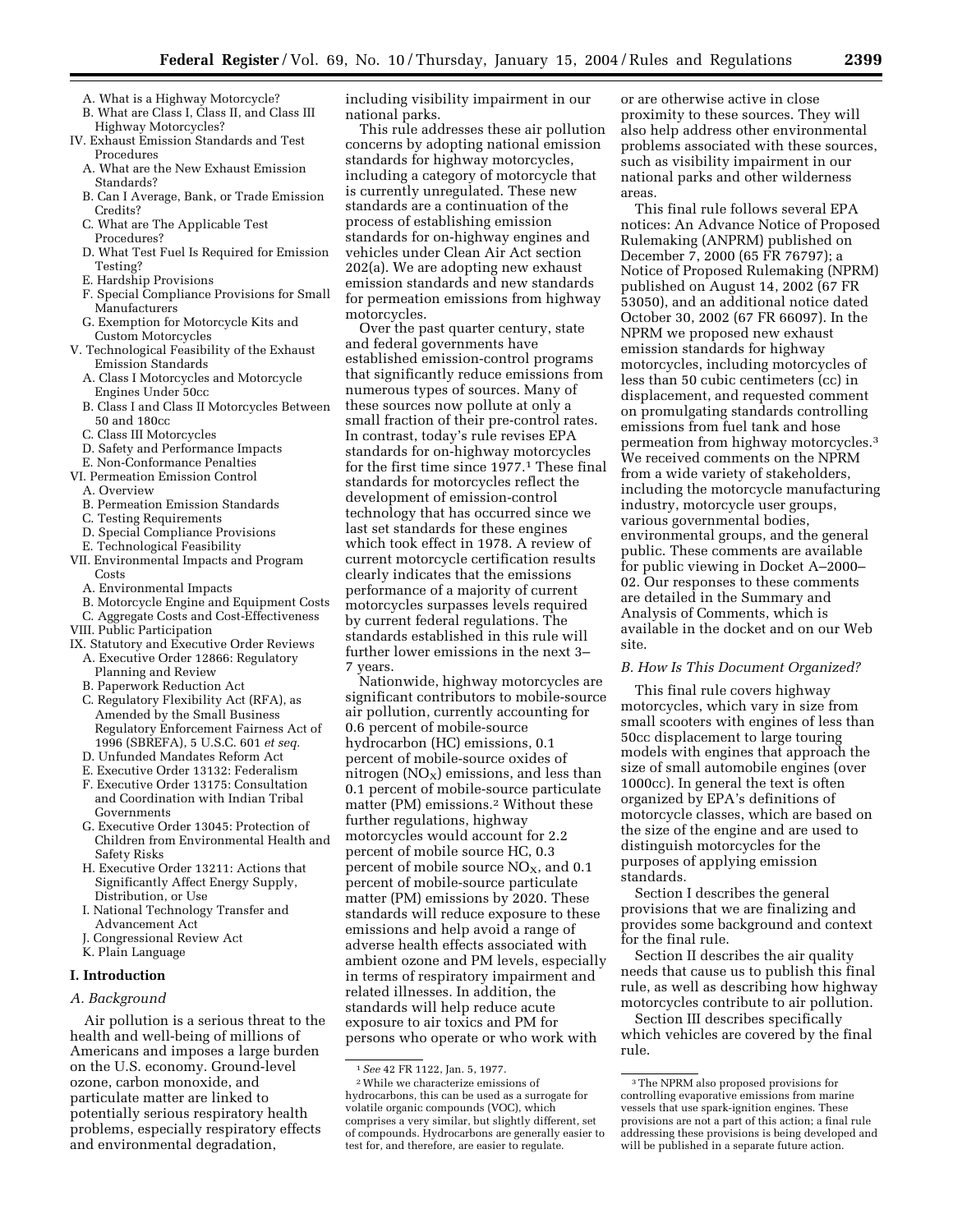A. What is a Highway Motorcycle?
B. What are Class I, Class II, and Class III Highway Motorcycles?

IV. Exhaust Emission Standards and Test Procedures
A. What are the New Exhaust Emission Standards?
B. Can I Average, Bank, or Trade Emission Credits?
C. What are The Applicable Test Procedures?
D. What Test Fuel Is Required for Emission Testing?
E. Hardship Provisions
F. Special Compliance Provisions for Small Manufacturers
G. Exemption for Motorcycle Kits and Custom Motorcycles

V. Technological Feasibility of the Exhaust Emission Standards
A. Class I Motorcycles and Motorcycle Engines Under 50cc
B. Class I and Class II Motorcycles Between 50 and 180cc
C. Class III Motorcycles
D. Safety and Performance Impacts
E. Non-Conformance Penalties

VI. Permeation Emission Control
A. Overview
B. Permeation Emission Standards
C. Testing Requirements
D. Special Compliance Provisions
E. Technological Feasibility

VII. Environmental Impacts and Program Costs
A. Environmental Impacts
B. Motorcycle Engine and Equipment Costs
C. Aggregate Costs and Cost-Effectiveness

VIII. Public Participation

IX. Statutory and Executive Order Reviews
A. Executive Order 12866: Regulatory Planning and Review
B. Paperwork Reduction Act
C. Regulatory Flexibility Act (RFA), as Amended by the Small Business Regulatory Enforcement Fairness Act of 1996 (SBREFA), 5 U.S.C. 601 *et seq.*
D. Unfunded Mandates Reform Act
E. Executive Order 13132: Federalism
F. Executive Order 13175: Consultation and Coordination with Indian Tribal Governments
G. Executive Order 13045: Protection of Children from Environmental Health and Safety Risks
H. Executive Order 13211: Actions that Significantly Affect Energy Supply, Distribution, or Use
I. National Technology Transfer and Advancement Act
J. Congressional Review Act
K. Plain Language

## I. Introduction

### A. Background

Air pollution is a serious threat to the health and well-being of millions of Americans and imposes a large burden on the U.S. economy. Ground-level ozone, carbon monoxide, and particulate matter are linked to potentially serious respiratory health problems, especially respiratory effects and environmental degradation, including visibility impairment in our national parks.

This rule addresses these air pollution concerns by adopting national emission standards for highway motorcycles, including a category of motorcycle that is currently unregulated. These new standards are a continuation of the process of establishing emission standards for on-highway engines and vehicles under Clean Air Act section 202(a). We are adopting new exhaust emission standards and new standards for permeation emissions from highway motorcycles.

Over the past quarter century, state and federal governments have established emission-control programs that significantly reduce emissions from numerous types of sources. Many of these sources now pollute at only a small fraction of their pre-control rates. In contrast, today's rule revises EPA standards for on-highway motorcycles for the first time since 1977.[1] These final standards for motorcycles reflect the development of emission-control technology that has occurred since we last set standards for these engines which took effect in 1978. A review of current motorcycle certification results clearly indicates that the emissions performance of a majority of current motorcycles surpasses levels required by current federal regulations. The standards established in this rule will further lower emissions in the next 3–7 years.

Nationwide, highway motorcycles are significant contributors to mobile-source air pollution, currently accounting for 0.6 percent of mobile-source hydrocarbon (HC) emissions, 0.1 percent of mobile-source oxides of nitrogen ($NO_X$) emissions, and less than 0.1 percent of mobile-source particulate matter (PM) emissions.[2] Without these further regulations, highway motorcycles would account for 2.2 percent of mobile source HC, 0.3 percent of mobile source $NO_X$, and 0.1 percent of mobile-source particulate matter (PM) emissions by 2020. These standards will reduce exposure to these emissions and help avoid a range of adverse health effects associated with ambient ozone and PM levels, especially in terms of respiratory impairment and related illnesses. In addition, the standards will help reduce acute exposure to air toxics and PM for persons who operate or who work with or are otherwise active in close proximity to these sources. They will also help address other environmental problems associated with these sources, such as visibility impairment in our national parks and other wilderness areas.

This final rule follows several EPA notices: An Advance Notice of Proposed Rulemaking (ANPRM) published on December 7, 2000 (65 FR 76797); a Notice of Proposed Rulemaking (NPRM) published on August 14, 2002 (67 FR 53050), and an additional notice dated October 30, 2002 (67 FR 66097). In the NPRM we proposed new exhaust emission standards for highway motorcycles, including motorcycles of less than 50 cubic centimeters (cc) in displacement, and requested comment on promulgating standards controlling emissions from fuel tank and hose permeation from highway motorcycles.[3] We received comments on the NPRM from a wide variety of stakeholders, including the motorcycle manufacturing industry, motorcycle user groups, various governmental bodies, environmental groups, and the general public. These comments are available for public viewing in Docket A–2000–02. Our responses to these comments are detailed in the Summary and Analysis of Comments, which is available in the docket and on our Web site.

### B. How Is This Document Organized?

This final rule covers highway motorcycles, which vary in size from small scooters with engines of less than 50cc displacement to large touring models with engines that approach the size of small automobile engines (over 1000cc). In general the text is often organized by EPA's definitions of motorcycle classes, which are based on the size of the engine and are used to distinguish motorcycles for the purposes of applying emission standards.

Section I describes the general provisions that we are finalizing and provides some background and context for the final rule.

Section II describes the air quality needs that cause us to publish this final rule, as well as describing how highway motorcycles contribute to air pollution.

Section III describes specifically which vehicles are covered by the final rule.

---

[1] *See* 42 FR 1122, Jan. 5, 1977.

[2] While we characterize emissions of hydrocarbons, this can be used as a surrogate for volatile organic compounds (VOC), which comprises a very similar, but slightly different, set of compounds. Hydrocarbons are generally easier to test for, and therefore, are easier to regulate.

[3] The NPRM also proposed provisions for controlling evaporative emissions from marine vessels that use spark-ignition engines. These provisions are not a part of this action; a final rule addressing these provisions is being developed and will be published in a separate future action.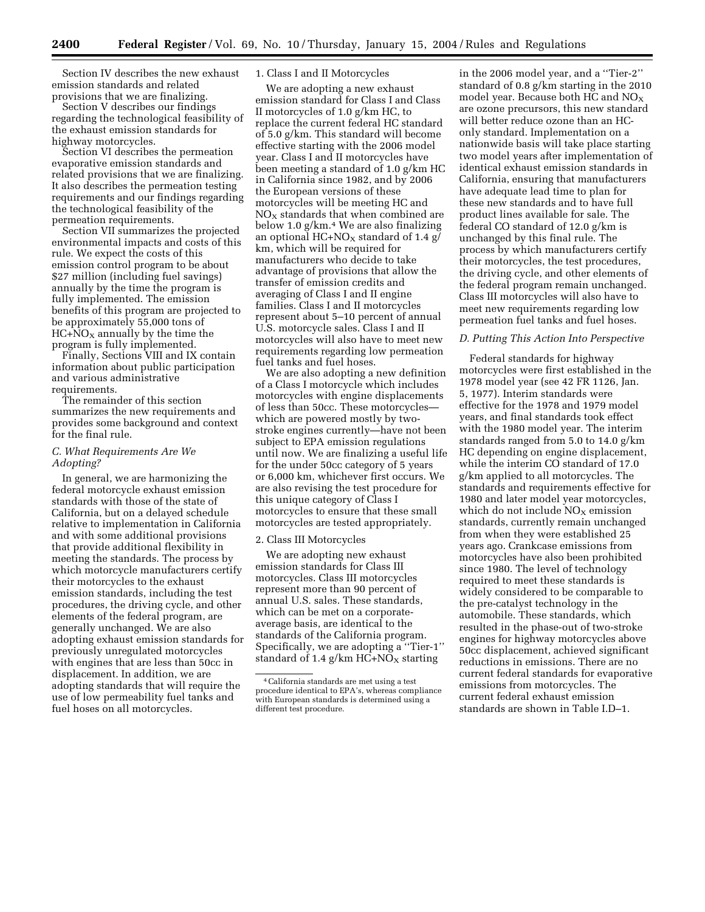Section IV describes the new exhaust emission standards and related provisions that we are finalizing.

Section V describes our findings regarding the technological feasibility of the exhaust emission standards for highway motorcycles.

Section VI describes the permeation evaporative emission standards and related provisions that we are finalizing. It also describes the permeation testing requirements and our findings regarding the technological feasibility of the permeation requirements.

Section VII summarizes the projected environmental impacts and costs of this rule. We expect the costs of this emission control program to be about $27 million (including fuel savings) annually by the time the program is fully implemented. The emission benefits of this program are projected to be approximately 55,000 tons of $HC+NO_X$ annually by the time the program is fully implemented.

Finally, Sections VIII and IX contain information about public participation and various administrative requirements.

The remainder of this section summarizes the new requirements and provides some background and context for the final rule.

### C. What Requirements Are We Adopting?

In general, we are harmonizing the federal motorcycle exhaust emission standards with those of the state of California, but on a delayed schedule relative to implementation in California and with some additional provisions that provide additional flexibility in meeting the standards. The process by which motorcycle manufacturers certify their motorcycles to the exhaust emission standards, including the test procedures, the driving cycle, and other elements of the federal program, are generally unchanged. We are also adopting exhaust emission standards for previously unregulated motorcycles with engines that are less than 50cc in displacement. In addition, we are adopting standards that will require the use of low permeability fuel tanks and fuel hoses on all motorcycles.

#### 1. Class I and II Motorcycles

We are adopting a new exhaust emission standard for Class I and Class II motorcycles of 1.0 g/km HC, to replace the current federal HC standard of 5.0 g/km. This standard will become effective starting with the 2006 model year. Class I and II motorcycles have been meeting a standard of 1.0 g/km HC in California since 1982, and by 2006 the European versions of these motorcycles will be meeting HC and $NO_X$ standards that when combined are below 1.0 g/km.[4] We are also finalizing an optional $HC+NO_X$ standard of 1.4 g/km, which will be required for manufacturers who decide to take advantage of provisions that allow the transfer of emission credits and averaging of Class I and II engine families. Class I and II motorcycles represent about 5–10 percent of annual U.S. motorcycle sales. Class I and II motorcycles will also have to meet new requirements regarding low permeation fuel tanks and fuel hoses.

We are also adopting a new definition of a Class I motorcycle which includes motorcycles with engine displacements of less than 50cc. These motorcycles—which are powered mostly by two-stroke engines currently—have not been subject to EPA emission regulations until now. We are finalizing a useful life for the under 50cc category of 5 years or 6,000 km, whichever first occurs. We are also revising the test procedure for this unique category of Class I motorcycles to ensure that these small motorcycles are tested appropriately.

#### 2. Class III Motorcycles

We are adopting new exhaust emission standards for Class III motorcycles. Class III motorcycles represent more than 90 percent of annual U.S. sales. These standards, which can be met on a corporate-average basis, are identical to the standards of the California program. Specifically, we are adopting a "Tier-1" standard of 1.4 g/km $HC+NO_X$ starting in the 2006 model year, and a "Tier-2" standard of 0.8 g/km starting in the 2010 model year. Because both HC and $NO_X$ are ozone precursors, this new standard will better reduce ozone than an HC-only standard. Implementation on a nationwide basis will take place starting two model years after implementation of identical exhaust emission standards in California, ensuring that manufacturers have adequate lead time to plan for these new standards and to have full product lines available for sale. The federal CO standard of 12.0 g/km is unchanged by this final rule. The process by which manufacturers certify their motorcycles, the test procedures, the driving cycle, and other elements of the federal program remain unchanged. Class III motorcycles will also have to meet new requirements regarding low permeation fuel tanks and fuel hoses.

### D. Putting This Action Into Perspective

Federal standards for highway motorcycles were first established in the 1978 model year (see 42 FR 1126, Jan. 5, 1977). Interim standards were effective for the 1978 and 1979 model years, and final standards took effect with the 1980 model year. The interim standards ranged from 5.0 to 14.0 g/km HC depending on engine displacement, while the interim CO standard of 17.0 g/km applied to all motorcycles. The standards and requirements effective for 1980 and later model year motorcycles, which do not include $NO_X$ emission standards, currently remain unchanged from when they were established 25 years ago. Crankcase emissions from motorcycles have also been prohibited since 1980. The level of technology required to meet these standards is widely considered to be comparable to the pre-catalyst technology in the automobile. These standards, which resulted in the phase-out of two-stroke engines for highway motorcycles above 50cc displacement, achieved significant reductions in emissions. There are no current federal standards for evaporative emissions from motorcycles. The current federal exhaust emission standards are shown in Table I.D–1.

---

[4] California standards are met using a test procedure identical to EPA's, whereas compliance with European standards is determined using a different test procedure.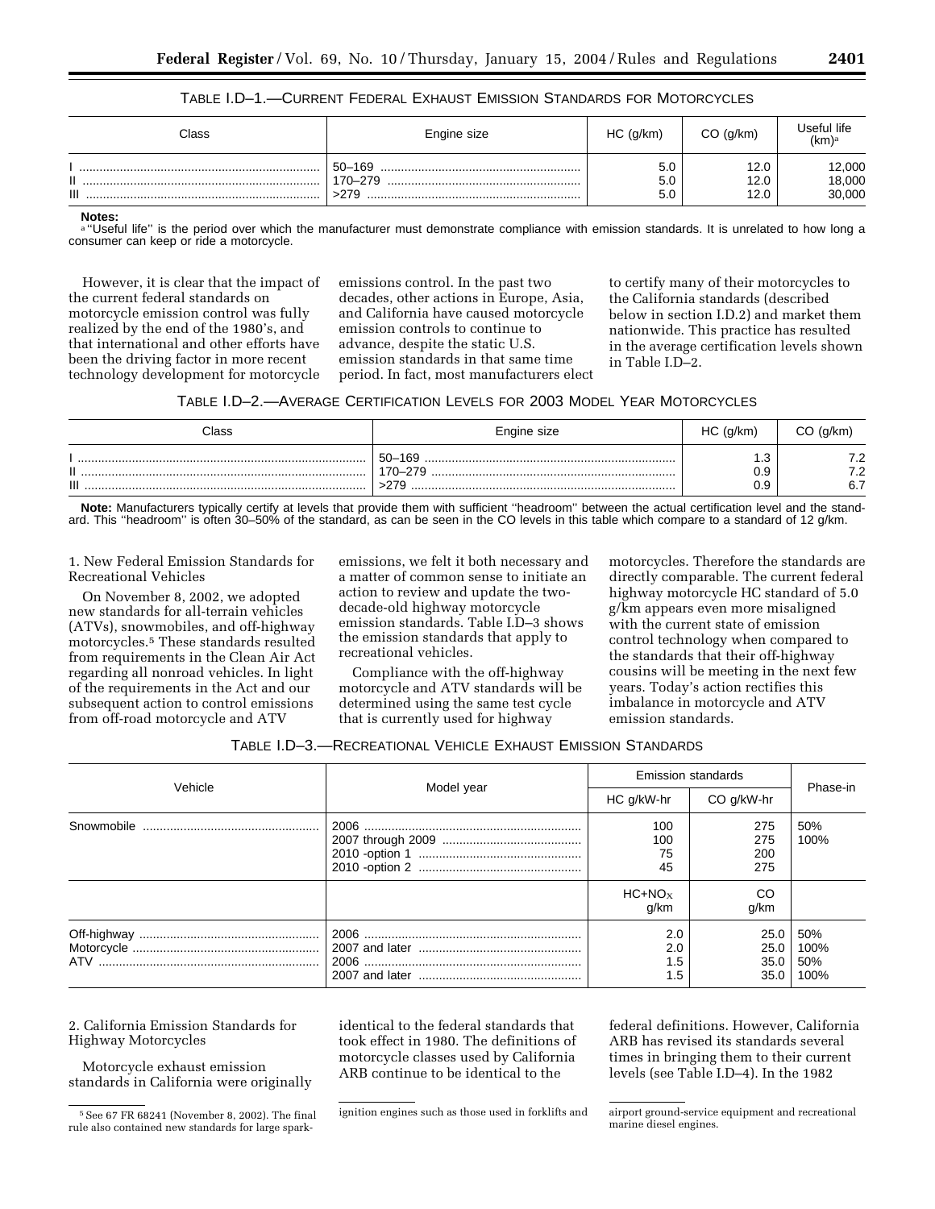TABLE I.D–1.—CURRENT FEDERAL EXHAUST EMISSION STANDARDS FOR MOTORCYCLES

| Class | Engine size | HC (g/km) | CO (g/km) | Useful life (km)[a] |
|---|---|---|---|---|
| I | 50–169 | 5.0 | 12.0 | 12,000 |
| II | 170–279 | 5.0 | 12.0 | 18,000 |
| III | >279 | 5.0 | 12.0 | 30,000 |

**Notes:**
[a] "Useful life" is the period over which the manufacturer must demonstrate compliance with emission standards. It is unrelated to how long a consumer can keep or ride a motorcycle.

However, it is clear that the impact of the current federal standards on motorcycle emission control was fully realized by the end of the 1980's, and that international and other efforts have been the driving factor in more recent technology development for motorcycle emissions control. In the past two decades, other actions in Europe, Asia, and California have caused motorcycle emission controls to continue to advance, despite the static U.S. emission standards in that same time period. In fact, most manufacturers elect to certify many of their motorcycles to the California standards (described below in section I.D.2) and market them nationwide. This practice has resulted in the average certification levels shown in Table I.D–2.

TABLE I.D–2.—AVERAGE CERTIFICATION LEVELS FOR 2003 MODEL YEAR MOTORCYCLES

| Class | Engine size | HC (g/km) | CO (g/km) |
|---|---|---|---|
| I | 50–169 | 1.3 | 7.2 |
| II | 170–279 | 0.9 | 7.2 |
| III | >279 | 0.9 | 6.7 |

**Note:** Manufacturers typically certify at levels that provide them with sufficient "headroom" between the actual certification level and the standard. This "headroom" is often 30–50% of the standard, as can be seen in the CO levels in this table which compare to a standard of 12 g/km.

1. New Federal Emission Standards for Recreational Vehicles

On November 8, 2002, we adopted new standards for all-terrain vehicles (ATVs), snowmobiles, and off-highway motorcycles.[5] These standards resulted from requirements in the Clean Air Act regarding all nonroad vehicles. In light of the requirements in the Act and our subsequent action to control emissions from off-road motorcycle and ATV emissions, we felt it both necessary and a matter of common sense to initiate an action to review and update the two-decade-old highway motorcycle emission standards. Table I.D–3 shows the emission standards that apply to recreational vehicles.

Compliance with the off-highway motorcycle and ATV standards will be determined using the same test cycle that is currently used for highway motorcycles. Therefore the standards are directly comparable. The current federal highway motorcycle HC standard of 5.0 g/km appears even more misaligned with the current state of emission control technology when compared to the standards that their off-highway cousins will be meeting in the next few years. Today's action rectifies this imbalance in motorcycle and ATV emission standards.

TABLE I.D–3.—RECREATIONAL VEHICLE EXHAUST EMISSION STANDARDS

| Vehicle | Model year | Emission standards | | Phase-in |
|---|---|---|---|---|
| | | HC g/kW-hr | CO g/kW-hr | |
| Snowmobile | 2006 | 100 | 275 | 50% |
| | 2007 through 2009 | 100 | 275 | 100% |
| | 2010 -option 1 | 75 | 200 | |
| | 2010 -option 2 | 45 | 275 | |
| | | $HC+NO_X$ g/km | CO g/km | |
| Off-highway Motorcycle | 2006 | 2.0 | 25.0 | 50% |
| | 2007 and later | 2.0 | 25.0 | 100% |
| ATV | 2006 | 1.5 | 35.0 | 50% |
| | 2007 and later | 1.5 | 35.0 | 100% |

2. California Emission Standards for Highway Motorcycles

Motorcycle exhaust emission standards in California were originally identical to the federal standards that took effect in 1980. The definitions of motorcycle classes used by California ARB continue to be identical to the federal definitions. However, California ARB has revised its standards several times in bringing them to their current levels (see Table I.D–4). In the 1982

[5] See 67 FR 68241 (November 8, 2002). The final rule also contained new standards for large spark-ignition engines such as those used in forklifts and airport ground-service equipment and recreational marine diesel engines.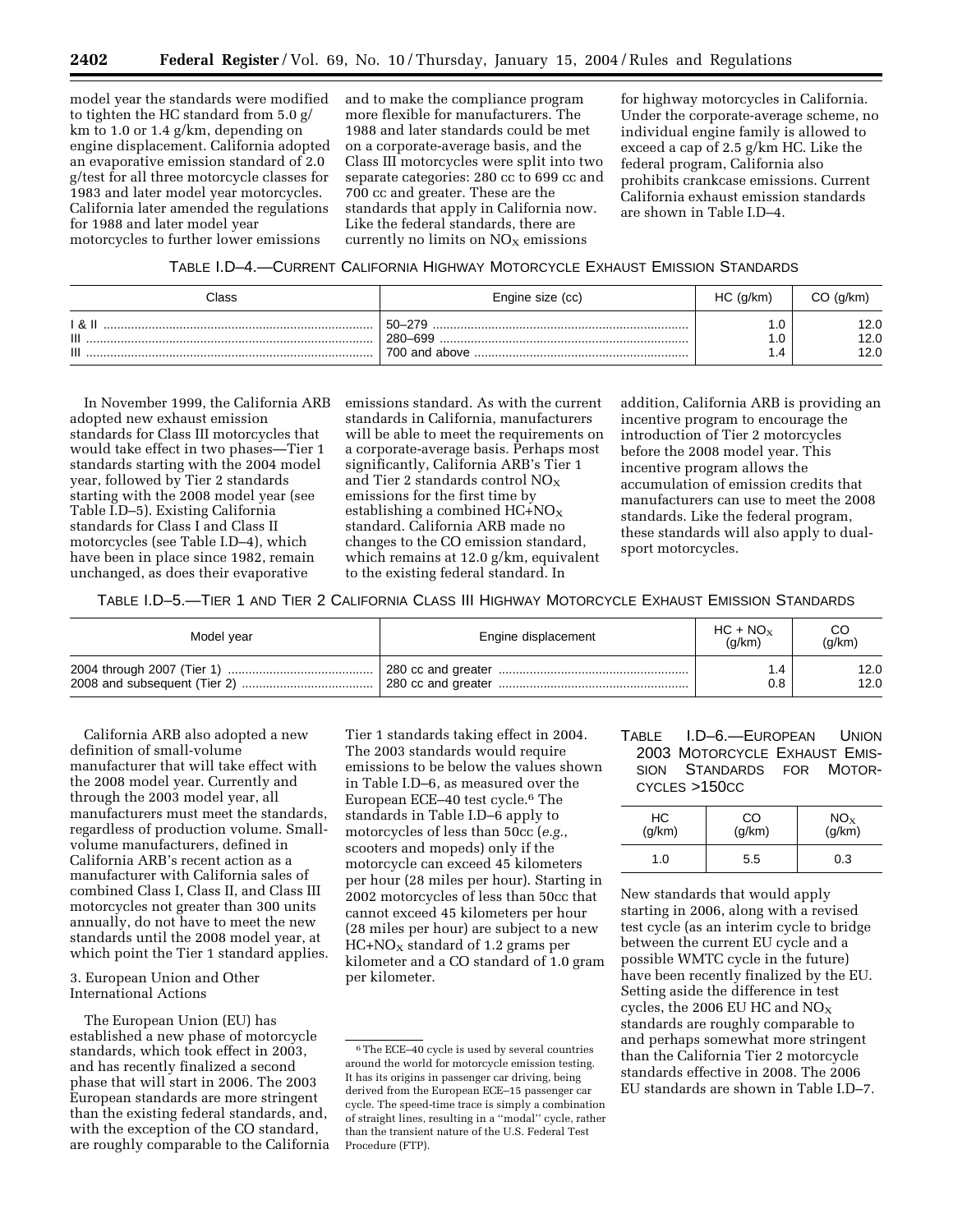model year the standards were modified to tighten the HC standard from 5.0 g/km to 1.0 or 1.4 g/km, depending on engine displacement. California adopted an evaporative emission standard of 2.0 g/test for all three motorcycle classes for 1983 and later model year motorcycles. California later amended the regulations for 1988 and later model year motorcycles to further lower emissions and to make the compliance program more flexible for manufacturers. The 1988 and later standards could be met on a corporate-average basis, and the Class III motorcycles were split into two separate categories: 280 cc to 699 cc and 700 cc and greater. These are the standards that apply in California now. Like the federal standards, there are currently no limits on $NO_X$ emissions for highway motorcycles in California. Under the corporate-average scheme, no individual engine family is allowed to exceed a cap of 2.5 g/km HC. Like the federal program, California also prohibits crankcase emissions. Current California exhaust emission standards are shown in Table I.D–4.

TABLE I.D–4.—CURRENT CALIFORNIA HIGHWAY MOTORCYCLE EXHAUST EMISSION STANDARDS

| Class | Engine size (cc) | HC (g/km) | CO (g/km) |
|---|---|---|---|
| I & II | 50–279 | 1.0 | 12.0 |
| III | 280–699 | 1.0 | 12.0 |
| III | 700 and above | 1.4 | 12.0 |

In November 1999, the California ARB adopted new exhaust emission standards for Class III motorcycles that would take effect in two phases—Tier 1 standards starting with the 2004 model year, followed by Tier 2 standards starting with the 2008 model year (see Table I.D–5). Existing California standards for Class I and Class II motorcycles (see Table I.D–4), which have been in place since 1982, remain unchanged, as does their evaporative emissions standard. As with the current standards in California, manufacturers will be able to meet the requirements on a corporate-average basis. Perhaps most significantly, California ARB's Tier 1 and Tier 2 standards control $NO_X$ emissions for the first time by establishing a combined $HC+NO_X$ standard. California ARB made no changes to the CO emission standard, which remains at 12.0 g/km, equivalent to the existing federal standard. In addition, California ARB is providing an incentive program to encourage the introduction of Tier 2 motorcycles before the 2008 model year. This incentive program allows the accumulation of emission credits that manufacturers can use to meet the 2008 standards. Like the federal program, these standards will also apply to dual-sport motorcycles.

TABLE I.D–5.—TIER 1 AND TIER 2 CALIFORNIA CLASS III HIGHWAY MOTORCYCLE EXHAUST EMISSION STANDARDS

| Model year | Engine displacement | $HC + NO_X$ (g/km) | CO (g/km) |
|---|---|---|---|
| 2004 through 2007 (Tier 1) | 280 cc and greater | 1.4 | 12.0 |
| 2008 and subsequent (Tier 2) | 280 cc and greater | 0.8 | 12.0 |

California ARB also adopted a new definition of small-volume manufacturer that will take effect with the 2008 model year. Currently and through the 2003 model year, all manufacturers must meet the standards, regardless of production volume. Small-volume manufacturers, defined in California ARB's recent action as a manufacturer with California sales of combined Class I, Class II, and Class III motorcycles not greater than 300 units annually, do not have to meet the new standards until the 2008 model year, at which point the Tier 1 standard applies.

3. European Union and Other International Actions

The European Union (EU) has established a new phase of motorcycle standards, which took effect in 2003, and has recently finalized a second phase that will start in 2006. The 2003 European standards are more stringent than the existing federal standards, and, with the exception of the CO standard, are roughly comparable to the California Tier 1 standards taking effect in 2004. The 2003 standards would require emissions to be below the values shown in Table I.D–6, as measured over the European ECE–40 test cycle.[6] The standards in Table I.D–6 apply to motorcycles of less than 50cc (*e.g.*, scooters and mopeds) only if the motorcycle can exceed 45 kilometers per hour (28 miles per hour). Starting in 2002 motorcycles of less than 50cc that cannot exceed 45 kilometers per hour (28 miles per hour) are subject to a new $HC+NO_X$ standard of 1.2 grams per kilometer and a CO standard of 1.0 gram per kilometer.

TABLE I.D–6.—EUROPEAN UNION 2003 MOTORCYCLE EXHAUST EMISSION STANDARDS FOR MOTORCYCLES >150CC

| HC (g/km) | CO (g/km) | $NO_X$ (g/km) |
|---|---|---|
| 1.0 | 5.5 | 0.3 |

New standards that would apply starting in 2006, along with a revised test cycle (as an interim cycle to bridge between the current EU cycle and a possible WMTC cycle in the future) have been recently finalized by the EU. Setting aside the difference in test cycles, the 2006 EU HC and $NO_X$ standards are roughly comparable to and perhaps somewhat more stringent than the California Tier 2 motorcycle standards effective in 2008. The 2006 EU standards are shown in Table I.D–7.

[6] The ECE–40 cycle is used by several countries around the world for motorcycle emission testing. It has its origins in passenger car driving, being derived from the European ECE–15 passenger car cycle. The speed-time trace is simply a combination of straight lines, resulting in a ''modal'' cycle, rather than the transient nature of the U.S. Federal Test Procedure (FTP).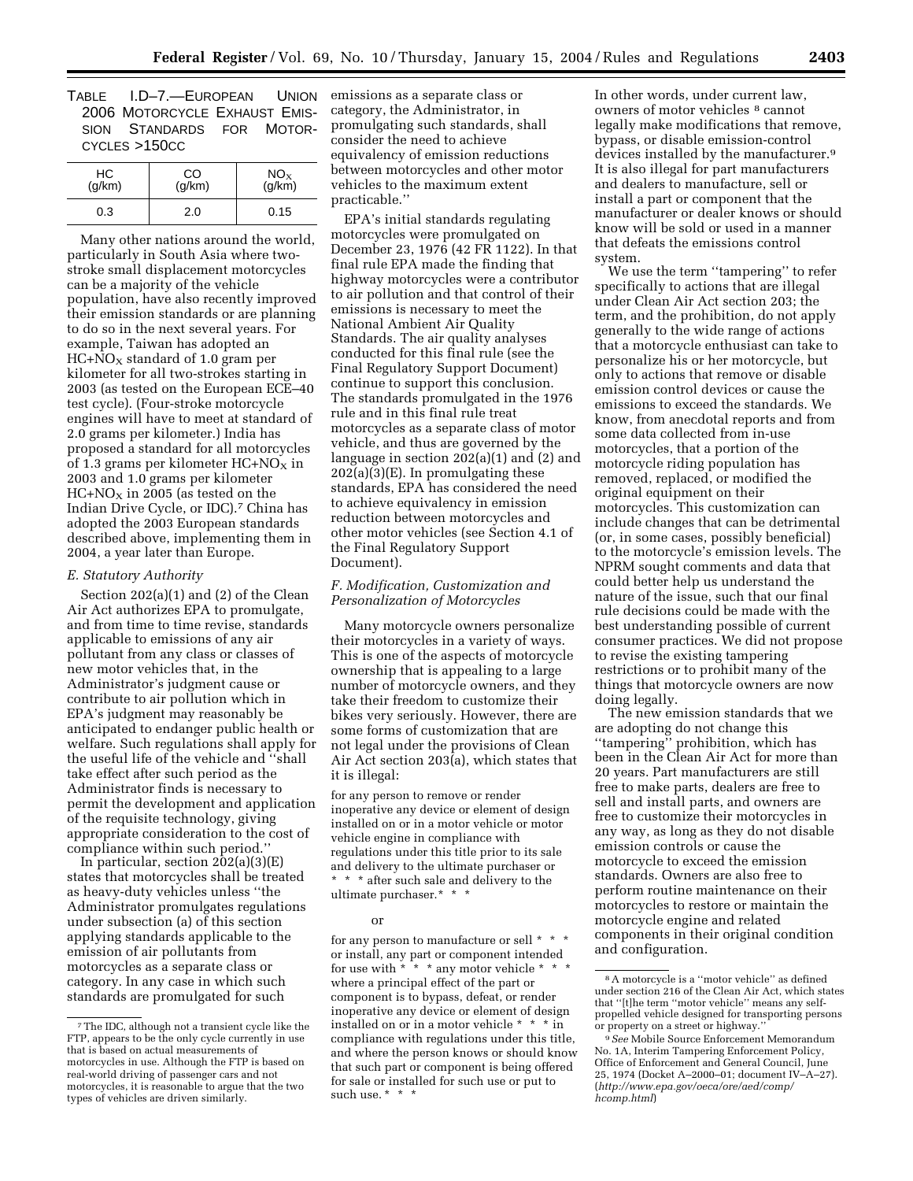TABLE I.D–7.—EUROPEAN UNION 2006 MOTORCYCLE EXHAUST EMISSION STANDARDS FOR MOTORCYCLES >150CC

| HC (g/km) | CO (g/km) | $NO_X$ (g/km) |
|---|---|---|
| 0.3 | 2.0 | 0.15 |

Many other nations around the world, particularly in South Asia where two-stroke small displacement motorcycles can be a majority of the vehicle population, have also recently improved their emission standards or are planning to do so in the next several years. For example, Taiwan has adopted an $HC+NO_X$ standard of 1.0 gram per kilometer for all two-strokes starting in 2003 (as tested on the European ECE–40 test cycle). (Four-stroke motorcycle engines will have to meet at standard of 2.0 grams per kilometer.) India has proposed a standard for all motorcycles of 1.3 grams per kilometer $HC+NO_X$ in 2003 and 1.0 grams per kilometer $HC+NO_X$ in 2005 (as tested on the Indian Drive Cycle, or IDC).[7] China has adopted the 2003 European standards described above, implementing them in 2004, a year later than Europe.

### *E. Statutory Authority*

Section 202(a)(1) and (2) of the Clean Air Act authorizes EPA to promulgate, and from time to time revise, standards applicable to emissions of any air pollutant from any class or classes of new motor vehicles that, in the Administrator's judgment cause or contribute to air pollution which in EPA's judgment may reasonably be anticipated to endanger public health or welfare. Such regulations shall apply for the useful life of the vehicle and ''shall take effect after such period as the Administrator finds is necessary to permit the development and application of the requisite technology, giving appropriate consideration to the cost of compliance within such period.''

In particular, section 202(a)(3)(E) states that motorcycles shall be treated as heavy-duty vehicles unless ''the Administrator promulgates regulations under subsection (a) of this section applying standards applicable to the emission of air pollutants from motorcycles as a separate class or category. In any case in which such standards are promulgated for such emissions as a separate class or category, the Administrator, in promulgating such standards, shall consider the need to achieve equivalency of emission reductions between motorcycles and other motor vehicles to the maximum extent practicable.''

EPA's initial standards regulating motorcycles were promulgated on December 23, 1976 (42 FR 1122). In that final rule EPA made the finding that highway motorcycles were a contributor to air pollution and that control of their emissions is necessary to meet the National Ambient Air Quality Standards. The air quality analyses conducted for this final rule (see the Final Regulatory Support Document) continue to support this conclusion. The standards promulgated in the 1976 rule and in this final rule treat motorcycles as a separate class of motor vehicle, and thus are governed by the language in section 202(a)(1) and (2) and 202(a)(3)(E). In promulgating these standards, EPA has considered the need to achieve equivalency in emission reduction between motorcycles and other motor vehicles (see Section 4.1 of the Final Regulatory Support Document).

### *F. Modification, Customization and Personalization of Motorcycles*

Many motorcycle owners personalize their motorcycles in a variety of ways. This is one of the aspects of motorcycle ownership that is appealing to a large number of motorcycle owners, and they take their freedom to customize their bikes very seriously. However, there are some forms of customization that are not legal under the provisions of Clean Air Act section 203(a), which states that it is illegal:

> for any person to remove or render inoperative any device or element of design installed on or in a motor vehicle or motor vehicle engine in compliance with regulations under this title prior to its sale and delivery to the ultimate purchaser or * * * after such sale and delivery to the ultimate purchaser.* * *
>
> or
>
> for any person to manufacture or sell * * * or install, any part or component intended for use with * * * any motor vehicle * * * where a principal effect of the part or component is to bypass, defeat, or render inoperative any device or element of design installed on or in a motor vehicle * * * in compliance with regulations under this title, and where the person knows or should know that such part or component is being offered for sale or installed for such use or put to such use. * * *

In other words, under current law, owners of motor vehicles [8] cannot legally make modifications that remove, bypass, or disable emission-control devices installed by the manufacturer.[9] It is also illegal for part manufacturers and dealers to manufacture, sell or install a part or component that the manufacturer or dealer knows or should know will be sold or used in a manner that defeats the emissions control system.

We use the term ''tampering'' to refer specifically to actions that are illegal under Clean Air Act section 203; the term, and the prohibition, do not apply generally to the wide range of actions that a motorcycle enthusiast can take to personalize his or her motorcycle, but only to actions that remove or disable emission control devices or cause the emissions to exceed the standards. We know, from anecdotal reports and from some data collected from in-use motorcycles, that a portion of the motorcycle riding population has removed, replaced, or modified the original equipment on their motorcycles. This customization can include changes that can be detrimental (or, in some cases, possibly beneficial) to the motorcycle's emission levels. The NPRM sought comments and data that could better help us understand the nature of the issue, such that our final rule decisions could be made with the best understanding possible of current consumer practices. We did not propose to revise the existing tampering restrictions or to prohibit many of the things that motorcycle owners are now doing legally.

The new emission standards that we are adopting do not change this ''tampering'' prohibition, which has been in the Clean Air Act for more than 20 years. Part manufacturers are still free to make parts, dealers are free to sell and install parts, and owners are free to customize their motorcycles in any way, as long as they do not disable emission controls or cause the motorcycle to exceed the emission standards. Owners are also free to perform routine maintenance on their motorcycles to restore or maintain the motorcycle engine and related components in their original condition and configuration.

---

[7] The IDC, although not a transient cycle like the FTP, appears to be the only cycle currently in use that is based on actual measurements of motorcycles in use. Although the FTP is based on real-world driving of passenger cars and not motorcycles, it is reasonable to argue that the two types of vehicles are driven similarly.

[8] A motorcycle is a ''motor vehicle'' as defined under section 216 of the Clean Air Act, which states that ''[t]he term ''motor vehicle'' means any self-propelled vehicle designed for transporting persons or property on a street or highway.''

[9] *See* Mobile Source Enforcement Memorandum No. 1A, Interim Tampering Enforcement Policy, Office of Enforcement and General Council, June 25, 1974 (Docket A–2000–01; document IV–A–27). (*http://www.epa.gov/oeca/ore/aed/comp/hcomp.html*)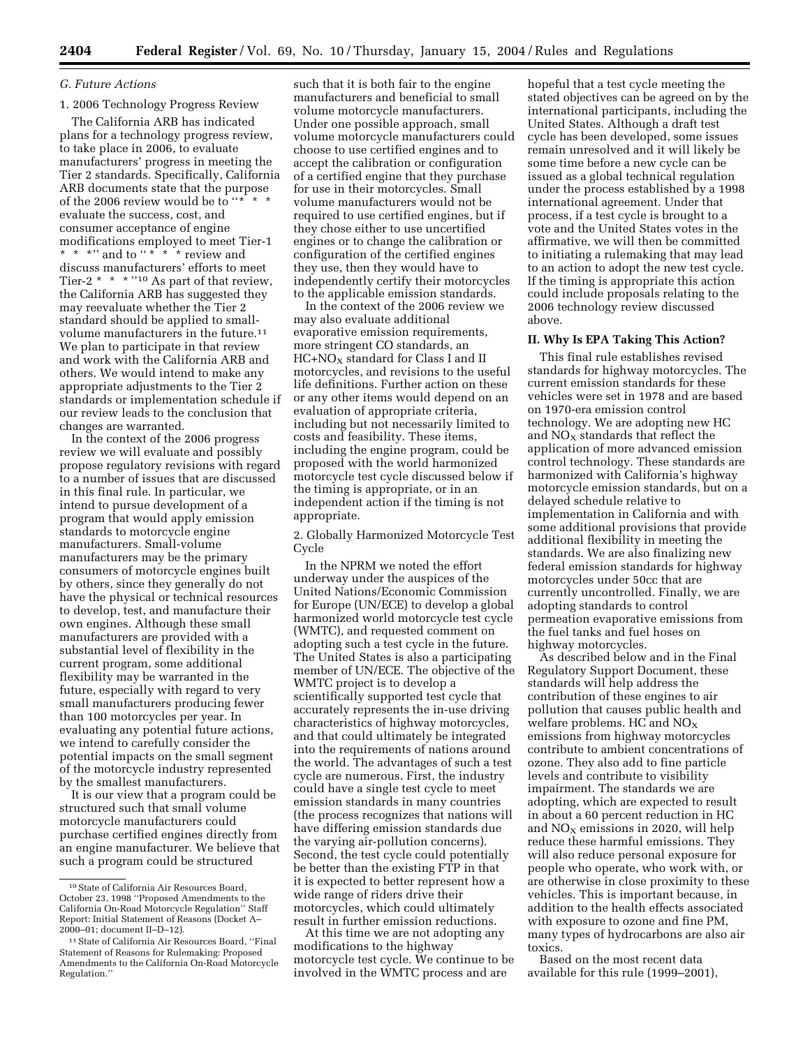### G. Future Actions

#### 1. 2006 Technology Progress Review

The California ARB has indicated plans for a technology progress review, to take place in 2006, to evaluate manufacturers' progress in meeting the Tier 2 standards. Specifically, California ARB documents state that the purpose of the 2006 review would be to "* * * evaluate the success, cost, and consumer acceptance of engine modifications employed to meet Tier-1 * * *" and to "* * * review and discuss manufacturers' efforts to meet Tier-2 * * *"[10] As part of that review, the California ARB has suggested they may reevaluate whether the Tier 2 standard should be applied to small-volume manufacturers in the future.[11] We plan to participate in that review and work with the California ARB and others. We would intend to make any appropriate adjustments to the Tier 2 standards or implementation schedule if our review leads to the conclusion that changes are warranted.

In the context of the 2006 progress review we will evaluate and possibly propose regulatory revisions with regard to a number of issues that are discussed in this final rule. In particular, we intend to pursue development of a program that would apply emission standards to motorcycle engine manufacturers. Small-volume manufacturers may be the primary consumers of motorcycle engines built by others, since they generally do not have the physical or technical resources to develop, test, and manufacture their own engines. Although these small manufacturers are provided with a substantial level of flexibility in the current program, some additional flexibility may be warranted in the future, especially with regard to very small manufacturers producing fewer than 100 motorcycles per year. In evaluating any potential future actions, we intend to carefully consider the potential impacts on the small segment of the motorcycle industry represented by the smallest manufacturers.

It is our view that a program could be structured such that small volume motorcycle manufacturers could purchase certified engines directly from an engine manufacturer. We believe that such a program could be structured such that it is both fair to the engine manufacturers and beneficial to small volume motorcycle manufacturers. Under one possible approach, small volume motorcycle manufacturers could choose to use certified engines and to accept the calibration or configuration of a certified engine that they purchase for use in their motorcycles. Small volume manufacturers would not be required to use certified engines, but if they chose either to use uncertified engines or to change the calibration or configuration of the certified engines they use, then they would have to independently certify their motorcycles to the applicable emission standards.

In the context of the 2006 review we may also evaluate additional evaporative emission requirements, more stringent CO standards, an $HC+NO_X$ standard for Class I and II motorcycles, and revisions to the useful life definitions. Further action on these or any other items would depend on an evaluation of appropriate criteria, including but not necessarily limited to costs and feasibility. These items, including the engine program, could be proposed with the world harmonized motorcycle test cycle discussed below if the timing is appropriate, or in an independent action if the timing is not appropriate.

#### 2. Globally Harmonized Motorcycle Test Cycle

In the NPRM we noted the effort underway under the auspices of the United Nations/Economic Commission for Europe (UN/ECE) to develop a global harmonized world motorcycle test cycle (WMTC), and requested comment on adopting such a test cycle in the future. The United States is also a participating member of UN/ECE. The objective of the WMTC project is to develop a scientifically supported test cycle that accurately represents the in-use driving characteristics of highway motorcycles, and that could ultimately be integrated into the requirements of nations around the world. The advantages of such a test cycle are numerous. First, the industry could have a single test cycle to meet emission standards in many countries (the process recognizes that nations will have differing emission standards due the varying air-pollution concerns). Second, the test cycle could potentially be better than the existing FTP in that it is expected to better represent how a wide range of riders drive their motorcycles, which could ultimately result in further emission reductions.

At this time we are not adopting any modifications to the highway motorcycle test cycle. We continue to be involved in the WMTC process and are hopeful that a test cycle meeting the stated objectives can be agreed on by the international participants, including the United States. Although a draft test cycle has been developed, some issues remain unresolved and it will likely be some time before a new cycle can be issued as a global technical regulation under the process established by a 1998 international agreement. Under that process, if a test cycle is brought to a vote and the United States votes in the affirmative, we will then be committed to initiating a rulemaking that may lead to an action to adopt the new test cycle. If the timing is appropriate this action could include proposals relating to the 2006 technology review discussed above.

## II. Why Is EPA Taking This Action?

This final rule establishes revised standards for highway motorcycles. The current emission standards for these vehicles were set in 1978 and are based on 1970-era emission control technology. We are adopting new HC and $NO_X$ standards that reflect the application of more advanced emission control technology. These standards are harmonized with California's highway motorcycle emission standards, but on a delayed schedule relative to implementation in California and with some additional provisions that provide additional flexibility in meeting the standards. We are also finalizing new federal emission standards for highway motorcycles under 50cc that are currently uncontrolled. Finally, we are adopting standards to control permeation evaporative emissions from the fuel tanks and fuel hoses on highway motorcycles.

As described below and in the Final Regulatory Support Document, these standards will help address the contribution of these engines to air pollution that causes public health and welfare problems. HC and $NO_X$ emissions from highway motorcycles contribute to ambient concentrations of ozone. They also add to fine particle levels and contribute to visibility impairment. The standards we are adopting, which are expected to result in about a 60 percent reduction in HC and $NO_X$ emissions in 2020, will help reduce these harmful emissions. They will also reduce personal exposure for people who operate, who work with, or are otherwise in close proximity to these vehicles. This is important because, in addition to the health effects associated with exposure to ozone and fine PM, many types of hydrocarbons are also air toxics.

Based on the most recent data available for this rule (1999–2001),

[10] State of California Air Resources Board, October 23, 1998 "Proposed Amendments to the California On-Road Motorcycle Regulation" Staff Report: Initial Statement of Reasons (Docket A–2000–01; document II–D–12).

[11] State of California Air Resources Board, "Final Statement of Reasons for Rulemaking: Proposed Amendments to the California On-Road Motorcycle Regulation."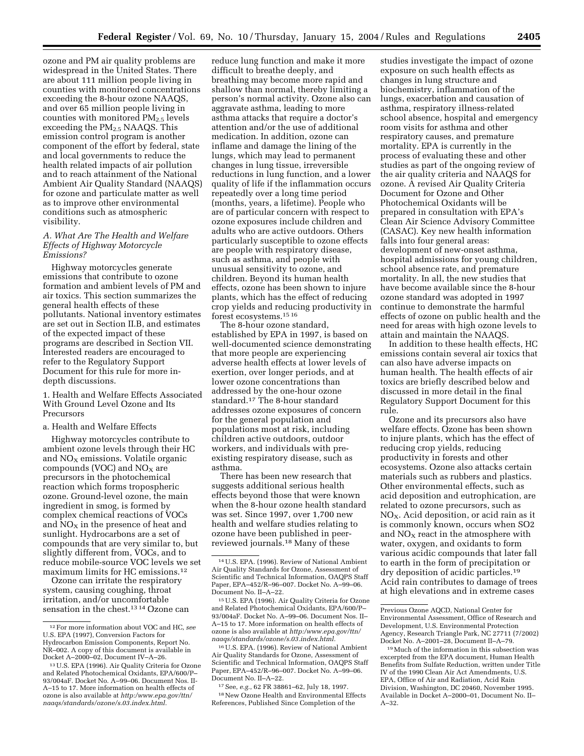ozone and PM air quality problems are widespread in the United States. There are about 111 million people living in counties with monitored concentrations exceeding the 8-hour ozone NAAQS, and over 65 million people living in counties with monitored $PM_{2.5}$ levels exceeding the $PM_{2.5}$ NAAQS. This emission control program is another component of the effort by federal, state and local governments to reduce the health related impacts of air pollution and to reach attainment of the National Ambient Air Quality Standard (NAAQS) for ozone and particulate matter as well as to improve other environmental conditions such as atmospheric visibility.

### *A. What Are The Health and Welfare Effects of Highway Motorcycle Emissions?*

Highway motorcycles generate emissions that contribute to ozone formation and ambient levels of PM and air toxics. This section summarizes the general health effects of these pollutants. National inventory estimates are set out in Section II.B, and estimates of the expected impact of these programs are described in Section VII. Interested readers are encouraged to refer to the Regulatory Support Document for this rule for more in-depth discussions.

1. Health and Welfare Effects Associated With Ground Level Ozone and Its Precursors

a. Health and Welfare Effects

Highway motorcycles contribute to ambient ozone levels through their HC and $NO_X$ emissions. Volatile organic compounds (VOC) and $NO_X$ are precursors in the photochemical reaction which forms tropospheric ozone. Ground-level ozone, the main ingredient in smog, is formed by complex chemical reactions of VOCs and $NO_X$ in the presence of heat and sunlight. Hydrocarbons are a set of compounds that are very similar to, but slightly different from, VOCs, and to reduce mobile-source VOC levels we set maximum limits for HC emissions.[12]

Ozone can irritate the respiratory system, causing coughing, throat irritation, and/or uncomfortable sensation in the chest.[13 14] Ozone can reduce lung function and make it more difficult to breathe deeply, and breathing may become more rapid and shallow than normal, thereby limiting a person's normal activity. Ozone also can aggravate asthma, leading to more asthma attacks that require a doctor's attention and/or the use of additional medication. In addition, ozone can inflame and damage the lining of the lungs, which may lead to permanent changes in lung tissue, irreversible reductions in lung function, and a lower quality of life if the inflammation occurs repeatedly over a long time period (months, years, a lifetime). People who are of particular concern with respect to ozone exposures include children and adults who are active outdoors. Others particularly susceptible to ozone effects are people with respiratory disease, such as asthma, and people with unusual sensitivity to ozone, and children. Beyond its human health effects, ozone has been shown to injure plants, which has the effect of reducing crop yields and reducing productivity in forest ecosystems.[15 16]

The 8-hour ozone standard, established by EPA in 1997, is based on well-documented science demonstrating that more people are experiencing adverse health effects at lower levels of exertion, over longer periods, and at lower ozone concentrations than addressed by the one-hour ozone standard.[17] The 8-hour standard addresses ozone exposures of concern for the general population and populations most at risk, including children active outdoors, outdoor workers, and individuals with pre-existing respiratory disease, such as asthma.

There has been new research that suggests additional serious health effects beyond those that were known when the 8-hour ozone health standard was set. Since 1997, over 1,700 new health and welfare studies relating to ozone have been published in peer-reviewed journals.[18] Many of these studies investigate the impact of ozone exposure on such health effects as changes in lung structure and biochemistry, inflammation of the lungs, exacerbation and causation of asthma, respiratory illness-related school absence, hospital and emergency room visits for asthma and other respiratory causes, and premature mortality. EPA is currently in the process of evaluating these and other studies as part of the ongoing review of the air quality criteria and NAAQS for ozone. A revised Air Quality Criteria Document for Ozone and Other Photochemical Oxidants will be prepared in consultation with EPA's Clean Air Science Advisory Committee (CASAC). Key new health information falls into four general areas: development of new-onset asthma, hospital admissions for young children, school absence rate, and premature mortality. In all, the new studies that have become available since the 8-hour ozone standard was adopted in 1997 continue to demonstrate the harmful effects of ozone on public health and the need for areas with high ozone levels to attain and maintain the NAAQS.

In addition to these health effects, HC emissions contain several air toxics that can also have adverse impacts on human health. The health effects of air toxics are briefly described below and discussed in more detail in the final Regulatory Support Document for this rule.

Ozone and its precursors also have welfare effects. Ozone has been shown to injure plants, which has the effect of reducing crop yields, reducing productivity in forests and other ecosystems. Ozone also attacks certain materials such as rubbers and plastics. Other environmental effects, such as acid deposition and eutrophication, are related to ozone precursors, such as $NO_X$. Acid deposition, or acid rain as it is commonly known, occurs when SO2 and $NO_X$ react in the atmosphere with water, oxygen, and oxidants to form various acidic compounds that later fall to earth in the form of precipitation or dry deposition of acidic particles.[19] Acid rain contributes to damage of trees at high elevations and in extreme cases

---

[12] For more information about VOC and HC, *see* U.S. EPA (1997), Conversion Factors for Hydrocarbon Emission Components, Report No. NR–002. A copy of this document is available in Docket A–2000–02, Document IV–A–26.

[13] U.S. EPA (1996). Air Quality Criteria for Ozone and Related Photochemical Oxidants, EPA/600/P–93/004aF. Docket No. A–99–06. Document Nos. II-A–15 to 17. More information on health effects of ozone is also available at *http:/www.epa.gov/ttn/naaqs/standards/ozone/s.03.index.html.*

[14] U.S. EPA. (1996). Review of National Ambient Air Quality Standards for Ozone, Assessment of Scientific and Technical Information, OAQPS Staff Paper, EPA–452/R–96–007. Docket No. A–99–06. Document No. II–A–22.

[15] U.S. EPA (1996). Air Quality Criteria for Ozone and Related Photochemical Oxidants, EPA/600/P–93/004aF. Docket No. A–99–06. Document Nos. II–A–15 to 17. More information on health effects of ozone is also available at *http:/www.epa.gov/ttn/naaqs/standards/ozone/s.03.index.html.*

[16] U.S. EPA. (1996). Review of National Ambient Air Quality Standards for Ozone, Assessment of Scientific and Technical Information, OAQPS Staff Paper, EPA–452/R–96–007. Docket No. A–99–06. Document No. II–A–22.

[17] See, *e.g.*, 62 FR 38861–62, July 18, 1997.

[18] New Ozone Health and Environmental Effects References, Published Since Completion of the Previous Ozone AQCD, National Center for Environmental Assessment, Office of Research and Development, U.S. Environmental Protection Agency, Research Triangle Park, NC 27711 (7/2002) Docket No. A–2001–28, Document II–A–79.

[19] Much of the information in this subsection was excerpted from the EPA document, Human Health Benefits from Sulfate Reduction, written under Title IV of the 1990 Clean Air Act Amendments, U.S. EPA, Office of Air and Radiation, Acid Rain Division, Washington, DC 20460, November 1995. Available in Docket A–2000–01, Document No. II–A–32.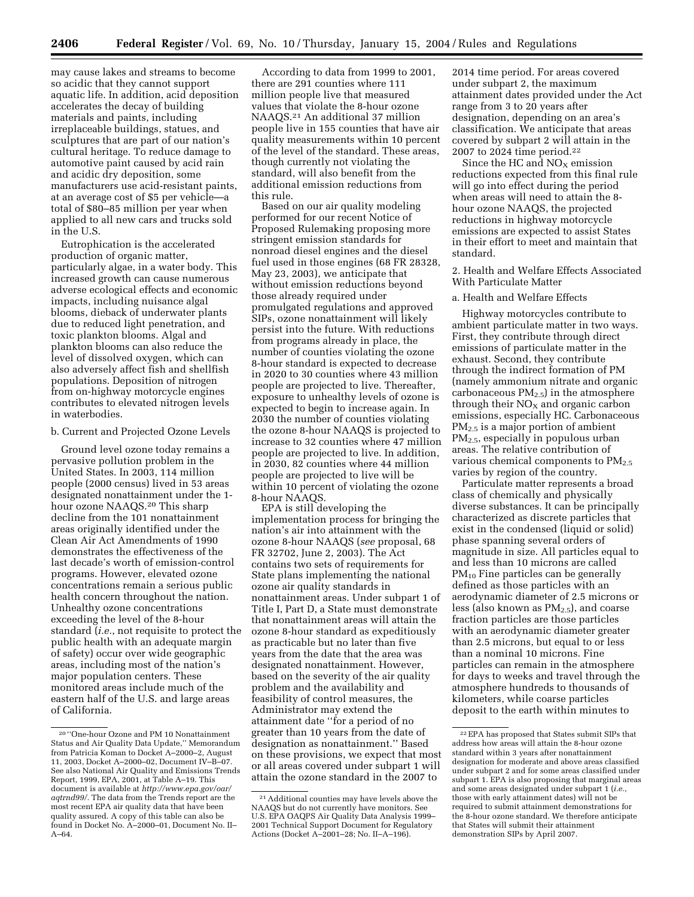may cause lakes and streams to become so acidic that they cannot support aquatic life. In addition, acid deposition accelerates the decay of building materials and paints, including irreplaceable buildings, statues, and sculptures that are part of our nation's cultural heritage. To reduce damage to automotive paint caused by acid rain and acidic dry deposition, some manufacturers use acid-resistant paints, at an average cost of $5 per vehicle—a total of $80–85 million per year when applied to all new cars and trucks sold in the U.S.

Eutrophication is the accelerated production of organic matter, particularly algae, in a water body. This increased growth can cause numerous adverse ecological effects and economic impacts, including nuisance algal blooms, dieback of underwater plants due to reduced light penetration, and toxic plankton blooms. Algal and plankton blooms can also reduce the level of dissolved oxygen, which can also adversely affect fish and shellfish populations. Deposition of nitrogen from on-highway motorcycle engines contributes to elevated nitrogen levels in waterbodies.

b. Current and Projected Ozone Levels

Ground level ozone today remains a pervasive pollution problem in the United States. In 2003, 114 million people (2000 census) lived in 53 areas designated nonattainment under the 1-hour ozone NAAQS.[20] This sharp decline from the 101 nonattainment areas originally identified under the Clean Air Act Amendments of 1990 demonstrates the effectiveness of the last decade's worth of emission-control programs. However, elevated ozone concentrations remain a serious public health concern throughout the nation. Unhealthy ozone concentrations exceeding the level of the 8-hour standard (*i.e.*, not requisite to protect the public health with an adequate margin of safety) occur over wide geographic areas, including most of the nation's major population centers. These monitored areas include much of the eastern half of the U.S. and large areas of California.

According to data from 1999 to 2001, there are 291 counties where 111 million people live that measured values that violate the 8-hour ozone NAAQS.[21] An additional 37 million people live in 155 counties that have air quality measurements within 10 percent of the level of the standard. These areas, though currently not violating the standard, will also benefit from the additional emission reductions from this rule.

Based on our air quality modeling performed for our recent Notice of Proposed Rulemaking proposing more stringent emission standards for nonroad diesel engines and the diesel fuel used in those engines (68 FR 28328, May 23, 2003), we anticipate that without emission reductions beyond those already required under promulgated regulations and approved SIPs, ozone nonattainment will likely persist into the future. With reductions from programs already in place, the number of counties violating the ozone 8-hour standard is expected to decrease in 2020 to 30 counties where 43 million people are projected to live. Thereafter, exposure to unhealthy levels of ozone is expected to begin to increase again. In 2030 the number of counties violating the ozone 8-hour NAAQS is projected to increase to 32 counties where 47 million people are projected to live. In addition, in 2030, 82 counties where 44 million people are projected to live will be within 10 percent of violating the ozone 8-hour NAAQS.

EPA is still developing the implementation process for bringing the nation's air into attainment with the ozone 8-hour NAAQS (*see* proposal, 68 FR 32702, June 2, 2003). The Act contains two sets of requirements for State plans implementing the national ozone air quality standards in nonattainment areas. Under subpart 1 of Title I, Part D, a State must demonstrate that nonattainment areas will attain the ozone 8-hour standard as expeditiously as practicable but no later than five years from the date that the area was designated nonattainment. However, based on the severity of the air quality problem and the availability and feasibility of control measures, the Administrator may extend the attainment date "for a period of no greater than 10 years from the date of designation as nonattainment." Based on these provisions, we expect that most or all areas covered under subpart 1 will attain the ozone standard in the 2007 to 2014 time period. For areas covered under subpart 2, the maximum attainment dates provided under the Act range from 3 to 20 years after designation, depending on an area's classification. We anticipate that areas covered by subpart 2 will attain in the 2007 to 2024 time period.[22]

Since the HC and $NO_X$ emission reductions expected from this final rule will go into effect during the period when areas will need to attain the 8-hour ozone NAAQS, the projected reductions in highway motorcycle emissions are expected to assist States in their effort to meet and maintain that standard.

2. Health and Welfare Effects Associated With Particulate Matter

a. Health and Welfare Effects

Highway motorcycles contribute to ambient particulate matter in two ways. First, they contribute through direct emissions of particulate matter in the exhaust. Second, they contribute through the indirect formation of PM (namely ammonium nitrate and organic carbonaceous $PM_{2.5}$) in the atmosphere through their $NO_X$ and organic carbon emissions, especially HC. Carbonaceous $PM_{2.5}$ is a major portion of ambient $PM_{2.5}$, especially in populous urban areas. The relative contribution of various chemical components to $PM_{2.5}$ varies by region of the country.

Particulate matter represents a broad class of chemically and physically diverse substances. It can be principally characterized as discrete particles that exist in the condensed (liquid or solid) phase spanning several orders of magnitude in size. All particles equal to and less than 10 microns are called $PM_{10}$ Fine particles can be generally defined as those particles with an aerodynamic diameter of 2.5 microns or less (also known as $PM_{2.5}$), and coarse fraction particles are those particles with an aerodynamic diameter greater than 2.5 microns, but equal to or less than a nominal 10 microns. Fine particles can remain in the atmosphere for days to weeks and travel through the atmosphere hundreds to thousands of kilometers, while coarse particles deposit to the earth within minutes to

---

[20] "One-hour Ozone and PM 10 Nonattainment Status and Air Quality Data Update," Memorandum from Patricia Koman to Docket A–2000–2, August 11, 2003, Docket A–2000–02, Document IV–B–07. See also National Air Quality and Emissions Trends Report, 1999, EPA, 2001, at Table A–19. This document is available at *http://www.epa.gov/oar/aqtrnd99/*. The data from the Trends report are the most recent EPA air quality data that have been quality assured. A copy of this table can also be found in Docket No. A–2000–01, Document No. II–A–64.

[21] Additional counties may have levels above the NAAQS but do not currently have monitors. See U.S. EPA OAQPS Air Quality Data Analysis 1999–2001 Technical Support Document for Regulatory Actions (Docket A–2001–28; No. II–A–196).

[22] EPA has proposed that States submit SIPs that address how areas will attain the 8-hour ozone standard within 3 years after nonattainment designation for moderate and above areas classified under subpart 2 and for some areas classified under subpart 1. EPA is also proposing that marginal areas and some areas designated under subpart 1 (*i.e.*, those with early attainment dates) will not be required to submit attainment demonstrations for the 8-hour ozone standard. We therefore anticipate that States will submit their attainment demonstration SIPs by April 2007.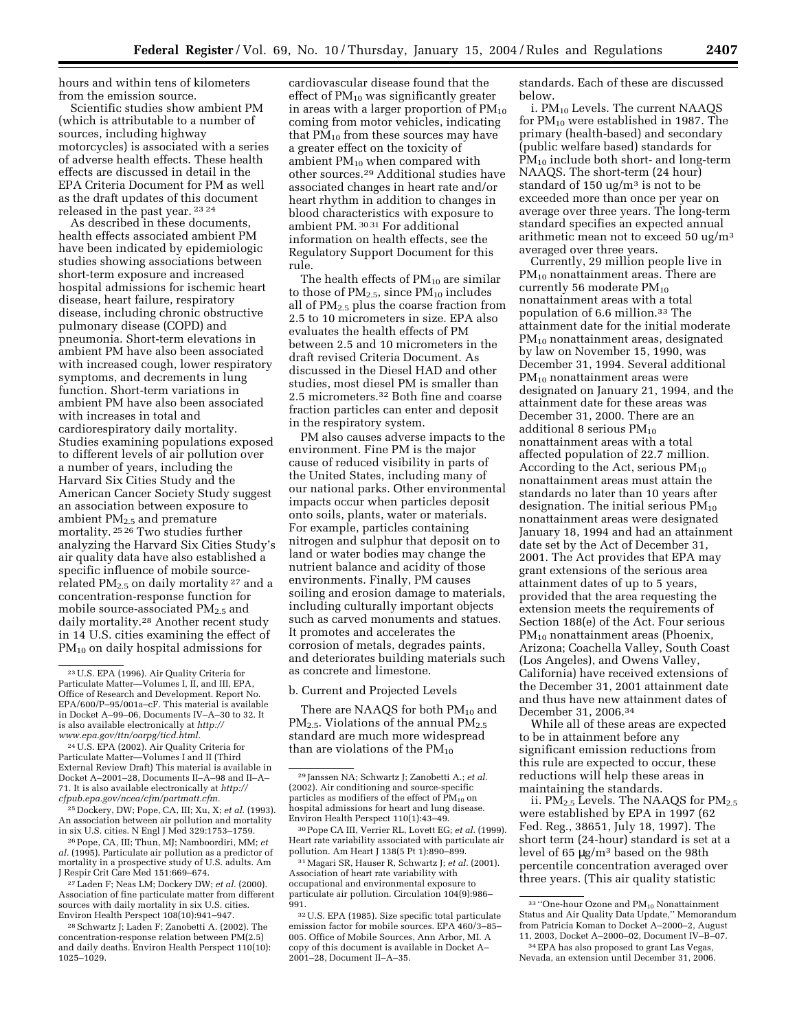hours and within tens of kilometers from the emission source.

Scientific studies show ambient PM (which is attributable to a number of sources, including highway motorcycles) is associated with a series of adverse health effects. These health effects are discussed in detail in the EPA Criteria Document for PM as well as the draft updates of this document released in the past year. [23] [24]

As described in these documents, health effects associated ambient PM have been indicated by epidemiologic studies showing associations between short-term exposure and increased hospital admissions for ischemic heart disease, heart failure, respiratory disease, including chronic obstructive pulmonary disease (COPD) and pneumonia. Short-term elevations in ambient PM have also been associated with increased cough, lower respiratory symptoms, and decrements in lung function. Short-term variations in ambient PM have also been associated with increases in total and cardiorespiratory daily mortality. Studies examining populations exposed to different levels of air pollution over a number of years, including the Harvard Six Cities Study and the American Cancer Society Study suggest an association between exposure to ambient $PM_{2.5}$ and premature mortality. [25] [26] Two studies further analyzing the Harvard Six Cities Study's air quality data have also established a specific influence of mobile source-related $PM_{2.5}$ on daily mortality [27] and a concentration-response function for mobile source-associated $PM_{2.5}$ and daily mortality.[28] Another recent study in 14 U.S. cities examining the effect of $PM_{10}$ on daily hospital admissions for cardiovascular disease found that the effect of $PM_{10}$ was significantly greater in areas with a larger proportion of $PM_{10}$ coming from motor vehicles, indicating that $PM_{10}$ from these sources may have a greater effect on the toxicity of ambient $PM_{10}$ when compared with other sources.[29] Additional studies have associated changes in heart rate and/or heart rhythm in addition to changes in blood characteristics with exposure to ambient PM. [30] [31] For additional information on health effects, see the Regulatory Support Document for this rule.

The health effects of $PM_{10}$ are similar to those of $PM_{2.5}$, since $PM_{10}$ includes all of $PM_{2.5}$ plus the coarse fraction from 2.5 to 10 micrometers in size. EPA also evaluates the health effects of PM between 2.5 and 10 micrometers in the draft revised Criteria Document. As discussed in the Diesel HAD and other studies, most diesel PM is smaller than 2.5 micrometers.[32] Both fine and coarse fraction particles can enter and deposit in the respiratory system.

PM also causes adverse impacts to the environment. Fine PM is the major cause of reduced visibility in parts of the United States, including many of our national parks. Other environmental impacts occur when particles deposit onto soils, plants, water or materials. For example, particles containing nitrogen and sulphur that deposit on to land or water bodies may change the nutrient balance and acidity of those environments. Finally, PM causes soiling and erosion damage to materials, including culturally important objects such as carved monuments and statues. It promotes and accelerates the corrosion of metals, degrades paints, and deteriorates building materials such as concrete and limestone.

b. Current and Projected Levels

There are NAAQS for both $PM_{10}$ and $PM_{2.5}$. Violations of the annual $PM_{2.5}$ standard are much more widespread than are violations of the $PM_{10}$ standards. Each of these are discussed below.

i. $PM_{10}$ Levels. The current NAAQS for $PM_{10}$ were established in 1987. The primary (health-based) and secondary (public welfare based) standards for $PM_{10}$ include both short- and long-term NAAQS. The short-term (24 hour) standard of 150 ug/m³ is not to be exceeded more than once per year on average over three years. The long-term standard specifies an expected annual arithmetic mean not to exceed 50 ug/m³ averaged over three years.

Currently, 29 million people live in $PM_{10}$ nonattainment areas. There are currently 56 moderate $PM_{10}$ nonattainment areas with a total population of 6.6 million.[33] The attainment date for the initial moderate $PM_{10}$ nonattainment areas, designated by law on November 15, 1990, was December 31, 1994. Several additional $PM_{10}$ nonattainment areas were designated on January 21, 1994, and the attainment date for these areas was December 31, 2000. There are an additional 8 serious $PM_{10}$ nonattainment areas with a total affected population of 22.7 million. According to the Act, serious $PM_{10}$ nonattainment areas must attain the standards no later than 10 years after designation. The initial serious $PM_{10}$ nonattainment areas were designated January 18, 1994 and had an attainment date set by the Act of December 31, 2001. The Act provides that EPA may grant extensions of the serious area attainment dates of up to 5 years, provided that the area requesting the extension meets the requirements of Section 188(e) of the Act. Four serious $PM_{10}$ nonattainment areas (Phoenix, Arizona; Coachella Valley, South Coast (Los Angeles), and Owens Valley, California) have received extensions of the December 31, 2001 attainment date and thus have new attainment dates of December 31, 2006.[34]

While all of these areas are expected to be in attainment before any significant emission reductions from this rule are expected to occur, these reductions will help these areas in maintaining the standards.

ii. $PM_{2.5}$ Levels. The NAAQS for $PM_{2.5}$ were established by EPA in 1997 (62 Fed. Reg., 38651, July 18, 1997). The short term (24-hour) standard is set at a level of 65 μg/m³ based on the 98th percentile concentration averaged over three years. (This air quality statistic

---

[23] U.S. EPA (1996). Air Quality Criteria for Particulate Matter—Volumes I, II, and III, EPA, Office of Research and Development. Report No. EPA/600/P–95/001a–cF. This material is available in Docket A–99–06, Documents IV–A–30 to 32. It is also available electronically at *http://www.epa.gov/ttn/oarpg/ticd.html*.

[24] U.S. EPA (2002). Air Quality Criteria for Particulate Matter—Volumes I and II (Third External Review Draft) This material is available in Docket A–2001–28, Documents II–A–98 and II–A–71. It is also available electronically at *http://cfpub.epa.gov/ncea/cfm/partmatt.cfm*.

[25] Dockery, DW; Pope, CA, III; Xu, X; *et al.* (1993). An association between air pollution and mortality in six U.S. cities. N Engl J Med 329:1753–1759.

[26] Pope, CA, III; Thun, MJ; Namboordiri, MM; *et al.* (1995). Particulate air pollution as a predictor of mortality in a prospective study of U.S. adults. Am J Respir Crit Care Med 151:669–674.

[27] Laden F; Neas LM; Dockery DW; *et al.* (2000). Association of fine particulate matter from different sources with daily mortality in six U.S. cities. Environ Health Perspect 108(10):941–947.

[28] Schwartz J; Laden F; Zanobetti A. (2002). The concentration-response relation between PM(2.5) and daily deaths. Environ Health Perspect 110(10): 1025–1029.

[29] Janssen NA; Schwartz J; Zanobetti A.; *et al.* (2002). Air conditioning and source-specific particles as modifiers of the effect of $PM_{10}$ on hospital admissions for heart and lung disease. Environ Health Perspect 110(1):43–49.

[30] Pope CA III, Verrier RL, Lovett EG; *et al.* (1999). Heart rate variability associated with particulate air pollution. Am Heart J 138(5 Pt 1):890–899.

[31] Magari SR, Hauser R, Schwartz J; *et al.* (2001). Association of heart rate variability with occupational and environmental exposure to particulate air pollution. Circulation 104(9):986–991.

[32] U.S. EPA (1985). Size specific total particulate emission factor for mobile sources. EPA 460/3–85–005. Office of Mobile Sources, Ann Arbor, MI. A copy of this document is available in Docket A–2001–28, Document II–A–35.

[33] "One-hour Ozone and $PM_{10}$ Nonattainment Status and Air Quality Data Update," Memorandum from Patricia Koman to Docket A–2000–2, August 11, 2003, Docket A–2000–02, Document IV–B–07.

[34] EPA has also proposed to grant Las Vegas, Nevada, an extension until December 31, 2006.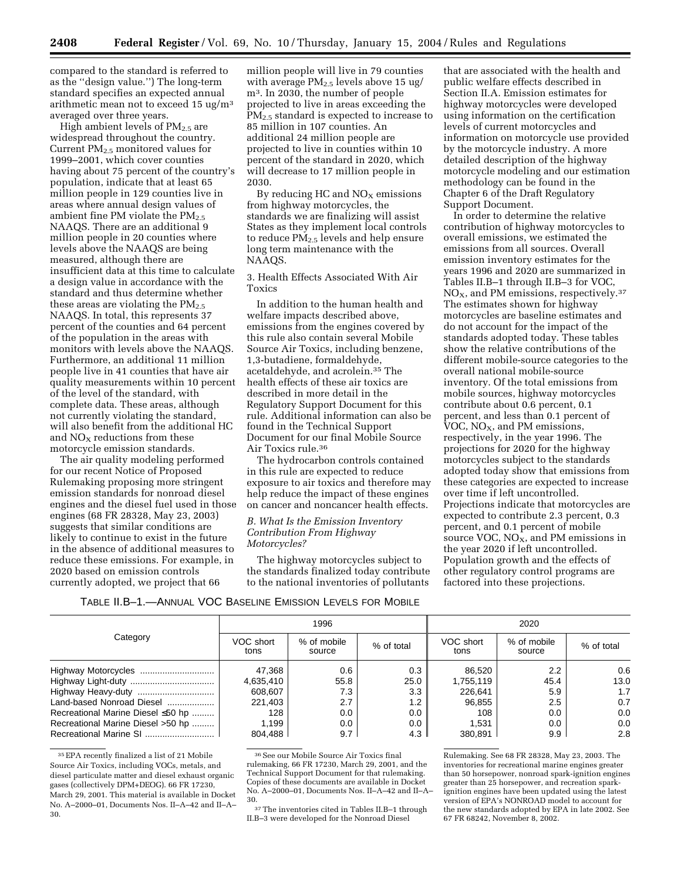compared to the standard is referred to as the ''design value.'') The long-term standard specifies an expected annual arithmetic mean not to exceed 15 ug/m[3] averaged over three years.

High ambient levels of $PM_{2.5}$ are widespread throughout the country. Current $PM_{2.5}$ monitored values for 1999–2001, which cover counties having about 75 percent of the country's population, indicate that at least 65 million people in 129 counties live in areas where annual design values of ambient fine PM violate the $PM_{2.5}$ NAAQS. There are an additional 9 million people in 20 counties where levels above the NAAQS are being measured, although there are insufficient data at this time to calculate a design value in accordance with the standard and thus determine whether these areas are violating the $PM_{2.5}$ NAAQS. In total, this represents 37 percent of the counties and 64 percent of the population in the areas with monitors with levels above the NAAQS. Furthermore, an additional 11 million people live in 41 counties that have air quality measurements within 10 percent of the level of the standard, with complete data. These areas, although not currently violating the standard, will also benefit from the additional HC and $NO_X$ reductions from these motorcycle emission standards.

The air quality modeling performed for our recent Notice of Proposed Rulemaking proposing more stringent emission standards for nonroad diesel engines and the diesel fuel used in those engines (68 FR 28328, May 23, 2003) suggests that similar conditions are likely to continue to exist in the future in the absence of additional measures to reduce these emissions. For example, in 2020 based on emission controls currently adopted, we project that 66 million people will live in 79 counties with average $PM_{2.5}$ levels above 15 ug/m[3]. In 2030, the number of people projected to live in areas exceeding the $PM_{2.5}$ standard is expected to increase to 85 million in 107 counties. An additional 24 million people are projected to live in counties within 10 percent of the standard in 2020, which will decrease to 17 million people in 2030.

By reducing HC and $NO_X$ emissions from highway motorcycles, the standards we are finalizing will assist States as they implement local controls to reduce $PM_{2.5}$ levels and help ensure long term maintenance with the NAAQS.

3. Health Effects Associated With Air Toxics

In addition to the human health and welfare impacts described above, emissions from the engines covered by this rule also contain several Mobile Source Air Toxics, including benzene, 1,3-butadiene, formaldehyde, acetaldehyde, and acrolein.[35] The health effects of these air toxics are described in more detail in the Regulatory Support Document for this rule. Additional information can also be found in the Technical Support Document for our final Mobile Source Air Toxics rule.[36]

The hydrocarbon controls contained in this rule are expected to reduce exposure to air toxics and therefore may help reduce the impact of these engines on cancer and noncancer health effects.

### *B. What Is the Emission Inventory Contribution From Highway Motorcycles?*

The highway motorcycles subject to the standards finalized today contribute to the national inventories of pollutants that are associated with the health and public welfare effects described in Section II.A. Emission estimates for highway motorcycles were developed using information on the certification levels of current motorcycles and information on motorcycle use provided by the motorcycle industry. A more detailed description of the highway motorcycle modeling and our estimation methodology can be found in the Chapter 6 of the Draft Regulatory Support Document.

In order to determine the relative contribution of highway motorcycles to overall emissions, we estimated the emissions from all sources. Overall emission inventory estimates for the years 1996 and 2020 are summarized in Tables II.B–1 through II.B–3 for VOC, $NO_X$, and PM emissions, respectively.[37] The estimates shown for highway motorcycles are baseline estimates and do not account for the impact of the standards adopted today. These tables show the relative contributions of the different mobile-source categories to the overall national mobile-source inventory. Of the total emissions from mobile sources, highway motorcycles contribute about 0.6 percent, 0.1 percent, and less than 0.1 percent of VOC, $NO_X$, and PM emissions, respectively, in the year 1996. The projections for 2020 for the highway motorcycles subject to the standards adopted today show that emissions from these categories are expected to increase over time if left uncontrolled. Projections indicate that motorcycles are expected to contribute 2.3 percent, 0.3 percent, and 0.1 percent of mobile source VOC, $NO_X$, and PM emissions in the year 2020 if left uncontrolled. Population growth and the effects of other regulatory control programs are factored into these projections.

TABLE II.B–1.—ANNUAL VOC BASELINE EMISSION LEVELS FOR MOBILE

| Category | 1996 | | | 2020 | | |
|---|---|---|---|---|---|---|
| | VOC short tons | % of mobile source | % of total | VOC short tons | % of mobile source | % of total |
| Highway Motorcycles | 47,368 | 0.6 | 0.3 | 86,520 | 2.2 | 0.6 |
| Highway Light-duty | 4,635,410 | 55.8 | 25.0 | 1,755,119 | 45.4 | 13.0 |
| Highway Heavy-duty | 608,607 | 7.3 | 3.3 | 226,641 | 5.9 | 1.7 |
| Land-based Nonroad Diesel | 221,403 | 2.7 | 1.2 | 96,855 | 2.5 | 0.7 |
| Recreational Marine Diesel ≤50 hp | 128 | 0.0 | 0.0 | 108 | 0.0 | 0.0 |
| Recreational Marine Diesel >50 hp | 1,199 | 0.0 | 0.0 | 1,531 | 0.0 | 0.0 |
| Recreational Marine SI | 804,488 | 9.7 | 4.3 | 380,891 | 9.9 | 2.8 |

[35] EPA recently finalized a list of 21 Mobile Source Air Toxics, including VOCs, metals, and diesel particulate matter and diesel exhaust organic gases (collectively DPM+DEOG). 66 FR 17230, March 29, 2001. This material is available in Docket No. A–2000–01, Documents Nos. II–A–42 and II–A–30.

[36] See our Mobile Source Air Toxics final rulemaking, 66 FR 17230, March 29, 2001, and the Technical Support Document for that rulemaking. Copies of these documents are available in Docket No. A–2000–01, Documents Nos. II–A–42 and II–A–30.

[37] The inventories cited in Tables II.B–1 through II.B–3 were developed for the Nonroad Diesel Rulemaking. See 68 FR 28328, May 23, 2003. The inventories for recreational marine engines greater than 50 horsepower, nonroad spark-ignition engines greater than 25 horsepower, and recreation spark-ignition engines have been updated using the latest version of EPA's NONROAD model to account for the new standards adopted by EPA in late 2002. See 67 FR 68242, November 8, 2002.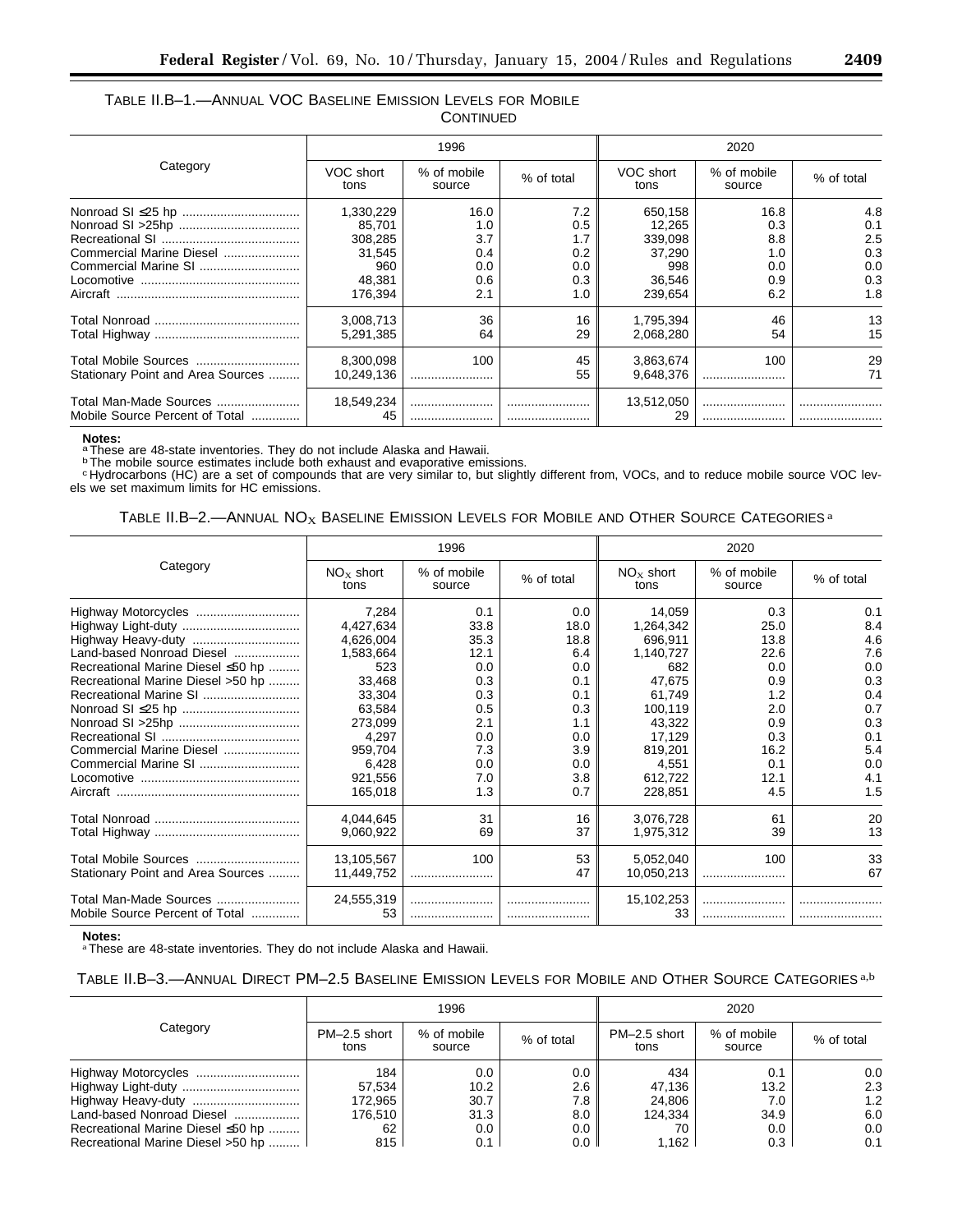TABLE II.B–1.—ANNUAL VOC BASELINE EMISSION LEVELS FOR MOBILE CONTINUED

| Category | 1996 | | | 2020 | | |
|---|---|---|---|---|---|---|
| | VOC short tons | % of mobile source | % of total | VOC short tons | % of mobile source | % of total |
| Nonroad SI ≤25 hp | 1,330,229 | 16.0 | 7.2 | 650,158 | 16.8 | 4.8 |
| Nonroad SI >25hp | 85,701 | 1.0 | 0.5 | 12,265 | 0.3 | 0.1 |
| Recreational SI | 308,285 | 3.7 | 1.7 | 339,098 | 8.8 | 2.5 |
| Commercial Marine Diesel | 31,545 | 0.4 | 0.2 | 37,290 | 1.0 | 0.3 |
| Commercial Marine SI | 960 | 0.0 | 0.0 | 998 | 0.0 | 0.0 |
| Locomotive | 48,381 | 0.6 | 0.3 | 36,546 | 0.9 | 0.3 |
| Aircraft | 176,394 | 2.1 | 1.0 | 239,654 | 6.2 | 1.8 |
| Total Nonroad | 3,008,713 | 36 | 16 | 1,795,394 | 46 | 13 |
| Total Highway | 5,291,385 | 64 | 29 | 2,068,280 | 54 | 15 |
| Total Mobile Sources | 8,300,098 | 100 | 45 | 3,863,674 | 100 | 29 |
| Stationary Point and Area Sources | 10,249,136 | | 55 | 9,648,376 | | 71 |
| Total Man-Made Sources | 18,549,234 | | | 13,512,050 | | |
| Mobile Source Percent of Total | 45 | | | 29 | | |

**Notes:**

[a] These are 48-state inventories. They do not include Alaska and Hawaii.

[b] The mobile source estimates include both exhaust and evaporative emissions.

[c] Hydrocarbons (HC) are a set of compounds that are very similar to, but slightly different from, VOCs, and to reduce mobile source VOC levels we set maximum limits for HC emissions.

TABLE II.B–2.—ANNUAL $NO_X$ BASELINE EMISSION LEVELS FOR MOBILE AND OTHER SOURCE CATEGORIES [a]

| Category | 1996 | | | 2020 | | |
|---|---|---|---|---|---|---|
| | $NO_X$ short tons | % of mobile source | % of total | $NO_X$ short tons | % of mobile source | % of total |
| Highway Motorcycles | 7,284 | 0.1 | 0.0 | 14,059 | 0.3 | 0.1 |
| Highway Light-duty | 4,427,634 | 33.8 | 18.0 | 1,264,342 | 25.0 | 8.4 |
| Highway Heavy-duty | 4,626,004 | 35.3 | 18.8 | 696,911 | 13.8 | 4.6 |
| Land-based Nonroad Diesel | 1,583,664 | 12.1 | 6.4 | 1,140,727 | 22.6 | 7.6 |
| Recreational Marine Diesel ≤50 hp | 523 | 0.0 | 0.0 | 682 | 0.0 | 0.0 |
| Recreational Marine Diesel >50 hp | 33,468 | 0.3 | 0.1 | 47,675 | 0.9 | 0.3 |
| Recreational Marine SI | 33,304 | 0.3 | 0.1 | 61,749 | 1.2 | 0.4 |
| Nonroad SI ≤25 hp | 63,584 | 0.5 | 0.3 | 100,119 | 2.0 | 0.7 |
| Nonroad SI >25hp | 273,099 | 2.1 | 1.1 | 43,322 | 0.9 | 0.3 |
| Recreational SI | 4,297 | 0.0 | 0.0 | 17,129 | 0.3 | 0.1 |
| Commercial Marine Diesel | 959,704 | 7.3 | 3.9 | 819,201 | 16.2 | 5.4 |
| Commercial Marine SI | 6,428 | 0.0 | 0.0 | 4,551 | 0.1 | 0.0 |
| Locomotive | 921,556 | 7.0 | 3.8 | 612,722 | 12.1 | 4.1 |
| Aircraft | 165,018 | 1.3 | 0.7 | 228,851 | 4.5 | 1.5 |
| Total Nonroad | 4,044,645 | 31 | 16 | 3,076,728 | 61 | 20 |
| Total Highway | 9,060,922 | 69 | 37 | 1,975,312 | 39 | 13 |
| Total Mobile Sources | 13,105,567 | 100 | 53 | 5,052,040 | 100 | 33 |
| Stationary Point and Area Sources | 11,449,752 | | 47 | 10,050,213 | | 67 |
| Total Man-Made Sources | 24,555,319 | | | 15,102,253 | | |
| Mobile Source Percent of Total | 53 | | | 33 | | |

**Notes:**

[a] These are 48-state inventories. They do not include Alaska and Hawaii.

TABLE II.B–3.—ANNUAL DIRECT PM–2.5 BASELINE EMISSION LEVELS FOR MOBILE AND OTHER SOURCE CATEGORIES [a,b]

| Category | 1996 | | | 2020 | | |
|---|---|---|---|---|---|---|
| | PM–2.5 short tons | % of mobile source | % of total | PM–2.5 short tons | % of mobile source | % of total |
| Highway Motorcycles | 184 | 0.0 | 0.0 | 434 | 0.1 | 0.0 |
| Highway Light-duty | 57,534 | 10.2 | 2.6 | 47,136 | 13.2 | 2.3 |
| Highway Heavy-duty | 172,965 | 30.7 | 7.8 | 24,806 | 7.0 | 1.2 |
| Land-based Nonroad Diesel | 176,510 | 31.3 | 8.0 | 124,334 | 34.9 | 6.0 |
| Recreational Marine Diesel ≤50 hp | 62 | 0.0 | 0.0 | 70 | 0.0 | 0.0 |
| Recreational Marine Diesel >50 hp | 815 | 0.1 | 0.0 | 1,162 | 0.3 | 0.1 |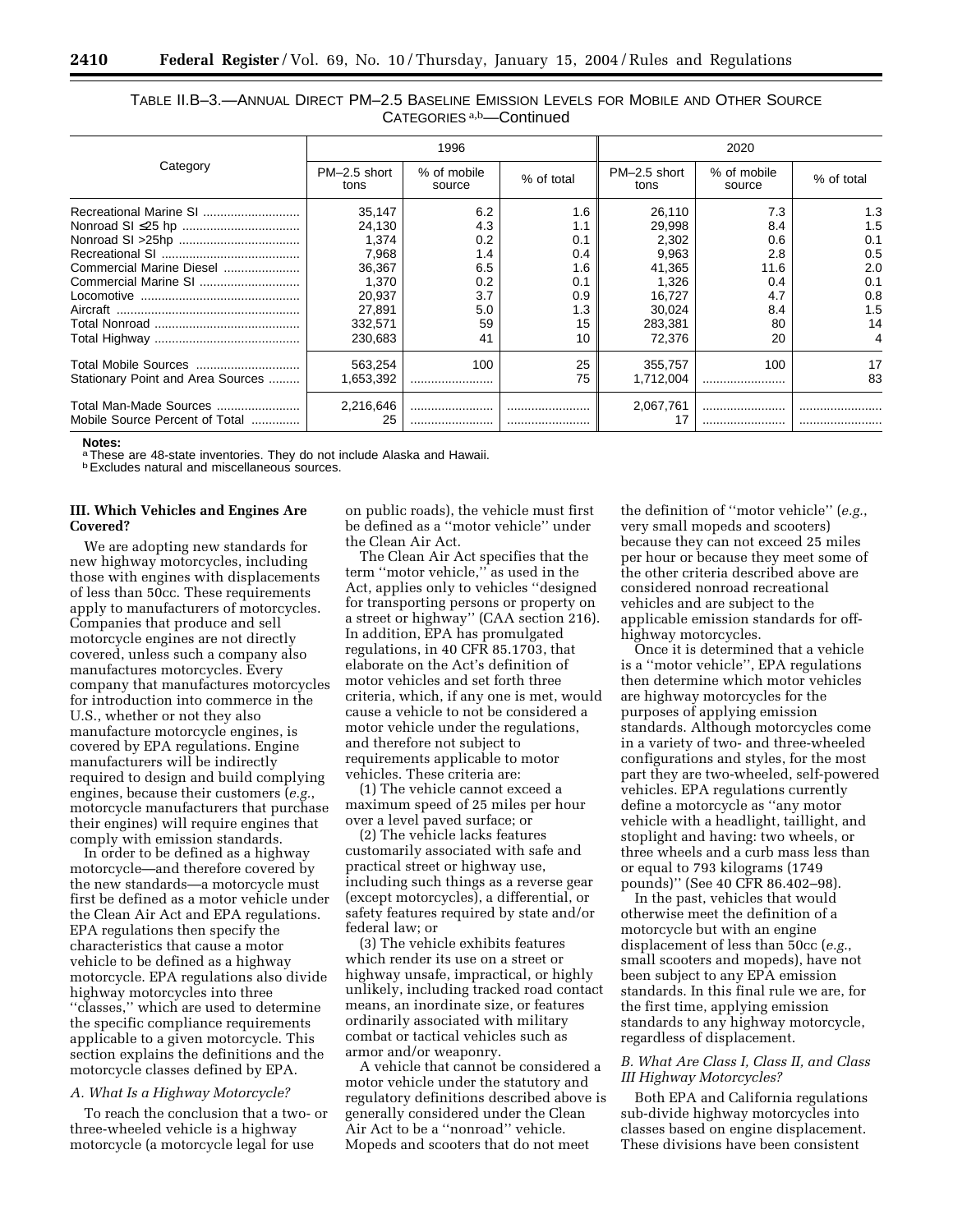TABLE II.B–3.—ANNUAL DIRECT PM–2.5 BASELINE EMISSION LEVELS FOR MOBILE AND OTHER SOURCE CATEGORIES [a,b]—Continued

| Category | 1996 | | | 2020 | | |
|---|---|---|---|---|---|---|
| | PM–2.5 short tons | % of mobile source | % of total | PM–2.5 short tons | % of mobile source | % of total |
| Recreational Marine SI | 35,147 | 6.2 | 1.6 | 26,110 | 7.3 | 1.3 |
| Nonroad SI ≤25 hp | 24,130 | 4.3 | 1.1 | 29,998 | 8.4 | 1.5 |
| Nonroad SI >25hp | 1,374 | 0.2 | 0.1 | 2,302 | 0.6 | 0.1 |
| Recreational SI | 7,968 | 1.4 | 0.4 | 9,963 | 2.8 | 0.5 |
| Commercial Marine Diesel | 36,367 | 6.5 | 1.6 | 41,365 | 11.6 | 2.0 |
| Commercial Marine SI | 1,370 | 0.2 | 0.1 | 1,326 | 0.4 | 0.1 |
| Locomotive | 20,937 | 3.7 | 0.9 | 16,727 | 4.7 | 0.8 |
| Aircraft | 27,891 | 5.0 | 1.3 | 30,024 | 8.4 | 1.5 |
| Total Nonroad | 332,571 | 59 | 15 | 283,381 | 80 | 14 |
| Total Highway | 230,683 | 41 | 10 | 72,376 | 20 | 4 |
| Total Mobile Sources | 563,254 | 100 | 25 | 355,757 | 100 | 17 |
| Stationary Point and Area Sources | 1,653,392 | | 75 | 1,712,004 | | 83 |
| Total Man-Made Sources | 2,216,646 | | | 2,067,761 | | |
| Mobile Source Percent of Total | 25 | | | 17 | | |

**Notes:**
[a] These are 48-state inventories. They do not include Alaska and Hawaii.
[b] Excludes natural and miscellaneous sources.

## III. Which Vehicles and Engines Are Covered?

We are adopting new standards for new highway motorcycles, including those with engines with displacements of less than 50cc. These requirements apply to manufacturers of motorcycles. Companies that produce and sell motorcycle engines are not directly covered, unless such a company also manufactures motorcycles. Every company that manufactures motorcycles for introduction into commerce in the U.S., whether or not they also manufacture motorcycle engines, is covered by EPA regulations. Engine manufacturers will be indirectly required to design and build complying engines, because their customers (*e.g.*, motorcycle manufacturers that purchase their engines) will require engines that comply with emission standards.

In order to be defined as a highway motorcycle—and therefore covered by the new standards—a motorcycle must first be defined as a motor vehicle under the Clean Air Act and EPA regulations. EPA regulations then specify the characteristics that cause a motor vehicle to be defined as a highway motorcycle. EPA regulations also divide highway motorcycles into three ''classes,'' which are used to determine the specific compliance requirements applicable to a given motorcycle. This section explains the definitions and the motorcycle classes defined by EPA.

### *A. What Is a Highway Motorcycle?*

To reach the conclusion that a two- or three-wheeled vehicle is a highway motorcycle (a motorcycle legal for use on public roads), the vehicle must first be defined as a ''motor vehicle'' under the Clean Air Act.

The Clean Air Act specifies that the term ''motor vehicle,'' as used in the Act, applies only to vehicles ''designed for transporting persons or property on a street or highway'' (CAA section 216). In addition, EPA has promulgated regulations, in 40 CFR 85.1703, that elaborate on the Act's definition of motor vehicles and set forth three criteria, which, if any one is met, would cause a vehicle to not be considered a motor vehicle under the regulations, and therefore not subject to requirements applicable to motor vehicles. These criteria are:

(1) The vehicle cannot exceed a maximum speed of 25 miles per hour over a level paved surface; or

(2) The vehicle lacks features customarily associated with safe and practical street or highway use, including such things as a reverse gear (except motorcycles), a differential, or safety features required by state and/or federal law; or

(3) The vehicle exhibits features which render its use on a street or highway unsafe, impractical, or highly unlikely, including tracked road contact means, an inordinate size, or features ordinarily associated with military combat or tactical vehicles such as armor and/or weaponry.

A vehicle that cannot be considered a motor vehicle under the statutory and regulatory definitions described above is generally considered under the Clean Air Act to be a ''nonroad'' vehicle. Mopeds and scooters that do not meet the definition of ''motor vehicle'' (*e.g.*, very small mopeds and scooters) because they can not exceed 25 miles per hour or because they meet some of the other criteria described above are considered nonroad recreational vehicles and are subject to the applicable emission standards for off-highway motorcycles.

Once it is determined that a vehicle is a ''motor vehicle'', EPA regulations then determine which motor vehicles are highway motorcycles for the purposes of applying emission standards. Although motorcycles come in a variety of two- and three-wheeled configurations and styles, for the most part they are two-wheeled, self-powered vehicles. EPA regulations currently define a motorcycle as ''any motor vehicle with a headlight, taillight, and stoplight and having: two wheels, or three wheels and a curb mass less than or equal to 793 kilograms (1749 pounds)'' (See 40 CFR 86.402–98).

In the past, vehicles that would otherwise meet the definition of a motorcycle but with an engine displacement of less than 50cc (*e.g.*, small scooters and mopeds), have not been subject to any EPA emission standards. In this final rule we are, for the first time, applying emission standards to any highway motorcycle, regardless of displacement.

### *B. What Are Class I, Class II, and Class III Highway Motorcycles?*

Both EPA and California regulations sub-divide highway motorcycles into classes based on engine displacement. These divisions have been consistent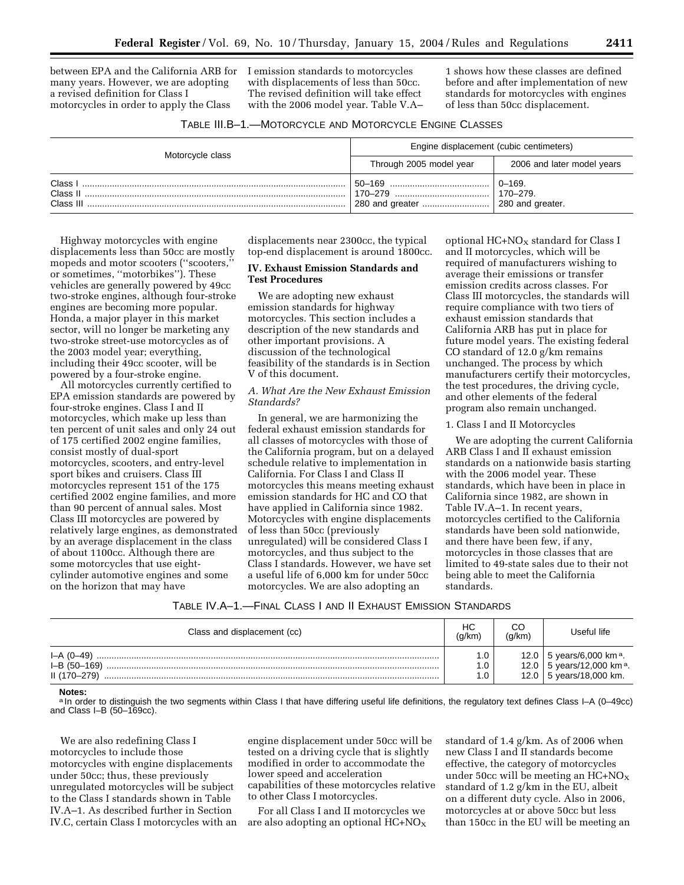between EPA and the California ARB for many years. However, we are adopting a revised definition for Class I motorcycles in order to apply the Class I emission standards to motorcycles with displacements of less than 50cc. The revised definition will take effect with the 2006 model year. Table V.A–1 shows how these classes are defined before and after implementation of new standards for motorcycles with engines of less than 50cc displacement.

TABLE III.B–1.—MOTORCYCLE AND MOTORCYCLE ENGINE CLASSES

| Motorcycle class | Engine displacement (cubic centimeters) | |
|---|---|---|
| | Through 2005 model year | 2006 and later model years |
| Class I | 50–169 | 0–169. |
| Class II | 170–279 | 170–279. |
| Class III | 280 and greater | 280 and greater. |

Highway motorcycles with engine displacements less than 50cc are mostly mopeds and motor scooters (''scooters,'' or sometimes, ''motorbikes''). These vehicles are generally powered by 49cc two-stroke engines, although four-stroke engines are becoming more popular. Honda, a major player in this market sector, will no longer be marketing any two-stroke street-use motorcycles as of the 2003 model year; everything, including their 49cc scooter, will be powered by a four-stroke engine.

All motorcycles currently certified to EPA emission standards are powered by four-stroke engines. Class I and II motorcycles, which make up less than ten percent of unit sales and only 24 out of 175 certified 2002 engine families, consist mostly of dual-sport motorcycles, scooters, and entry-level sport bikes and cruisers. Class III motorcycles represent 151 of the 175 certified 2002 engine families, and more than 90 percent of annual sales. Most Class III motorcycles are powered by relatively large engines, as demonstrated by an average displacement in the class of about 1100cc. Although there are some motorcycles that use eight-cylinder automotive engines and some on the horizon that may have displacements near 2300cc, the typical top-end displacement is around 1800cc.

## IV. Exhaust Emission Standards and Test Procedures

We are adopting new exhaust emission standards for highway motorcycles. This section includes a description of the new standards and other important provisions. A discussion of the technological feasibility of the standards is in Section V of this document.

### *A. What Are the New Exhaust Emission Standards?*

In general, we are harmonizing the federal exhaust emission standards for all classes of motorcycles with those of the California program, but on a delayed schedule relative to implementation in California. For Class I and Class II motorcycles this means meeting exhaust emission standards for HC and CO that have applied in California since 1982. Motorcycles with engine displacements of less than 50cc (previously unregulated) will be considered Class I motorcycles, and thus subject to the Class I standards. However, we have set a useful life of 6,000 km for under 50cc motorcycles. We are also adopting an optional HC+$NO_X$ standard for Class I and II motorcycles, which will be required of manufacturers wishing to average their emissions or transfer emission credits across classes. For Class III motorcycles, the standards will require compliance with two tiers of exhaust emission standards that California ARB has put in place for future model years. The existing federal CO standard of 12.0 g/km remains unchanged. The process by which manufacturers certify their motorcycles, the test procedures, the driving cycle, and other elements of the federal program also remain unchanged.

#### 1. Class I and II Motorcycles

We are adopting the current California ARB Class I and II exhaust emission standards on a nationwide basis starting with the 2006 model year. These standards, which have been in place in California since 1982, are shown in Table IV.A–1. In recent years, motorcycles certified to the California standards have been sold nationwide, and there have been few, if any, motorcycles in those classes that are limited to 49-state sales due to their not being able to meet the California standards.

TABLE IV.A–1.—FINAL CLASS I AND II EXHAUST EMISSION STANDARDS

| Class and displacement (cc) | HC (g/km) | CO (g/km) | Useful life |
|---|---|---|---|
| I–A (0–49) | 1.0 | 12.0 | 5 years/6,000 km [a]. |
| I–B (50–169) | 1.0 | 12.0 | 5 years/12,000 km [a]. |
| II (170–279) | 1.0 | 12.0 | 5 years/18,000 km. |

**Notes:**
[a] In order to distinguish the two segments within Class I that have differing useful life definitions, the regulatory text defines Class I–A (0–49cc) and Class I–B (50–169cc).

We are also redefining Class I motorcycles to include those motorcycles with engine displacements under 50cc; thus, these previously unregulated motorcycles will be subject to the Class I standards shown in Table IV.A–1. As described further in Section IV.C, certain Class I motorcycles with an engine displacement under 50cc will be tested on a driving cycle that is slightly modified in order to accommodate the lower speed and acceleration capabilities of these motorcycles relative to other Class I motorcycles.

For all Class I and II motorcycles we are also adopting an optional HC+$NO_X$ standard of 1.4 g/km. As of 2006 when new Class I and II standards become effective, the category of motorcycles under 50cc will be meeting an HC+$NO_X$ standard of 1.2 g/km in the EU, albeit on a different duty cycle. Also in 2006, motorcycles at or above 50cc but less than 150cc in the EU will be meeting an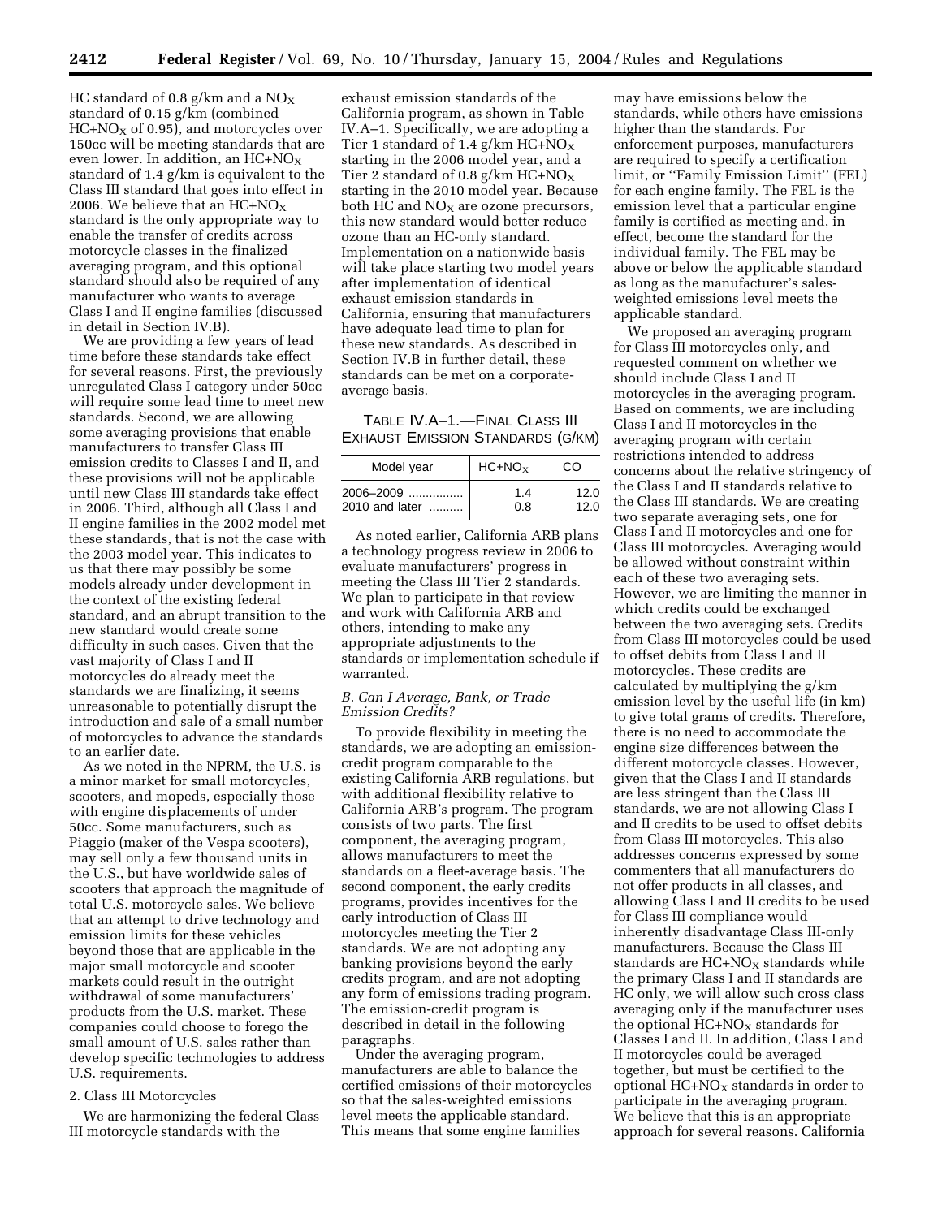HC standard of 0.8 g/km and a $NO_X$ standard of 0.15 g/km (combined $HC+NO_X$ of 0.95), and motorcycles over 150cc will be meeting standards that are even lower. In addition, an $HC+NO_X$ standard of 1.4 g/km is equivalent to the Class III standard that goes into effect in 2006. We believe that an $HC+NO_X$ standard is the only appropriate way to enable the transfer of credits across motorcycle classes in the finalized averaging program, and this optional standard should also be required of any manufacturer who wants to average Class I and II engine families (discussed in detail in Section IV.B).

We are providing a few years of lead time before these standards take effect for several reasons. First, the previously unregulated Class I category under 50cc will require some lead time to meet new standards. Second, we are allowing some averaging provisions that enable manufacturers to transfer Class III emission credits to Classes I and II, and these provisions will not be applicable until new Class III standards take effect in 2006. Third, although all Class I and II engine families in the 2002 model met these standards, that is not the case with the 2003 model year. This indicates to us that there may possibly be some models already under development in the context of the existing federal standard, and an abrupt transition to the new standard would create some difficulty in such cases. Given that the vast majority of Class I and II motorcycles do already meet the standards we are finalizing, it seems unreasonable to potentially disrupt the introduction and sale of a small number of motorcycles to advance the standards to an earlier date.

As we noted in the NPRM, the U.S. is a minor market for small motorcycles, scooters, and mopeds, especially those with engine displacements of under 50cc. Some manufacturers, such as Piaggio (maker of the Vespa scooters), may sell only a few thousand units in the U.S., but have worldwide sales of scooters that approach the magnitude of total U.S. motorcycle sales. We believe that an attempt to drive technology and emission limits for these vehicles beyond those that are applicable in the major small motorcycle and scooter markets could result in the outright withdrawal of some manufacturers' products from the U.S. market. These companies could choose to forego the small amount of U.S. sales rather than develop specific technologies to address U.S. requirements.

2. Class III Motorcycles

We are harmonizing the federal Class III motorcycle standards with the exhaust emission standards of the California program, as shown in Table IV.A–1. Specifically, we are adopting a Tier 1 standard of 1.4 g/km $HC+NO_X$ starting in the 2006 model year, and a Tier 2 standard of 0.8 g/km $HC+NO_X$ starting in the 2010 model year. Because both HC and $NO_X$ are ozone precursors, this new standard would better reduce ozone than an HC-only standard. Implementation on a nationwide basis will take place starting two model years after implementation of identical exhaust emission standards in California, ensuring that manufacturers have adequate lead time to plan for these new standards. As described in Section IV.B in further detail, these standards can be met on a corporate-average basis.

TABLE IV.A–1.—FINAL CLASS III EXHAUST EMISSION STANDARDS (G/KM)

| Model year | $HC+NO_X$ | CO |
|---|---|---|
| 2006–2009 | 1.4 | 12.0 |
| 2010 and later | 0.8 | 12.0 |

As noted earlier, California ARB plans a technology progress review in 2006 to evaluate manufacturers' progress in meeting the Class III Tier 2 standards. We plan to participate in that review and work with California ARB and others, intending to make any appropriate adjustments to the standards or implementation schedule if warranted.

*B. Can I Average, Bank, or Trade Emission Credits?*

To provide flexibility in meeting the standards, we are adopting an emission-credit program comparable to the existing California ARB regulations, but with additional flexibility relative to California ARB's program. The program consists of two parts. The first component, the averaging program, allows manufacturers to meet the standards on a fleet-average basis. The second component, the early credits programs, provides incentives for the early introduction of Class III motorcycles meeting the Tier 2 standards. We are not adopting any banking provisions beyond the early credits program, and are not adopting any form of emissions trading program. The emission-credit program is described in detail in the following paragraphs.

Under the averaging program, manufacturers are able to balance the certified emissions of their motorcycles so that the sales-weighted emissions level meets the applicable standard. This means that some engine families may have emissions below the standards, while others have emissions higher than the standards. For enforcement purposes, manufacturers are required to specify a certification limit, or ''Family Emission Limit'' (FEL) for each engine family. The FEL is the emission level that a particular engine family is certified as meeting and, in effect, become the standard for the individual family. The FEL may be above or below the applicable standard as long as the manufacturer's sales-weighted emissions level meets the applicable standard.

We proposed an averaging program for Class III motorcycles only, and requested comment on whether we should include Class I and II motorcycles in the averaging program. Based on comments, we are including Class I and II motorcycles in the averaging program with certain restrictions intended to address concerns about the relative stringency of the Class I and II standards relative to the Class III standards. We are creating two separate averaging sets, one for Class I and II motorcycles and one for Class III motorcycles. Averaging would be allowed without constraint within each of these two averaging sets. However, we are limiting the manner in which credits could be exchanged between the two averaging sets. Credits from Class III motorcycles could be used to offset debits from Class I and II motorcycles. These credits are calculated by multiplying the g/km emission level by the useful life (in km) to give total grams of credits. Therefore, there is no need to accommodate the engine size differences between the different motorcycle classes. However, given that the Class I and II standards are less stringent than the Class III standards, we are not allowing Class I and II credits to be used to offset debits from Class III motorcycles. This also addresses concerns expressed by some commenters that all manufacturers do not offer products in all classes, and allowing Class I and II credits to be used for Class III compliance would inherently disadvantage Class III-only manufacturers. Because the Class III standards are $HC+NO_X$ standards while the primary Class I and II standards are HC only, we will allow such cross class averaging only if the manufacturer uses the optional $HC+NO_X$ standards for Classes I and II. In addition, Class I and II motorcycles could be averaged together, but must be certified to the optional $HC+NO_X$ standards in order to participate in the averaging program. We believe that this is an appropriate approach for several reasons. California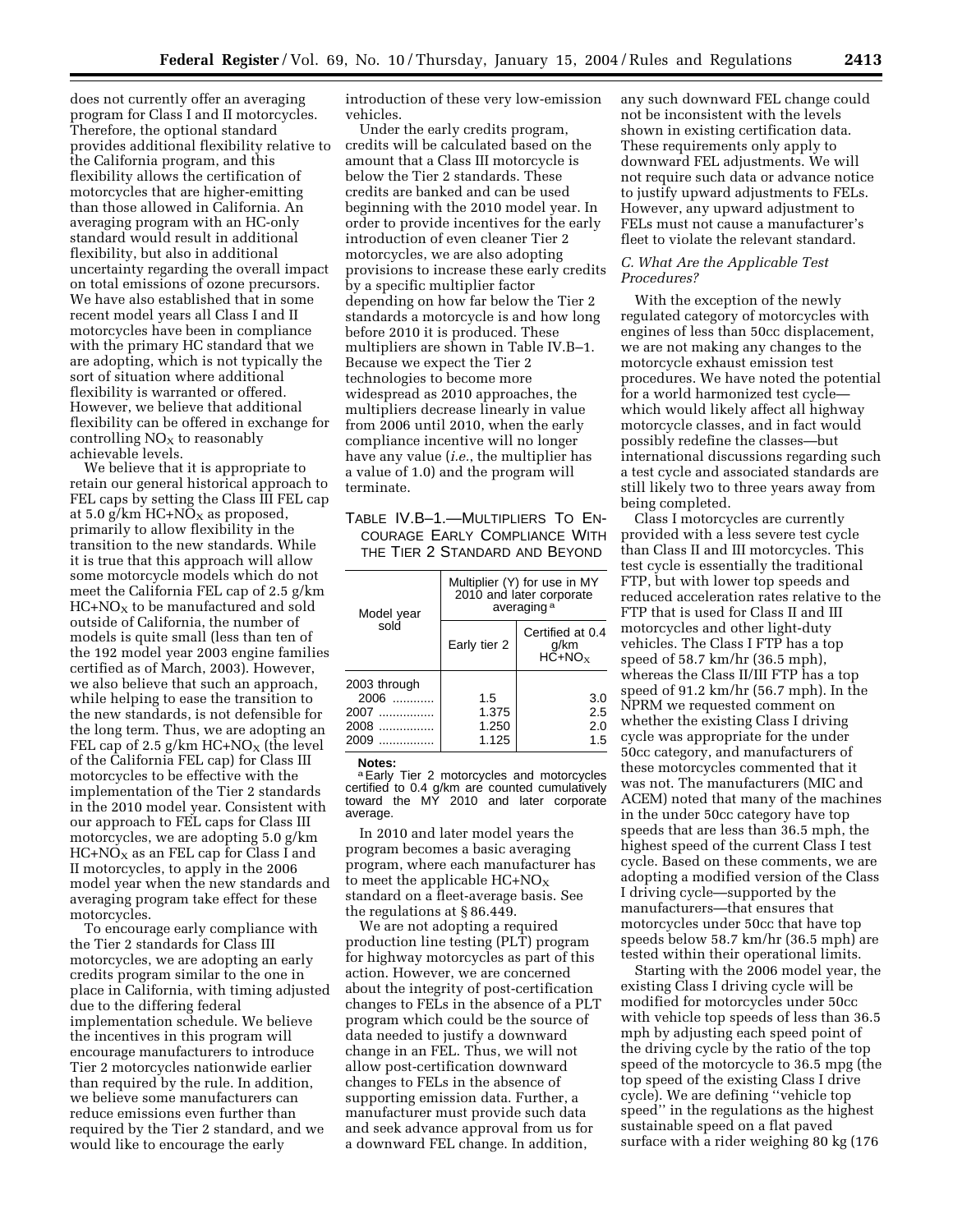does not currently offer an averaging program for Class I and II motorcycles. Therefore, the optional standard provides additional flexibility relative to the California program, and this flexibility allows the certification of motorcycles that are higher-emitting than those allowed in California. An averaging program with an HC-only standard would result in additional flexibility, but also in additional uncertainty regarding the overall impact on total emissions of ozone precursors. We have also established that in some recent model years all Class I and II motorcycles have been in compliance with the primary HC standard that we are adopting, which is not typically the sort of situation where additional flexibility is warranted or offered. However, we believe that additional flexibility can be offered in exchange for controlling $NO_X$ to reasonably achievable levels.

We believe that it is appropriate to retain our general historical approach to FEL caps by setting the Class III FEL cap at 5.0 g/km $HC+NO_X$ as proposed, primarily to allow flexibility in the transition to the new standards. While it is true that this approach will allow some motorcycle models which do not meet the California FEL cap of 2.5 g/km $HC+NO_X$ to be manufactured and sold outside of California, the number of models is quite small (less than ten of the 192 model year 2003 engine families certified as of March, 2003). However, we also believe that such an approach, while helping to ease the transition to the new standards, is not defensible for the long term. Thus, we are adopting an FEL cap of 2.5 g/km $HC+NO_X$ (the level of the California FEL cap) for Class III motorcycles to be effective with the implementation of the Tier 2 standards in the 2010 model year. Consistent with our approach to FEL caps for Class III motorcycles, we are adopting 5.0 g/km $HC+NO_X$ as an FEL cap for Class I and II motorcycles, to apply in the 2006 model year when the new standards and averaging program take effect for these motorcycles.

To encourage early compliance with the Tier 2 standards for Class III motorcycles, we are adopting an early credits program similar to the one in place in California, with timing adjusted due to the differing federal implementation schedule. We believe the incentives in this program will encourage manufacturers to introduce Tier 2 motorcycles nationwide earlier than required by the rule. In addition, we believe some manufacturers can reduce emissions even further than required by the Tier 2 standard, and we would like to encourage the early introduction of these very low-emission vehicles.

Under the early credits program, credits will be calculated based on the amount that a Class III motorcycle is below the Tier 2 standards. These credits are banked and can be used beginning with the 2010 model year. In order to provide incentives for the early introduction of even cleaner Tier 2 motorcycles, we are also adopting provisions to increase these early credits by a specific multiplier factor depending on how far below the Tier 2 standards a motorcycle is and how long before 2010 it is produced. These multipliers are shown in Table IV.B–1. Because we expect the Tier 2 technologies to become more widespread as 2010 approaches, the multipliers decrease linearly in value from 2006 until 2010, when the early compliance incentive will no longer have any value (*i.e.*, the multiplier has a value of 1.0) and the program will terminate.

TABLE IV.B–1.—MULTIPLIERS TO ENCOURAGE EARLY COMPLIANCE WITH THE TIER 2 STANDARD AND BEYOND

| Model year sold | Multiplier (Y) for use in MY 2010 and later corporate averaging [a] | |
|---|---|---|
| | Early tier 2 | Certified at 0.4 g/km $HC+NO_X$ |
| 2003 through 2006 | 1.5 | 3.0 |
| 2007 | 1.375 | 2.5 |
| 2008 | 1.250 | 2.0 |
| 2009 | 1.125 | 1.5 |

**Notes:**
[a] Early Tier 2 motorcycles and motorcycles certified to 0.4 g/km are counted cumulatively toward the MY 2010 and later corporate average.

In 2010 and later model years the program becomes a basic averaging program, where each manufacturer has to meet the applicable $HC+NO_X$ standard on a fleet-average basis. See the regulations at § 86.449.

We are not adopting a required production line testing (PLT) program for highway motorcycles as part of this action. However, we are concerned about the integrity of post-certification changes to FELs in the absence of a PLT program which could be the source of data needed to justify a downward change in an FEL. Thus, we will not allow post-certification downward changes to FELs in the absence of supporting emission data. Further, a manufacturer must provide such data and seek advance approval from us for a downward FEL change. In addition, any such downward FEL change could not be inconsistent with the levels shown in existing certification data. These requirements only apply to downward FEL adjustments. We will not require such data or advance notice to justify upward adjustments to FELs. However, any upward adjustment to FELs must not cause a manufacturer's fleet to violate the relevant standard.

### *C. What Are the Applicable Test Procedures?*

With the exception of the newly regulated category of motorcycles with engines of less than 50cc displacement, we are not making any changes to the motorcycle exhaust emission test procedures. We have noted the potential for a world harmonized test cycle—which would likely affect all highway motorcycle classes, and in fact would possibly redefine the classes—but international discussions regarding such a test cycle and associated standards are still likely two to three years away from being completed.

Class I motorcycles are currently provided with a less severe test cycle than Class II and III motorcycles. This test cycle is essentially the traditional FTP, but with lower top speeds and reduced acceleration rates relative to the FTP that is used for Class II and III motorcycles and other light-duty vehicles. The Class I FTP has a top speed of 58.7 km/hr (36.5 mph), whereas the Class II/III FTP has a top speed of 91.2 km/hr (56.7 mph). In the NPRM we requested comment on whether the existing Class I driving cycle was appropriate for the under 50cc category, and manufacturers of these motorcycles commented that it was not. The manufacturers (MIC and ACEM) noted that many of the machines in the under 50cc category have top speeds that are less than 36.5 mph, the highest speed of the current Class I test cycle. Based on these comments, we are adopting a modified version of the Class I driving cycle—supported by the manufacturers—that ensures that motorcycles under 50cc that have top speeds below 58.7 km/hr (36.5 mph) are tested within their operational limits.

Starting with the 2006 model year, the existing Class I driving cycle will be modified for motorcycles under 50cc with vehicle top speeds of less than 36.5 mph by adjusting each speed point of the driving cycle by the ratio of the top speed of the motorcycle to 36.5 mpg (the top speed of the existing Class I drive cycle). We are defining ''vehicle top speed'' in the regulations as the highest sustainable speed on a flat paved surface with a rider weighing 80 kg (176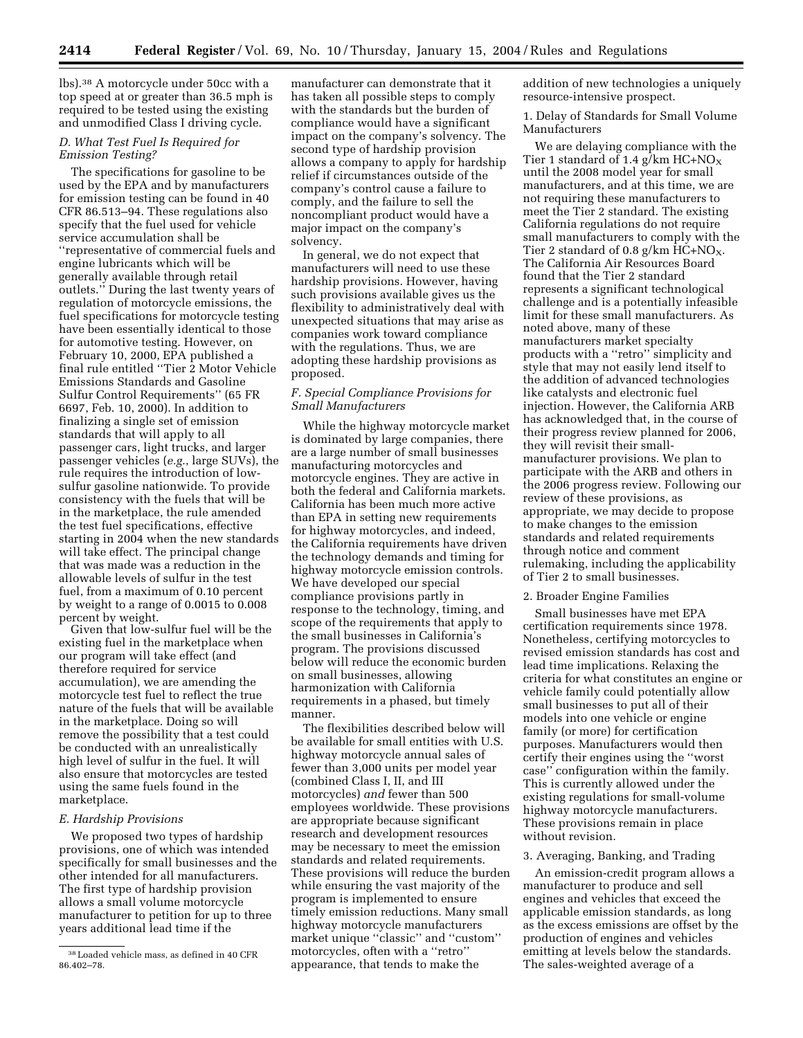lbs).[38] A motorcycle under 50cc with a top speed at or greater than 36.5 mph is required to be tested using the existing and unmodified Class I driving cycle.

### *D. What Test Fuel Is Required for Emission Testing?*

The specifications for gasoline to be used by the EPA and by manufacturers for emission testing can be found in 40 CFR 86.513–94. These regulations also specify that the fuel used for vehicle service accumulation shall be ''representative of commercial fuels and engine lubricants which will be generally available through retail outlets.'' During the last twenty years of regulation of motorcycle emissions, the fuel specifications for motorcycle testing have been essentially identical to those for automotive testing. However, on February 10, 2000, EPA published a final rule entitled ''Tier 2 Motor Vehicle Emissions Standards and Gasoline Sulfur Control Requirements'' (65 FR 6697, Feb. 10, 2000). In addition to finalizing a single set of emission standards that will apply to all passenger cars, light trucks, and larger passenger vehicles (*e.g.*, large SUVs), the rule requires the introduction of low-sulfur gasoline nationwide. To provide consistency with the fuels that will be in the marketplace, the rule amended the test fuel specifications, effective starting in 2004 when the new standards will take effect. The principal change that was made was a reduction in the allowable levels of sulfur in the test fuel, from a maximum of 0.10 percent by weight to a range of 0.0015 to 0.008 percent by weight.

Given that low-sulfur fuel will be the existing fuel in the marketplace when our program will take effect (and therefore required for service accumulation), we are amending the motorcycle test fuel to reflect the true nature of the fuels that will be available in the marketplace. Doing so will remove the possibility that a test could be conducted with an unrealistically high level of sulfur in the fuel. It will also ensure that motorcycles are tested using the same fuels found in the marketplace.

### *E. Hardship Provisions*

We proposed two types of hardship provisions, one of which was intended specifically for small businesses and the other intended for all manufacturers. The first type of hardship provision allows a small volume motorcycle manufacturer to petition for up to three years additional lead time if the manufacturer can demonstrate that it has taken all possible steps to comply with the standards but the burden of compliance would have a significant impact on the company's solvency. The second type of hardship provision allows a company to apply for hardship relief if circumstances outside of the company's control cause a failure to comply, and the failure to sell the noncompliant product would have a major impact on the company's solvency.

In general, we do not expect that manufacturers will need to use these hardship provisions. However, having such provisions available gives us the flexibility to administratively deal with unexpected situations that may arise as companies work toward compliance with the regulations. Thus, we are adopting these hardship provisions as proposed.

### *F. Special Compliance Provisions for Small Manufacturers*

While the highway motorcycle market is dominated by large companies, there are a large number of small businesses manufacturing motorcycles and motorcycle engines. They are active in both the federal and California markets. California has been much more active than EPA in setting new requirements for highway motorcycles, and indeed, the California requirements have driven the technology demands and timing for highway motorcycle emission controls. We have developed our special compliance provisions partly in response to the technology, timing, and scope of the requirements that apply to the small businesses in California's program. The provisions discussed below will reduce the economic burden on small businesses, allowing harmonization with California requirements in a phased, but timely manner.

The flexibilities described below will be available for small entities with U.S. highway motorcycle annual sales of fewer than 3,000 units per model year (combined Class I, II, and III motorcycles) *and* fewer than 500 employees worldwide. These provisions are appropriate because significant research and development resources may be necessary to meet the emission standards and related requirements. These provisions will reduce the burden while ensuring the vast majority of the program is implemented to ensure timely emission reductions. Many small highway motorcycle manufacturers market unique ''classic'' and ''custom'' motorcycles, often with a ''retro'' appearance, that tends to make the addition of new technologies a uniquely resource-intensive prospect.

#### 1. Delay of Standards for Small Volume Manufacturers

We are delaying compliance with the Tier 1 standard of 1.4 g/km $HC+NO_X$ until the 2008 model year for small manufacturers, and at this time, we are not requiring these manufacturers to meet the Tier 2 standard. The existing California regulations do not require small manufacturers to comply with the Tier 2 standard of 0.8 g/km $HC+NO_X$. The California Air Resources Board found that the Tier 2 standard represents a significant technological challenge and is a potentially infeasible limit for these small manufacturers. As noted above, many of these manufacturers market specialty products with a ''retro'' simplicity and style that may not easily lend itself to the addition of advanced technologies like catalysts and electronic fuel injection. However, the California ARB has acknowledged that, in the course of their progress review planned for 2006, they will revisit their small-manufacturer provisions. We plan to participate with the ARB and others in the 2006 progress review. Following our review of these provisions, as appropriate, we may decide to propose to make changes to the emission standards and related requirements through notice and comment rulemaking, including the applicability of Tier 2 to small businesses.

#### 2. Broader Engine Families

Small businesses have met EPA certification requirements since 1978. Nonetheless, certifying motorcycles to revised emission standards has cost and lead time implications. Relaxing the criteria for what constitutes an engine or vehicle family could potentially allow small businesses to put all of their models into one vehicle or engine family (or more) for certification purposes. Manufacturers would then certify their engines using the ''worst case'' configuration within the family. This is currently allowed under the existing regulations for small-volume highway motorcycle manufacturers. These provisions remain in place without revision.

#### 3. Averaging, Banking, and Trading

An emission-credit program allows a manufacturer to produce and sell engines and vehicles that exceed the applicable emission standards, as long as the excess emissions are offset by the production of engines and vehicles emitting at levels below the standards. The sales-weighted average of a

---

[38] Loaded vehicle mass, as defined in 40 CFR 86.402–78.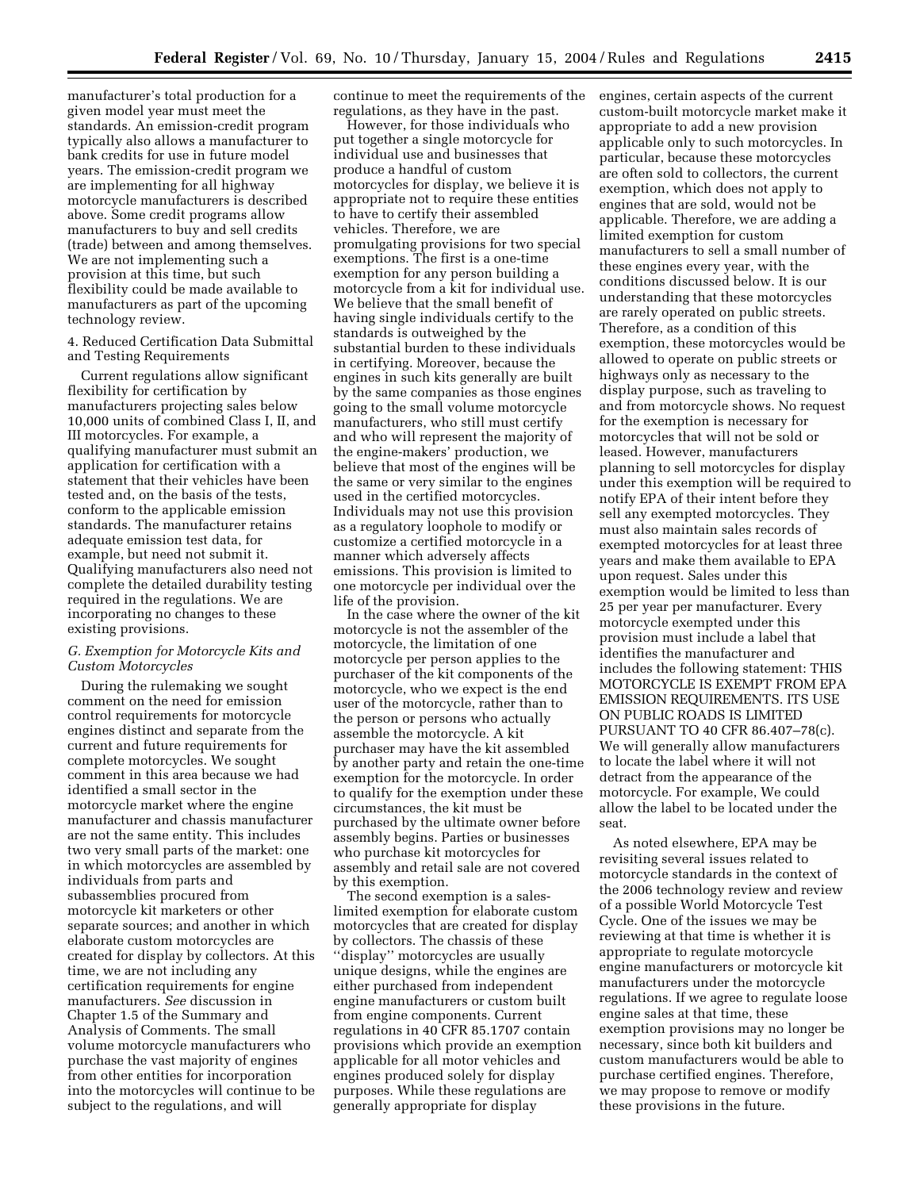manufacturer's total production for a given model year must meet the standards. An emission-credit program typically also allows a manufacturer to bank credits for use in future model years. The emission-credit program we are implementing for all highway motorcycle manufacturers is described above. Some credit programs allow manufacturers to buy and sell credits (trade) between and among themselves. We are not implementing such a provision at this time, but such flexibility could be made available to manufacturers as part of the upcoming technology review.

4. Reduced Certification Data Submittal and Testing Requirements

Current regulations allow significant flexibility for certification by manufacturers projecting sales below 10,000 units of combined Class I, II, and III motorcycles. For example, a qualifying manufacturer must submit an application for certification with a statement that their vehicles have been tested and, on the basis of the tests, conform to the applicable emission standards. The manufacturer retains adequate emission test data, for example, but need not submit it. Qualifying manufacturers also need not complete the detailed durability testing required in the regulations. We are incorporating no changes to these existing provisions.

### *G. Exemption for Motorcycle Kits and Custom Motorcycles*

During the rulemaking we sought comment on the need for emission control requirements for motorcycle engines distinct and separate from the current and future requirements for complete motorcycles. We sought comment in this area because we had identified a small sector in the motorcycle market where the engine manufacturer and chassis manufacturer are not the same entity. This includes two very small parts of the market: one in which motorcycles are assembled by individuals from parts and subassemblies procured from motorcycle kit marketers or other separate sources; and another in which elaborate custom motorcycles are created for display by collectors. At this time, we are not including any certification requirements for engine manufacturers. *See* discussion in Chapter 1.5 of the Summary and Analysis of Comments. The small volume motorcycle manufacturers who purchase the vast majority of engines from other entities for incorporation into the motorcycles will continue to be subject to the regulations, and will continue to meet the requirements of the regulations, as they have in the past.

However, for those individuals who put together a single motorcycle for individual use and businesses that produce a handful of custom motorcycles for display, we believe it is appropriate not to require these entities to have to certify their assembled vehicles. Therefore, we are promulgating provisions for two special exemptions. The first is a one-time exemption for any person building a motorcycle from a kit for individual use. We believe that the small benefit of having single individuals certify to the standards is outweighed by the substantial burden to these individuals in certifying. Moreover, because the engines in such kits generally are built by the same companies as those engines going to the small volume motorcycle manufacturers, who still must certify and who will represent the majority of the engine-makers' production, we believe that most of the engines will be the same or very similar to the engines used in the certified motorcycles. Individuals may not use this provision as a regulatory loophole to modify or customize a certified motorcycle in a manner which adversely affects emissions. This provision is limited to one motorcycle per individual over the life of the provision.

In the case where the owner of the kit motorcycle is not the assembler of the motorcycle, the limitation of one motorcycle per person applies to the purchaser of the kit components of the motorcycle, who we expect is the end user of the motorcycle, rather than to the person or persons who actually assemble the motorcycle. A kit purchaser may have the kit assembled by another party and retain the one-time exemption for the motorcycle. In order to qualify for the exemption under these circumstances, the kit must be purchased by the ultimate owner before assembly begins. Parties or businesses who purchase kit motorcycles for assembly and retail sale are not covered by this exemption.

The second exemption is a sales-limited exemption for elaborate custom motorcycles that are created for display by collectors. The chassis of these ''display'' motorcycles are usually unique designs, while the engines are either purchased from independent engine manufacturers or custom built from engine components. Current regulations in 40 CFR 85.1707 contain provisions which provide an exemption applicable for all motor vehicles and engines produced solely for display purposes. While these regulations are generally appropriate for display engines, certain aspects of the current custom-built motorcycle market make it appropriate to add a new provision applicable only to such motorcycles. In particular, because these motorcycles are often sold to collectors, the current exemption, which does not apply to engines that are sold, would not be applicable. Therefore, we are adding a limited exemption for custom manufacturers to sell a small number of these engines every year, with the conditions discussed below. It is our understanding that these motorcycles are rarely operated on public streets. Therefore, as a condition of this exemption, these motorcycles would be allowed to operate on public streets or highways only as necessary to the display purpose, such as traveling to and from motorcycle shows. No request for the exemption is necessary for motorcycles that will not be sold or leased. However, manufacturers planning to sell motorcycles for display under this exemption will be required to notify EPA of their intent before they sell any exempted motorcycles. They must also maintain sales records of exempted motorcycles for at least three years and make them available to EPA upon request. Sales under this exemption would be limited to less than 25 per year per manufacturer. Every motorcycle exempted under this provision must include a label that identifies the manufacturer and includes the following statement: THIS MOTORCYCLE IS EXEMPT FROM EPA EMISSION REQUIREMENTS. ITS USE ON PUBLIC ROADS IS LIMITED PURSUANT TO 40 CFR 86.407–78(c). We will generally allow manufacturers to locate the label where it will not detract from the appearance of the motorcycle. For example, We could allow the label to be located under the seat.

As noted elsewhere, EPA may be revisiting several issues related to motorcycle standards in the context of the 2006 technology review and review of a possible World Motorcycle Test Cycle. One of the issues we may be reviewing at that time is whether it is appropriate to regulate motorcycle engine manufacturers or motorcycle kit manufacturers under the motorcycle regulations. If we agree to regulate loose engine sales at that time, these exemption provisions may no longer be necessary, since both kit builders and custom manufacturers would be able to purchase certified engines. Therefore, we may propose to remove or modify these provisions in the future.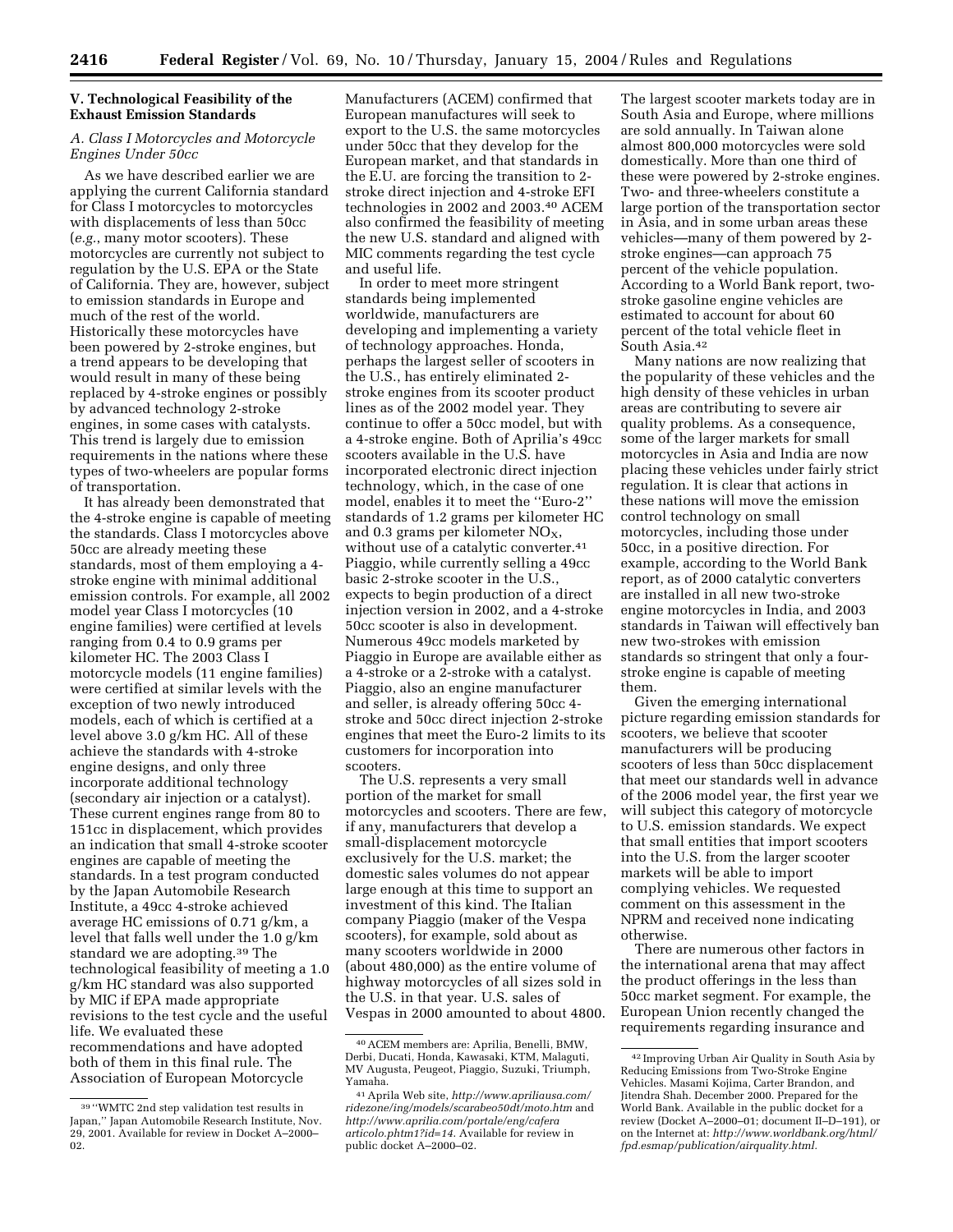## V. Technological Feasibility of the Exhaust Emission Standards

### A. Class I Motorcycles and Motorcycle Engines Under 50cc

As we have described earlier we are applying the current California standard for Class I motorcycles to motorcycles with displacements of less than 50cc (*e.g.*, many motor scooters). These motorcycles are currently not subject to regulation by the U.S. EPA or the State of California. They are, however, subject to emission standards in Europe and much of the rest of the world. Historically these motorcycles have been powered by 2-stroke engines, but a trend appears to be developing that would result in many of these being replaced by 4-stroke engines or possibly by advanced technology 2-stroke engines, in some cases with catalysts. This trend is largely due to emission requirements in the nations where these types of two-wheelers are popular forms of transportation.

It has already been demonstrated that the 4-stroke engine is capable of meeting the standards. Class I motorcycles above 50cc are already meeting these standards, most of them employing a 4-stroke engine with minimal additional emission controls. For example, all 2002 model year Class I motorcycles (10 engine families) were certified at levels ranging from 0.4 to 0.9 grams per kilometer HC. The 2003 Class I motorcycle models (11 engine families) were certified at similar levels with the exception of two newly introduced models, each of which is certified at a level above 3.0 g/km HC. All of these achieve the standards with 4-stroke engine designs, and only three incorporate additional technology (secondary air injection or a catalyst). These current engines range from 80 to 151cc in displacement, which provides an indication that small 4-stroke scooter engines are capable of meeting the standards. In a test program conducted by the Japan Automobile Research Institute, a 49cc 4-stroke achieved average HC emissions of 0.71 g/km, a level that falls well under the 1.0 g/km standard we are adopting.[39] The technological feasibility of meeting a 1.0 g/km HC standard was also supported by MIC if EPA made appropriate revisions to the test cycle and the useful life. We evaluated these recommendations and have adopted both of them in this final rule. The Association of European Motorcycle Manufacturers (ACEM) confirmed that European manufactures will seek to export to the U.S. the same motorcycles under 50cc that they develop for the European market, and that standards in the E.U. are forcing the transition to 2-stroke direct injection and 4-stroke EFI technologies in 2002 and 2003.[40] ACEM also confirmed the feasibility of meeting the new U.S. standard and aligned with MIC comments regarding the test cycle and useful life.

In order to meet more stringent standards being implemented worldwide, manufacturers are developing and implementing a variety of technology approaches. Honda, perhaps the largest seller of scooters in the U.S., has entirely eliminated 2-stroke engines from its scooter product lines as of the 2002 model year. They continue to offer a 50cc model, but with a 4-stroke engine. Both of Aprilia's 49cc scooters available in the U.S. have incorporated electronic direct injection technology, which, in the case of one model, enables it to meet the ''Euro-2'' standards of 1.2 grams per kilometer HC and 0.3 grams per kilometer $NO_X$, without use of a catalytic converter.[41] Piaggio, while currently selling a 49cc basic 2-stroke scooter in the U.S., expects to begin production of a direct injection version in 2002, and a 4-stroke 50cc scooter is also in development. Numerous 49cc models marketed by Piaggio in Europe are available either as a 4-stroke or a 2-stroke with a catalyst. Piaggio, also an engine manufacturer and seller, is already offering 50cc 4-stroke and 50cc direct injection 2-stroke engines that meet the Euro-2 limits to its customers for incorporation into scooters.

The U.S. represents a very small portion of the market for small motorcycles and scooters. There are few, if any, manufacturers that develop a small-displacement motorcycle exclusively for the U.S. market; the domestic sales volumes do not appear large enough at this time to support an investment of this kind. The Italian company Piaggio (maker of the Vespa scooters), for example, sold about as many scooters worldwide in 2000 (about 480,000) as the entire volume of highway motorcycles of all sizes sold in the U.S. in that year. U.S. sales of Vespas in 2000 amounted to about 4800.

The largest scooter markets today are in South Asia and Europe, where millions are sold annually. In Taiwan alone almost 800,000 motorcycles were sold domestically. More than one third of these were powered by 2-stroke engines. Two- and three-wheelers constitute a large portion of the transportation sector in Asia, and in some urban areas these vehicles—many of them powered by 2-stroke engines—can approach 75 percent of the vehicle population. According to a World Bank report, two-stroke gasoline engine vehicles are estimated to account for about 60 percent of the total vehicle fleet in South Asia.[42]

Many nations are now realizing that the popularity of these vehicles and the high density of these vehicles in urban areas are contributing to severe air quality problems. As a consequence, some of the larger markets for small motorcycles in Asia and India are now placing these vehicles under fairly strict regulation. It is clear that actions in these nations will move the emission control technology on small motorcycles, including those under 50cc, in a positive direction. For example, according to the World Bank report, as of 2000 catalytic converters are installed in all new two-stroke engine motorcycles in India, and 2003 standards in Taiwan will effectively ban new two-strokes with emission standards so stringent that only a four-stroke engine is capable of meeting them.

Given the emerging international picture regarding emission standards for scooters, we believe that scooter manufacturers will be producing scooters of less than 50cc displacement that meet our standards well in advance of the 2006 model year, the first year we will subject this category of motorcycle to U.S. emission standards. We expect that small entities that import scooters into the U.S. from the larger scooter markets will be able to import complying vehicles. We requested comment on this assessment in the NPRM and received none indicating otherwise.

There are numerous other factors in the international arena that may affect the product offerings in the less than 50cc market segment. For example, the European Union recently changed the requirements regarding insurance and

---

[39] ''WMTC 2nd step validation test results in Japan,'' Japan Automobile Research Institute, Nov. 29, 2001. Available for review in Docket A–2000–02.

[40] ACEM members are: Aprilia, Benelli, BMW, Derbi, Ducati, Honda, Kawasaki, KTM, Malaguti, MV Augusta, Peugeot, Piaggio, Suzuki, Triumph, Yamaha.

[41] Aprila Web site, *http://www.apriliausa.com/ridezone/ing/models/scarabeo50dt/moto.htm* and *http://www.aprilia.com/portale/eng/cafera articolo.phtml?id=14*. Available for review in public docket A–2000–02.

[42] Improving Urban Air Quality in South Asia by Reducing Emissions from Two-Stroke Engine Vehicles. Masami Kojima, Carter Brandon, and Jitendra Shah. December 2000. Prepared for the World Bank. Available in the public docket for a review (Docket A–2000–01; document II–D–191), or on the Internet at: *http://www.worldbank.org/html/fpd.esmap/publication/airquality.html.*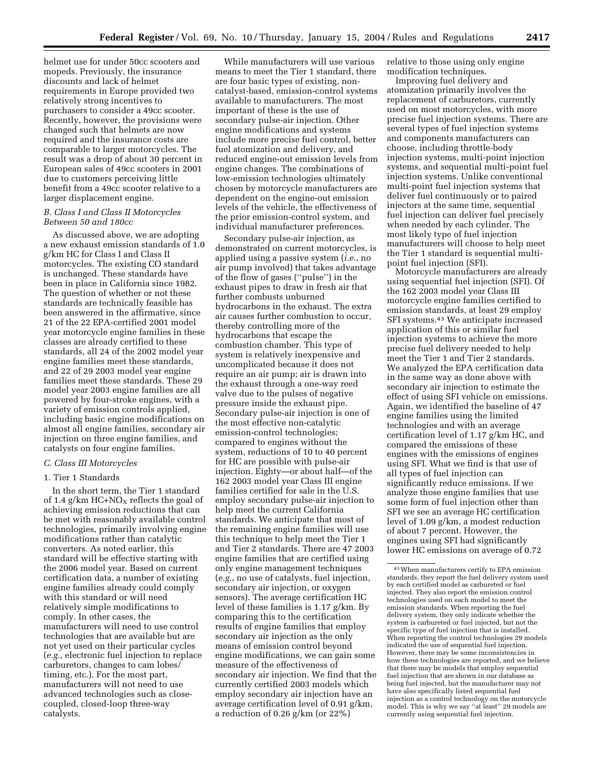helmet use for under 50cc scooters and mopeds. Previously, the insurance discounts and lack of helmet requirements in Europe provided two relatively strong incentives to purchasers to consider a 49cc scooter. Recently, however, the provisions were changed such that helmets are now required and the insurance costs are comparable to larger motorcycles. The result was a drop of about 30 percent in European sales of 49cc scooters in 2001 due to customers perceiving little benefit from a 49cc scooter relative to a larger displacement engine.

### *B. Class I and Class II Motorcycles Between 50 and 180cc*

As discussed above, we are adopting a new exhaust emission standards of 1.0 g/km HC for Class I and Class II motorcycles. The existing CO standard is unchanged. These standards have been in place in California since 1982. The question of whether or not these standards are technically feasible has been answered in the affirmative, since 21 of the 22 EPA-certified 2001 model year motorcycle engine families in these classes are already certified to these standards, all 24 of the 2002 model year engine families meet these standards, and 22 of 29 2003 model year engine families meet these standards. These 29 model year 2003 engine families are all powered by four-stroke engines, with a variety of emission controls applied, including basic engine modifications on almost all engine families, secondary air injection on three engine families, and catalysts on four engine families.

### *C. Class III Motorcycles*

#### 1. Tier 1 Standards

In the short term, the Tier 1 standard of 1.4 g/km $HC+NO_X$ reflects the goal of achieving emission reductions that can be met with reasonably available control technologies, primarily involving engine modifications rather than catalytic converters. As noted earlier, this standard will be effective starting with the 2006 model year. Based on current certification data, a number of existing engine families already could comply with this standard or will need relatively simple modifications to comply. In other cases, the manufacturers will need to use control technologies that are available but are not yet used on their particular cycles (*e.g.*, electronic fuel injection to replace carburetors, changes to cam lobes/timing, etc.). For the most part, manufacturers will not need to use advanced technologies such as close-coupled, closed-loop three-way catalysts.

While manufacturers will use various means to meet the Tier 1 standard, there are four basic types of existing, non-catalyst-based, emission-control systems available to manufacturers. The most important of these is the use of secondary pulse-air injection. Other engine modifications and systems include more precise fuel control, better fuel atomization and delivery, and reduced engine-out emission levels from engine changes. The combinations of low-emission technologies ultimately chosen by motorcycle manufacturers are dependent on the engine-out emission levels of the vehicle, the effectiveness of the prior emission-control system, and individual manufacturer preferences.

Secondary pulse-air injection, as demonstrated on current motorcycles, is applied using a passive system (*i.e.*, no air pump involved) that takes advantage of the flow of gases (''pulse'') in the exhaust pipes to draw in fresh air that further combusts unburned hydrocarbons in the exhaust. The extra air causes further combustion to occur, thereby controlling more of the hydrocarbons that escape the combustion chamber. This type of system is relatively inexpensive and uncomplicated because it does not require an air pump; air is drawn into the exhaust through a one-way reed valve due to the pulses of negative pressure inside the exhaust pipe. Secondary pulse-air injection is one of the most effective non-catalytic emission-control technologies; compared to engines without the system, reductions of 10 to 40 percent for HC are possible with pulse-air injection. Eighty—or about half—of the 162 2003 model year Class III engine families certified for sale in the U.S. employ secondary pulse-air injection to help meet the current California standards. We anticipate that most of the remaining engine families will use this technique to help meet the Tier 1 and Tier 2 standards. There are 47 2003 engine families that are certified using only engine management techniques (*e.g.*, no use of catalysts, fuel injection, secondary air injection, or oxygen sensors). The average certification HC level of these families is 1.17 g/km. By comparing this to the certification results of engine families that employ secondary air injection as the only means of emission control beyond engine modifications, we can gain some measure of the effectiveness of secondary air injection. We find that the currently certified 2003 models which employ secondary air injection have an average certification level of 0.91 g/km, a reduction of 0.26 g/km (or 22%) relative to those using only engine modification techniques.

Improving fuel delivery and atomization primarily involves the replacement of carburetors, currently used on most motorcycles, with more precise fuel injection systems. There are several types of fuel injection systems and components manufacturers can choose, including throttle-body injection systems, multi-point injection systems, and sequential multi-point fuel injection systems. Unlike conventional multi-point fuel injection systems that deliver fuel continuously or to paired injectors at the same time, sequential fuel injection can deliver fuel precisely when needed by each cylinder. The most likely type of fuel injection manufacturers will choose to help meet the Tier 1 standard is sequential multi-point fuel injection (SFI).

Motorcycle manufacturers are already using sequential fuel injection (SFI). Of the 162 2003 model year Class III motorcycle engine families certified to emission standards, at least 29 employ SFI systems.[43] We anticipate increased application of this or similar fuel injection systems to achieve the more precise fuel delivery needed to help meet the Tier 1 and Tier 2 standards. We analyzed the EPA certification data in the same way as done above with secondary air injection to estimate the effect of using SFI vehicle on emissions. Again, we identified the baseline of 47 engine families using the limited technologies and with an average certification level of 1.17 g/km HC, and compared the emissions of these engines with the emissions of engines using SFI. What we find is that use of all types of fuel injection can significantly reduce emissions. If we analyze those engine families that use some form of fuel injection other than SFI we see an average HC certification level of 1.09 g/km, a modest reduction of about 7 percent. However, the engines using SFI had significantly lower HC emissions on average of 0.72

[43] When manufacturers certify to EPA emission standards, they report the fuel delivery system used by each certified model as carbureted or fuel injected. They also report the emission control technologies used on each model to meet the emission standards. When reporting the fuel delivery system, they only indicate whether the system is carbureted or fuel injected, but not the specific type of fuel injection that is installed. When reporting the control technologies 29 models indicated the use of sequential fuel injection. However, there may be some inconsistencies in how these technologies are reported, and we believe that there may be models that employ sequential fuel injection that are shown in our database as being fuel injected, but the manufacturer may not have also specifically listed sequential fuel injection as a control technology on the motorcycle model. This is why we say ''at least'' 29 models are currently using sequential fuel injection.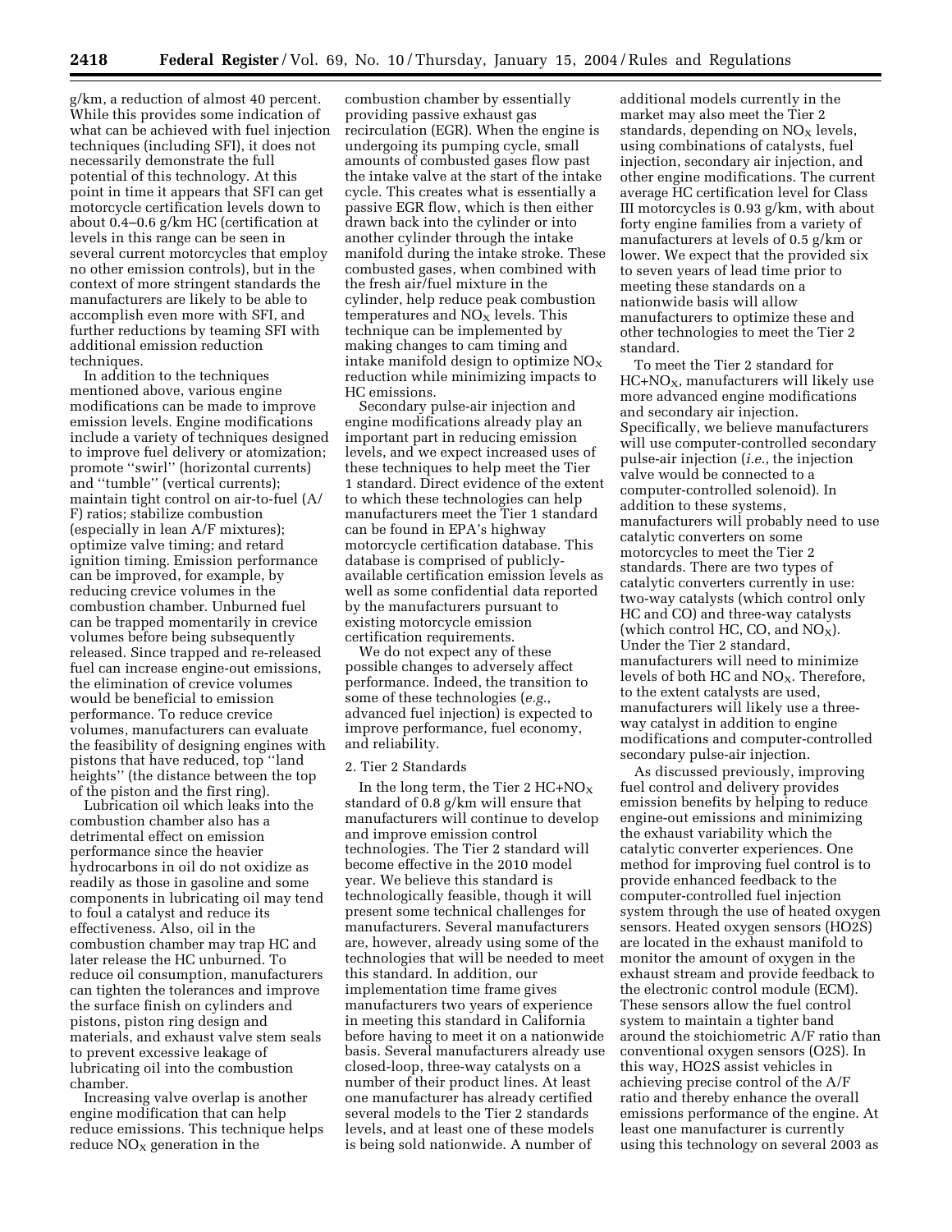g/km, a reduction of almost 40 percent. While this provides some indication of what can be achieved with fuel injection techniques (including SFI), it does not necessarily demonstrate the full potential of this technology. At this point in time it appears that SFI can get motorcycle certification levels down to about 0.4–0.6 g/km HC (certification at levels in this range can be seen in several current motorcycles that employ no other emission controls), but in the context of more stringent standards the manufacturers are likely to be able to accomplish even more with SFI, and further reductions by teaming SFI with additional emission reduction techniques.

In addition to the techniques mentioned above, various engine modifications can be made to improve emission levels. Engine modifications include a variety of techniques designed to improve fuel delivery or atomization; promote ''swirl'' (horizontal currents) and ''tumble'' (vertical currents); maintain tight control on air-to-fuel (A/F) ratios; stabilize combustion (especially in lean A/F mixtures); optimize valve timing; and retard ignition timing. Emission performance can be improved, for example, by reducing crevice volumes in the combustion chamber. Unburned fuel can be trapped momentarily in crevice volumes before being subsequently released. Since trapped and re-released fuel can increase engine-out emissions, the elimination of crevice volumes would be beneficial to emission performance. To reduce crevice volumes, manufacturers can evaluate the feasibility of designing engines with pistons that have reduced, top ''land heights'' (the distance between the top of the piston and the first ring).

Lubrication oil which leaks into the combustion chamber also has a detrimental effect on emission performance since the heavier hydrocarbons in oil do not oxidize as readily as those in gasoline and some components in lubricating oil may tend to foul a catalyst and reduce its effectiveness. Also, oil in the combustion chamber may trap HC and later release the HC unburned. To reduce oil consumption, manufacturers can tighten the tolerances and improve the surface finish on cylinders and pistons, piston ring design and materials, and exhaust valve stem seals to prevent excessive leakage of lubricating oil into the combustion chamber.

Increasing valve overlap is another engine modification that can help reduce emissions. This technique helps reduce $NO_X$ generation in the combustion chamber by essentially providing passive exhaust gas recirculation (EGR). When the engine is undergoing its pumping cycle, small amounts of combusted gases flow past the intake valve at the start of the intake cycle. This creates what is essentially a passive EGR flow, which is then either drawn back into the cylinder or into another cylinder through the intake manifold during the intake stroke. These combusted gases, when combined with the fresh air/fuel mixture in the cylinder, help reduce peak combustion temperatures and $NO_X$ levels. This technique can be implemented by making changes to cam timing and intake manifold design to optimize $NO_X$ reduction while minimizing impacts to HC emissions.

Secondary pulse-air injection and engine modifications already play an important part in reducing emission levels, and we expect increased uses of these techniques to help meet the Tier 1 standard. Direct evidence of the extent to which these technologies can help manufacturers meet the Tier 1 standard can be found in EPA's highway motorcycle certification database. This database is comprised of publicly-available certification emission levels as well as some confidential data reported by the manufacturers pursuant to existing motorcycle emission certification requirements.

We do not expect any of these possible changes to adversely affect performance. Indeed, the transition to some of these technologies (*e.g.*, advanced fuel injection) is expected to improve performance, fuel economy, and reliability.

2. Tier 2 Standards

In the long term, the Tier 2 $HC+NO_X$ standard of 0.8 g/km will ensure that manufacturers will continue to develop and improve emission control technologies. The Tier 2 standard will become effective in the 2010 model year. We believe this standard is technologically feasible, though it will present some technical challenges for manufacturers. Several manufacturers are, however, already using some of the technologies that will be needed to meet this standard. In addition, our implementation time frame gives manufacturers two years of experience in meeting this standard in California before having to meet it on a nationwide basis. Several manufacturers already use closed-loop, three-way catalysts on a number of their product lines. At least one manufacturer has already certified several models to the Tier 2 standards levels, and at least one of these models is being sold nationwide. A number of additional models currently in the market may also meet the Tier 2 standards, depending on $NO_X$ levels, using combinations of catalysts, fuel injection, secondary air injection, and other engine modifications. The current average HC certification level for Class III motorcycles is 0.93 g/km, with about forty engine families from a variety of manufacturers at levels of 0.5 g/km or lower. We expect that the provided six to seven years of lead time prior to meeting these standards on a nationwide basis will allow manufacturers to optimize these and other technologies to meet the Tier 2 standard.

To meet the Tier 2 standard for $HC+NO_X$, manufacturers will likely use more advanced engine modifications and secondary air injection. Specifically, we believe manufacturers will use computer-controlled secondary pulse-air injection (*i.e.*, the injection valve would be connected to a computer-controlled solenoid). In addition to these systems, manufacturers will probably need to use catalytic converters on some motorcycles to meet the Tier 2 standards. There are two types of catalytic converters currently in use: two-way catalysts (which control only HC and CO) and three-way catalysts (which control HC, CO, and $NO_X$). Under the Tier 2 standard, manufacturers will need to minimize levels of both HC and $NO_X$. Therefore, to the extent catalysts are used, manufacturers will likely use a three-way catalyst in addition to engine modifications and computer-controlled secondary pulse-air injection.

As discussed previously, improving fuel control and delivery provides emission benefits by helping to reduce engine-out emissions and minimizing the exhaust variability which the catalytic converter experiences. One method for improving fuel control is to provide enhanced feedback to the computer-controlled fuel injection system through the use of heated oxygen sensors. Heated oxygen sensors (HO2S) are located in the exhaust manifold to monitor the amount of oxygen in the exhaust stream and provide feedback to the electronic control module (ECM). These sensors allow the fuel control system to maintain a tighter band around the stoichiometric A/F ratio than conventional oxygen sensors (O2S). In this way, HO2S assist vehicles in achieving precise control of the A/F ratio and thereby enhance the overall emissions performance of the engine. At least one manufacturer is currently using this technology on several 2003 as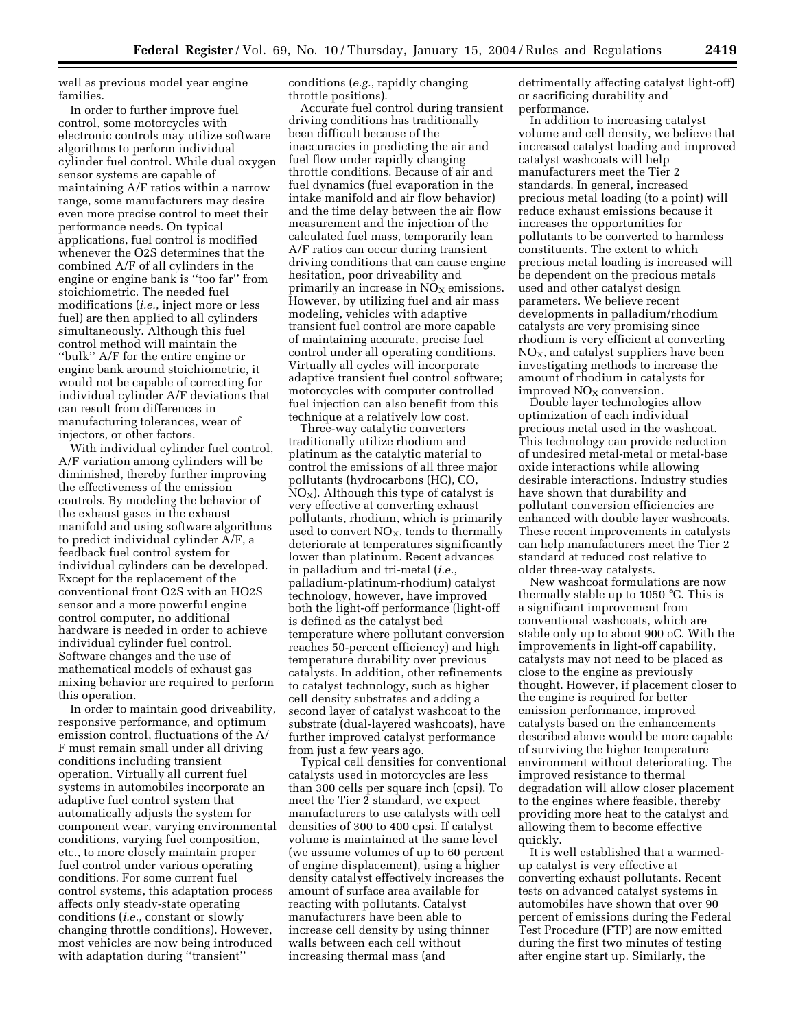well as previous model year engine families.

In order to further improve fuel control, some motorcycles with electronic controls may utilize software algorithms to perform individual cylinder fuel control. While dual oxygen sensor systems are capable of maintaining A/F ratios within a narrow range, some manufacturers may desire even more precise control to meet their performance needs. On typical applications, fuel control is modified whenever the O2S determines that the combined A/F of all cylinders in the engine or engine bank is ''too far'' from stoichiometric. The needed fuel modifications (*i.e.*, inject more or less fuel) are then applied to all cylinders simultaneously. Although this fuel control method will maintain the ''bulk'' A/F for the entire engine or engine bank around stoichiometric, it would not be capable of correcting for individual cylinder A/F deviations that can result from differences in manufacturing tolerances, wear of injectors, or other factors.

With individual cylinder fuel control, A/F variation among cylinders will be diminished, thereby further improving the effectiveness of the emission controls. By modeling the behavior of the exhaust gases in the exhaust manifold and using software algorithms to predict individual cylinder A/F, a feedback fuel control system for individual cylinders can be developed. Except for the replacement of the conventional front O2S with an HO2S sensor and a more powerful engine control computer, no additional hardware is needed in order to achieve individual cylinder fuel control. Software changes and the use of mathematical models of exhaust gas mixing behavior are required to perform this operation.

In order to maintain good driveability, responsive performance, and optimum emission control, fluctuations of the A/F must remain small under all driving conditions including transient operation. Virtually all current fuel systems in automobiles incorporate an adaptive fuel control system that automatically adjusts the system for component wear, varying environmental conditions, varying fuel composition, etc., to more closely maintain proper fuel control under various operating conditions. For some current fuel control systems, this adaptation process affects only steady-state operating conditions (*i.e.*, constant or slowly changing throttle conditions). However, most vehicles are now being introduced with adaptation during ''transient'' conditions (*e.g.*, rapidly changing throttle positions).

Accurate fuel control during transient driving conditions has traditionally been difficult because of the inaccuracies in predicting the air and fuel flow under rapidly changing throttle conditions. Because of air and fuel dynamics (fuel evaporation in the intake manifold and air flow behavior) and the time delay between the air flow measurement and the injection of the calculated fuel mass, temporarily lean A/F ratios can occur during transient driving conditions that can cause engine hesitation, poor driveability and primarily an increase in $NO_X$ emissions. However, by utilizing fuel and air mass modeling, vehicles with adaptive transient fuel control are more capable of maintaining accurate, precise fuel control under all operating conditions. Virtually all cycles will incorporate adaptive transient fuel control software; motorcycles with computer controlled fuel injection can also benefit from this technique at a relatively low cost.

Three-way catalytic converters traditionally utilize rhodium and platinum as the catalytic material to control the emissions of all three major pollutants (hydrocarbons (HC), CO, $NO_X$). Although this type of catalyst is very effective at converting exhaust pollutants, rhodium, which is primarily used to convert $NO_X$, tends to thermally deteriorate at temperatures significantly lower than platinum. Recent advances in palladium and tri-metal (*i.e.*, palladium-platinum-rhodium) catalyst technology, however, have improved both the light-off performance (light-off is defined as the catalyst bed temperature where pollutant conversion reaches 50-percent efficiency) and high temperature durability over previous catalysts. In addition, other refinements to catalyst technology, such as higher cell density substrates and adding a second layer of catalyst washcoat to the substrate (dual-layered washcoats), have further improved catalyst performance from just a few years ago.

Typical cell densities for conventional catalysts used in motorcycles are less than 300 cells per square inch (cpsi). To meet the Tier 2 standard, we expect manufacturers to use catalysts with cell densities of 300 to 400 cpsi. If catalyst volume is maintained at the same level (we assume volumes of up to 60 percent of engine displacement), using a higher density catalyst effectively increases the amount of surface area available for reacting with pollutants. Catalyst manufacturers have been able to increase cell density by using thinner walls between each cell without increasing thermal mass (and detrimentally affecting catalyst light-off) or sacrificing durability and performance.

In addition to increasing catalyst volume and cell density, we believe that increased catalyst loading and improved catalyst washcoats will help manufacturers meet the Tier 2 standards. In general, increased precious metal loading (to a point) will reduce exhaust emissions because it increases the opportunities for pollutants to be converted to harmless constituents. The extent to which precious metal loading is increased will be dependent on the precious metals used and other catalyst design parameters. We believe recent developments in palladium/rhodium catalysts are very promising since rhodium is very efficient at converting $NO_X$, and catalyst suppliers have been investigating methods to increase the amount of rhodium in catalysts for improved $NO_X$ conversion.

Double layer technologies allow optimization of each individual precious metal used in the washcoat. This technology can provide reduction of undesired metal-metal or metal-base oxide interactions while allowing desirable interactions. Industry studies have shown that durability and pollutant conversion efficiencies are enhanced with double layer washcoats. These recent improvements in catalysts can help manufacturers meet the Tier 2 standard at reduced cost relative to older three-way catalysts.

New washcoat formulations are now thermally stable up to 1050 °C. This is a significant improvement from conventional washcoats, which are stable only up to about 900 oC. With the improvements in light-off capability, catalysts may not need to be placed as close to the engine as previously thought. However, if placement closer to the engine is required for better emission performance, improved catalysts based on the enhancements described above would be more capable of surviving the higher temperature environment without deteriorating. The improved resistance to thermal degradation will allow closer placement to the engines where feasible, thereby providing more heat to the catalyst and allowing them to become effective quickly.

It is well established that a warmed-up catalyst is very effective at converting exhaust pollutants. Recent tests on advanced catalyst systems in automobiles have shown that over 90 percent of emissions during the Federal Test Procedure (FTP) are now emitted during the first two minutes of testing after engine start up. Similarly, the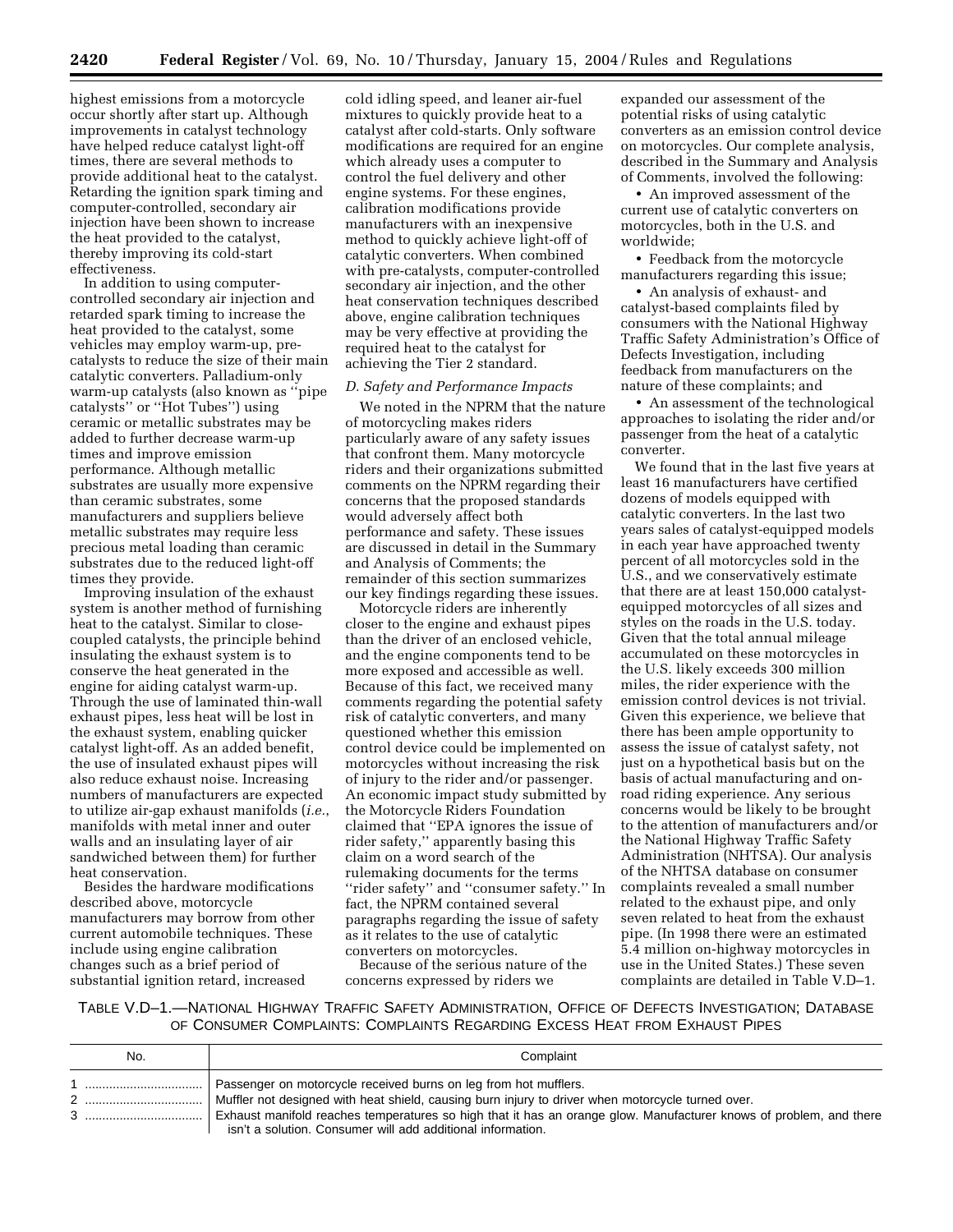highest emissions from a motorcycle occur shortly after start up. Although improvements in catalyst technology have helped reduce catalyst light-off times, there are several methods to provide additional heat to the catalyst. Retarding the ignition spark timing and computer-controlled, secondary air injection have been shown to increase the heat provided to the catalyst, thereby improving its cold-start effectiveness.

In addition to using computer-controlled secondary air injection and retarded spark timing to increase the heat provided to the catalyst, some vehicles may employ warm-up, pre-catalysts to reduce the size of their main catalytic converters. Palladium-only warm-up catalysts (also known as ''pipe catalysts'' or ''Hot Tubes'') using ceramic or metallic substrates may be added to further decrease warm-up times and improve emission performance. Although metallic substrates are usually more expensive than ceramic substrates, some manufacturers and suppliers believe metallic substrates may require less precious metal loading than ceramic substrates due to the reduced light-off times they provide.

Improving insulation of the exhaust system is another method of furnishing heat to the catalyst. Similar to close-coupled catalysts, the principle behind insulating the exhaust system is to conserve the heat generated in the engine for aiding catalyst warm-up. Through the use of laminated thin-wall exhaust pipes, less heat will be lost in the exhaust system, enabling quicker catalyst light-off. As an added benefit, the use of insulated exhaust pipes will also reduce exhaust noise. Increasing numbers of manufacturers are expected to utilize air-gap exhaust manifolds (*i.e.*, manifolds with metal inner and outer walls and an insulating layer of air sandwiched between them) for further heat conservation.

Besides the hardware modifications described above, motorcycle manufacturers may borrow from other current automobile techniques. These include using engine calibration changes such as a brief period of substantial ignition retard, increased cold idling speed, and leaner air-fuel mixtures to quickly provide heat to a catalyst after cold-starts. Only software modifications are required for an engine which already uses a computer to control the fuel delivery and other engine systems. For these engines, calibration modifications provide manufacturers with an inexpensive method to quickly achieve light-off of catalytic converters. When combined with pre-catalysts, computer-controlled secondary air injection, and the other heat conservation techniques described above, engine calibration techniques may be very effective at providing the required heat to the catalyst for achieving the Tier 2 standard.

### *D. Safety and Performance Impacts*

We noted in the NPRM that the nature of motorcycling makes riders particularly aware of any safety issues that confront them. Many motorcycle riders and their organizations submitted comments on the NPRM regarding their concerns that the proposed standards would adversely affect both performance and safety. These issues are discussed in detail in the Summary and Analysis of Comments; the remainder of this section summarizes our key findings regarding these issues.

Motorcycle riders are inherently closer to the engine and exhaust pipes than the driver of an enclosed vehicle, and the engine components tend to be more exposed and accessible as well. Because of this fact, we received many comments regarding the potential safety risk of catalytic converters, and many questioned whether this emission control device could be implemented on motorcycles without increasing the risk of injury to the rider and/or passenger. An economic impact study submitted by the Motorcycle Riders Foundation claimed that ''EPA ignores the issue of rider safety,'' apparently basing this claim on a word search of the rulemaking documents for the terms ''rider safety'' and ''consumer safety.'' In fact, the NPRM contained several paragraphs regarding the issue of safety as it relates to the use of catalytic converters on motorcycles.

Because of the serious nature of the concerns expressed by riders we expanded our assessment of the potential risks of using catalytic converters as an emission control device on motorcycles. Our complete analysis, described in the Summary and Analysis of Comments, involved the following:

- An improved assessment of the current use of catalytic converters on motorcycles, both in the U.S. and worldwide;
- Feedback from the motorcycle manufacturers regarding this issue;
- An analysis of exhaust- and catalyst-based complaints filed by consumers with the National Highway Traffic Safety Administration's Office of Defects Investigation, including feedback from manufacturers on the nature of these complaints; and
- An assessment of the technological approaches to isolating the rider and/or passenger from the heat of a catalytic converter.

We found that in the last five years at least 16 manufacturers have certified dozens of models equipped with catalytic converters. In the last two years sales of catalyst-equipped models in each year have approached twenty percent of all motorcycles sold in the U.S., and we conservatively estimate that there are at least 150,000 catalyst-equipped motorcycles of all sizes and styles on the roads in the U.S. today. Given that the total annual mileage accumulated on these motorcycles in the U.S. likely exceeds 300 million miles, the rider experience with the emission control devices is not trivial. Given this experience, we believe that there has been ample opportunity to assess the issue of catalyst safety, not just on a hypothetical basis but on the basis of actual manufacturing and on-road riding experience. Any serious concerns would be likely to be brought to the attention of manufacturers and/or the National Highway Traffic Safety Administration (NHTSA). Our analysis of the NHTSA database on consumer complaints revealed a small number related to the exhaust pipe, and only seven related to heat from the exhaust pipe. (In 1998 there were an estimated 5.4 million on-highway motorcycles in use in the United States.) These seven complaints are detailed in Table V.D–1.

TABLE V.D–1.—NATIONAL HIGHWAY TRAFFIC SAFETY ADMINISTRATION, OFFICE OF DEFECTS INVESTIGATION; DATABASE OF CONSUMER COMPLAINTS: COMPLAINTS REGARDING EXCESS HEAT FROM EXHAUST PIPES

| No. | Complaint |
|---|---|
| 1 | Passenger on motorcycle received burns on leg from hot mufflers. |
| 2 | Muffler not designed with heat shield, causing burn injury to driver when motorcycle turned over. |
| 3 | Exhaust manifold reaches temperatures so high that it has an orange glow. Manufacturer knows of problem, and there isn't a solution. Consumer will add additional information. |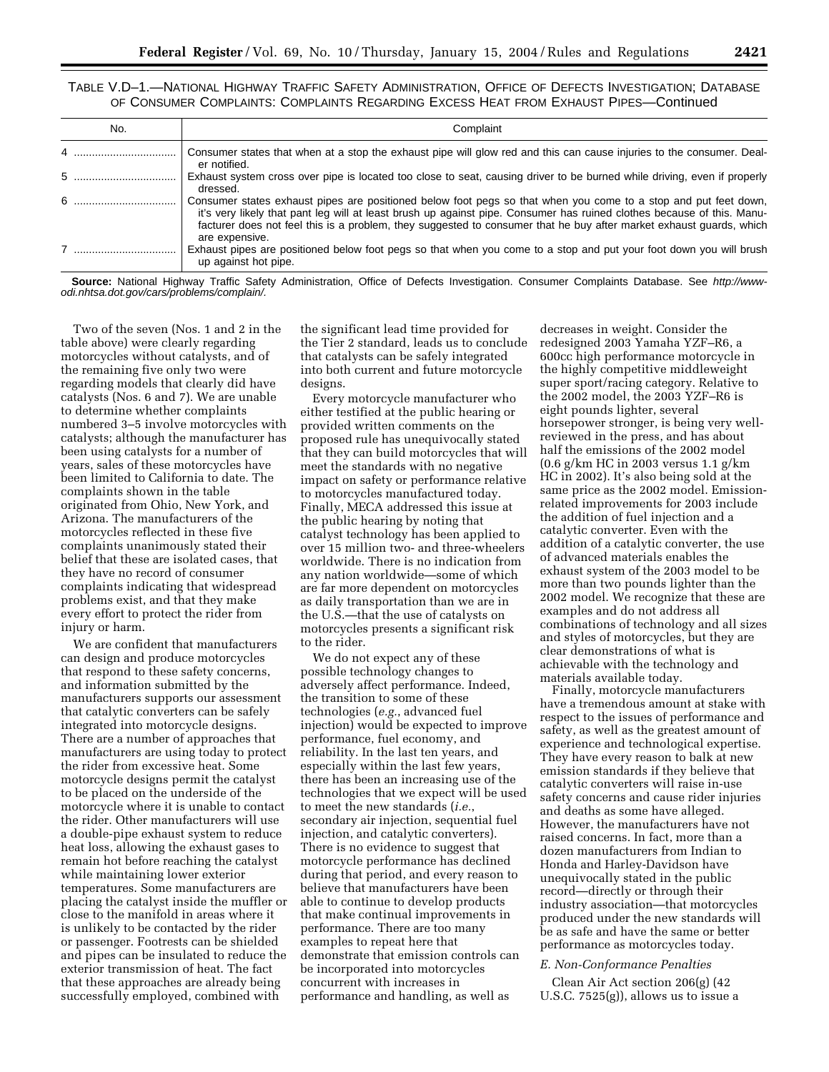TABLE V.D–1.—NATIONAL HIGHWAY TRAFFIC SAFETY ADMINISTRATION, OFFICE OF DEFECTS INVESTIGATION; DATABASE OF CONSUMER COMPLAINTS: COMPLAINTS REGARDING EXCESS HEAT FROM EXHAUST PIPES—Continued

| No. | Complaint |
|---|---|
| 4 | Consumer states that when at a stop the exhaust pipe will glow red and this can cause injuries to the consumer. Dealer notified. |
| 5 | Exhaust system cross over pipe is located too close to seat, causing driver to be burned while driving, even if properly dressed. |
| 6 | Consumer states exhaust pipes are positioned below foot pegs so that when you come to a stop and put feet down, it's very likely that pant leg will at least brush up against pipe. Consumer has ruined clothes because of this. Manufacturer does not feel this is a problem, they suggested to consumer that he buy after market exhaust guards, which are expensive. |
| 7 | Exhaust pipes are positioned below foot pegs so that when you come to a stop and put your foot down you will brush up against hot pipe. |

**Source:** National Highway Traffic Safety Administration, Office of Defects Investigation. Consumer Complaints Database. See *http://www-odi.nhtsa.dot.gov/cars/problems/complain/.*

Two of the seven (Nos. 1 and 2 in the table above) were clearly regarding motorcycles without catalysts, and of the remaining five only two were regarding models that clearly did have catalysts (Nos. 6 and 7). We are unable to determine whether complaints numbered 3–5 involve motorcycles with catalysts; although the manufacturer has been using catalysts for a number of years, sales of these motorcycles have been limited to California to date. The complaints shown in the table originated from Ohio, New York, and Arizona. The manufacturers of the motorcycles reflected in these five complaints unanimously stated their belief that these are isolated cases, that they have no record of consumer complaints indicating that widespread problems exist, and that they make every effort to protect the rider from injury or harm.

We are confident that manufacturers can design and produce motorcycles that respond to these safety concerns, and information submitted by the manufacturers supports our assessment that catalytic converters can be safely integrated into motorcycle designs. There are a number of approaches that manufacturers are using today to protect the rider from excessive heat. Some motorcycle designs permit the catalyst to be placed on the underside of the motorcycle where it is unable to contact the rider. Other manufacturers will use a double-pipe exhaust system to reduce heat loss, allowing the exhaust gases to remain hot before reaching the catalyst while maintaining lower exterior temperatures. Some manufacturers are placing the catalyst inside the muffler or close to the manifold in areas where it is unlikely to be contacted by the rider or passenger. Footrests can be shielded and pipes can be insulated to reduce the exterior transmission of heat. The fact that these approaches are already being successfully employed, combined with the significant lead time provided for the Tier 2 standard, leads us to conclude that catalysts can be safely integrated into both current and future motorcycle designs.

Every motorcycle manufacturer who either testified at the public hearing or provided written comments on the proposed rule has unequivocally stated that they can build motorcycles that will meet the standards with no negative impact on safety or performance relative to motorcycles manufactured today. Finally, MECA addressed this issue at the public hearing by noting that catalyst technology has been applied to over 15 million two- and three-wheelers worldwide. There is no indication from any nation worldwide—some of which are far more dependent on motorcycles as daily transportation than we are in the U.S.—that the use of catalysts on motorcycles presents a significant risk to the rider.

We do not expect any of these possible technology changes to adversely affect performance. Indeed, the transition to some of these technologies (*e.g.*, advanced fuel injection) would be expected to improve performance, fuel economy, and reliability. In the last ten years, and especially within the last few years, there has been an increasing use of the technologies that we expect will be used to meet the new standards (*i.e.*, secondary air injection, sequential fuel injection, and catalytic converters). There is no evidence to suggest that motorcycle performance has declined during that period, and every reason to believe that manufacturers have been able to continue to develop products that make continual improvements in performance. There are too many examples to repeat here that demonstrate that emission controls can be incorporated into motorcycles concurrent with increases in performance and handling, as well as decreases in weight. Consider the redesigned 2003 Yamaha YZF–R6, a 600cc high performance motorcycle in the highly competitive middleweight super sport/racing category. Relative to the 2002 model, the 2003 YZF–R6 is eight pounds lighter, several horsepower stronger, is being very well-reviewed in the press, and has about half the emissions of the 2002 model (0.6 g/km HC in 2003 versus 1.1 g/km HC in 2002). It's also being sold at the same price as the 2002 model. Emission-related improvements for 2003 include the addition of fuel injection and a catalytic converter. Even with the addition of a catalytic converter, the use of advanced materials enables the exhaust system of the 2003 model to be more than two pounds lighter than the 2002 model. We recognize that these are examples and do not address all combinations of technology and all sizes and styles of motorcycles, but they are clear demonstrations of what is achievable with the technology and materials available today.

Finally, motorcycle manufacturers have a tremendous amount at stake with respect to the issues of performance and safety, as well as the greatest amount of experience and technological expertise. They have every reason to balk at new emission standards if they believe that catalytic converters will raise in-use safety concerns and cause rider injuries and deaths as some have alleged. However, the manufacturers have not raised concerns. In fact, more than a dozen manufacturers from Indian to Honda and Harley-Davidson have unequivocally stated in the public record—directly or through their industry association—that motorcycles produced under the new standards will be as safe and have the same or better performance as motorcycles today.

### *E. Non-Conformance Penalties*

Clean Air Act section 206(g) (42 U.S.C. 7525(g)), allows us to issue a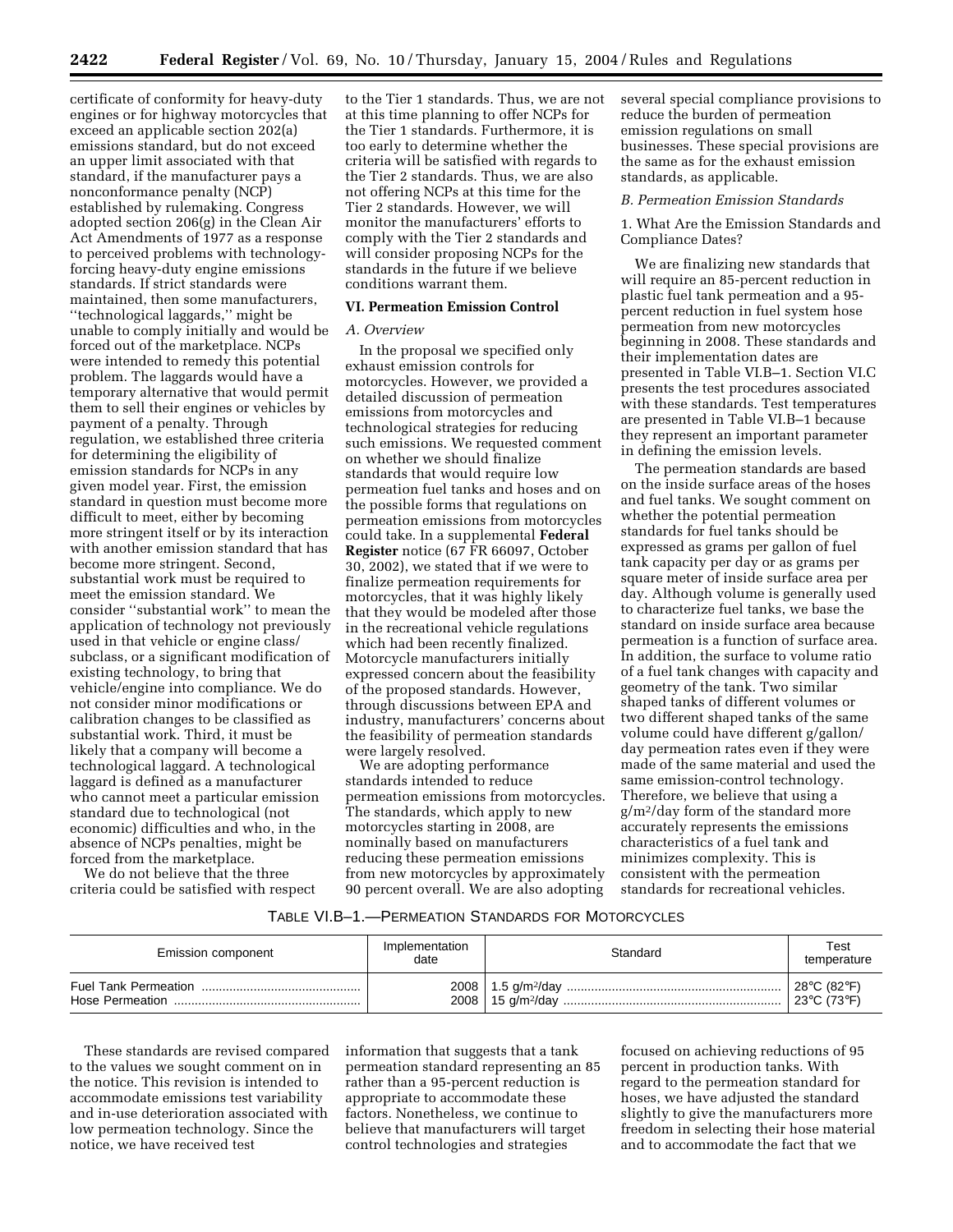certificate of conformity for heavy-duty engines or for highway motorcycles that exceed an applicable section 202(a) emissions standard, but do not exceed an upper limit associated with that standard, if the manufacturer pays a nonconformance penalty (NCP) established by rulemaking. Congress adopted section 206(g) in the Clean Air Act Amendments of 1977 as a response to perceived problems with technology-forcing heavy-duty engine emissions standards. If strict standards were maintained, then some manufacturers, ''technological laggards,'' might be unable to comply initially and would be forced out of the marketplace. NCPs were intended to remedy this potential problem. The laggards would have a temporary alternative that would permit them to sell their engines or vehicles by payment of a penalty. Through regulation, we established three criteria for determining the eligibility of emission standards for NCPs in any given model year. First, the emission standard in question must become more difficult to meet, either by becoming more stringent itself or by its interaction with another emission standard that has become more stringent. Second, substantial work must be required to meet the emission standard. We consider ''substantial work'' to mean the application of technology not previously used in that vehicle or engine class/subclass, or a significant modification of existing technology, to bring that vehicle/engine into compliance. We do not consider minor modifications or calibration changes to be classified as substantial work. Third, it must be likely that a company will become a technological laggard. A technological laggard is defined as a manufacturer who cannot meet a particular emission standard due to technological (not economic) difficulties and who, in the absence of NCPs penalties, might be forced from the marketplace.

We do not believe that the three criteria could be satisfied with respect to the Tier 1 standards. Thus, we are not at this time planning to offer NCPs for the Tier 1 standards. Furthermore, it is too early to determine whether the criteria will be satisfied with regards to the Tier 2 standards. Thus, we are also not offering NCPs at this time for the Tier 2 standards. However, we will monitor the manufacturers' efforts to comply with the Tier 2 standards and will consider proposing NCPs for the standards in the future if we believe conditions warrant them.

## VI. Permeation Emission Control

### A. Overview

In the proposal we specified only exhaust emission controls for motorcycles. However, we provided a detailed discussion of permeation emissions from motorcycles and technological strategies for reducing such emissions. We requested comment on whether we should finalize standards that would require low permeation fuel tanks and hoses and on the possible forms that regulations on permeation emissions from motorcycles could take. In a supplemental **Federal Register** notice (67 FR 66097, October 30, 2002), we stated that if we were to finalize permeation requirements for motorcycles, that it was highly likely that they would be modeled after those in the recreational vehicle regulations which had been recently finalized. Motorcycle manufacturers initially expressed concern about the feasibility of the proposed standards. However, through discussions between EPA and industry, manufacturers' concerns about the feasibility of permeation standards were largely resolved.

We are adopting performance standards intended to reduce permeation emissions from motorcycles. The standards, which apply to new motorcycles starting in 2008, are nominally based on manufacturers reducing these permeation emissions from new motorcycles by approximately 90 percent overall. We are also adopting several special compliance provisions to reduce the burden of permeation emission regulations on small businesses. These special provisions are the same as for the exhaust emission standards, as applicable.

### B. Permeation Emission Standards

#### 1. What Are the Emission Standards and Compliance Dates?

We are finalizing new standards that will require an 85-percent reduction in plastic fuel tank permeation and a 95-percent reduction in fuel system hose permeation from new motorcycles beginning in 2008. These standards and their implementation dates are presented in Table VI.B–1. Section VI.C presents the test procedures associated with these standards. Test temperatures are presented in Table VI.B–1 because they represent an important parameter in defining the emission levels.

The permeation standards are based on the inside surface areas of the hoses and fuel tanks. We sought comment on whether the potential permeation standards for fuel tanks should be expressed as grams per gallon of fuel tank capacity per day or as grams per square meter of inside surface area per day. Although volume is generally used to characterize fuel tanks, we base the standard on inside surface area because permeation is a function of surface area. In addition, the surface to volume ratio of a fuel tank changes with capacity and geometry of the tank. Two similar shaped tanks of different volumes or two different shaped tanks of the same volume could have different g/gallon/day permeation rates even if they were made of the same material and used the same emission-control technology. Therefore, we believe that using a g/m$^2$/day form of the standard more accurately represents the emissions characteristics of a fuel tank and minimizes complexity. This is consistent with the permeation standards for recreational vehicles.

TABLE VI.B–1.—PERMEATION STANDARDS FOR MOTORCYCLES

| Emission component | Implementation date | Standard | Test temperature |
|---|---|---|---|
| Fuel Tank Permeation | 2008 | 1.5 g/m$^2$/day | 28°C (82°F) |
| Hose Permeation | 2008 | 15 g/m$^2$/day | 23°C (73°F) |

These standards are revised compared to the values we sought comment on in the notice. This revision is intended to accommodate emissions test variability and in-use deterioration associated with low permeation technology. Since the notice, we have received test information that suggests that a tank permeation standard representing an 85 rather than a 95-percent reduction is appropriate to accommodate these factors. Nonetheless, we continue to believe that manufacturers will target control technologies and strategies focused on achieving reductions of 95 percent in production tanks. With regard to the permeation standard for hoses, we have adjusted the standard slightly to give the manufacturers more freedom in selecting their hose material and to accommodate the fact that we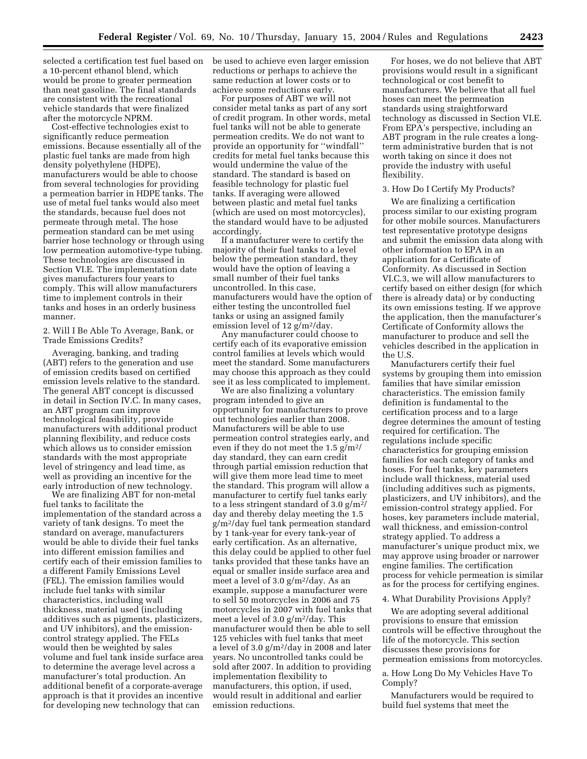selected a certification test fuel based on a 10-percent ethanol blend, which would be prone to greater permeation than neat gasoline. The final standards are consistent with the recreational vehicle standards that were finalized after the motorcycle NPRM.

Cost-effective technologies exist to significantly reduce permeation emissions. Because essentially all of the plastic fuel tanks are made from high density polyethylene (HDPE), manufacturers would be able to choose from several technologies for providing a permeation barrier in HDPE tanks. The use of metal fuel tanks would also meet the standards, because fuel does not permeate through metal. The hose permeation standard can be met using barrier hose technology or through using low permeation automotive-type tubing. These technologies are discussed in Section VI.E. The implementation date gives manufacturers four years to comply. This will allow manufacturers time to implement controls in their tanks and hoses in an orderly business manner.

2. Will I Be Able To Average, Bank, or Trade Emissions Credits?

Averaging, banking, and trading (ABT) refers to the generation and use of emission credits based on certified emission levels relative to the standard. The general ABT concept is discussed in detail in Section IV.C. In many cases, an ABT program can improve technological feasibility, provide manufacturers with additional product planning flexibility, and reduce costs which allows us to consider emission standards with the most appropriate level of stringency and lead time, as well as providing an incentive for the early introduction of new technology.

We are finalizing ABT for non-metal fuel tanks to facilitate the implementation of the standard across a variety of tank designs. To meet the standard on average, manufacturers would be able to divide their fuel tanks into different emission families and certify each of their emission families to a different Family Emissions Level (FEL). The emission families would include fuel tanks with similar characteristics, including wall thickness, material used (including additives such as pigments, plasticizers, and UV inhibitors), and the emission-control strategy applied. The FELs would then be weighted by sales volume and fuel tank inside surface area to determine the average level across a manufacturer's total production. An additional benefit of a corporate-average approach is that it provides an incentive for developing new technology that can be used to achieve even larger emission reductions or perhaps to achieve the same reduction at lower costs or to achieve some reductions early.

For purposes of ABT we will not consider metal tanks as part of any sort of credit program. In other words, metal fuel tanks will not be able to generate permeation credits. We do not want to provide an opportunity for "windfall" credits for metal fuel tanks because this would undermine the value of the standard. The standard is based on feasible technology for plastic fuel tanks. If averaging were allowed between plastic and metal fuel tanks (which are used on most motorcycles), the standard would have to be adjusted accordingly.

If a manufacturer were to certify the majority of their fuel tanks to a level below the permeation standard, they would have the option of leaving a small number of their fuel tanks uncontrolled. In this case, manufacturers would have the option of either testing the uncontrolled fuel tanks or using an assigned family emission level of 12 $g/m^2/day$.

Any manufacturer could choose to certify each of its evaporative emission control families at levels which would meet the standard. Some manufacturers may choose this approach as they could see it as less complicated to implement.

We are also finalizing a voluntary program intended to give an opportunity for manufacturers to prove out technologies earlier than 2008. Manufacturers will be able to use permeation control strategies early, and even if they do not meet the 1.5 $g/m^2/day$ standard, they can earn credit through partial emission reduction that will give them more lead time to meet the standard. This program will allow a manufacturer to certify fuel tanks early to a less stringent standard of 3.0 $g/m^2/day$ and thereby delay meeting the 1.5 $g/m^2/day$ fuel tank permeation standard by 1 tank-year for every tank-year of early certification. As an alternative, this delay could be applied to other fuel tanks provided that these tanks have an equal or smaller inside surface area and meet a level of 3.0 $g/m^2/day$. As an example, suppose a manufacturer were to sell 50 motorcycles in 2006 and 75 motorcycles in 2007 with fuel tanks that meet a level of 3.0 $g/m^2/day$. This manufacturer would then be able to sell 125 vehicles with fuel tanks that meet a level of 3.0 $g/m^2/day$ in 2008 and later years. No uncontrolled tanks could be sold after 2007. In addition to providing implementation flexibility to manufacturers, this option, if used, would result in additional and earlier emission reductions.

For hoses, we do not believe that ABT provisions would result in a significant technological or cost benefit to manufacturers. We believe that all fuel hoses can meet the permeation standards using straightforward technology as discussed in Section VI.E. From EPA's perspective, including an ABT program in the rule creates a long-term administrative burden that is not worth taking on since it does not provide the industry with useful flexibility.

3. How Do I Certify My Products?

We are finalizing a certification process similar to our existing program for other mobile sources. Manufacturers test representative prototype designs and submit the emission data along with other information to EPA in an application for a Certificate of Conformity. As discussed in Section VI.C.3, we will allow manufacturers to certify based on either design (for which there is already data) or by conducting its own emissions testing. If we approve the application, then the manufacturer's Certificate of Conformity allows the manufacturer to produce and sell the vehicles described in the application in the U.S.

Manufacturers certify their fuel systems by grouping them into emission families that have similar emission characteristics. The emission family definition is fundamental to the certification process and to a large degree determines the amount of testing required for certification. The regulations include specific characteristics for grouping emission families for each category of tanks and hoses. For fuel tanks, key parameters include wall thickness, material used (including additives such as pigments, plasticizers, and UV inhibitors), and the emission-control strategy applied. For hoses, key parameters include material, wall thickness, and emission-control strategy applied. To address a manufacturer's unique product mix, we may approve using broader or narrower engine families. The certification process for vehicle permeation is similar as for the process for certifying engines.

4. What Durability Provisions Apply?

We are adopting several additional provisions to ensure that emission controls will be effective throughout the life of the motorcycle. This section discusses these provisions for permeation emissions from motorcycles.

a. How Long Do My Vehicles Have To Comply?

Manufacturers would be required to build fuel systems that meet the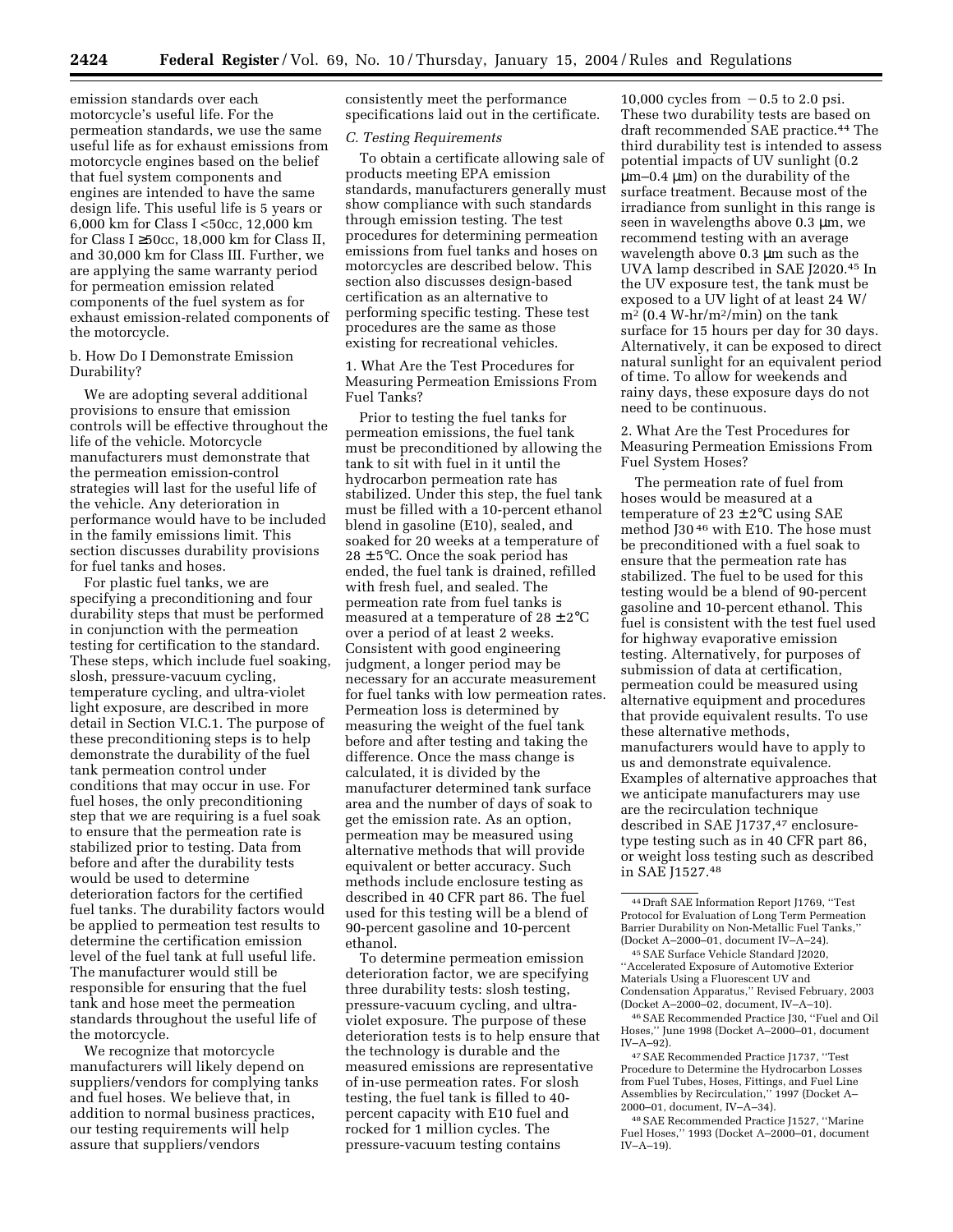emission standards over each motorcycle's useful life. For the permeation standards, we use the same useful life as for exhaust emissions from motorcycle engines based on the belief that fuel system components and engines are intended to have the same design life. This useful life is 5 years or 6,000 km for Class I <50cc, 12,000 km for Class I ≥50cc, 18,000 km for Class II, and 30,000 km for Class III. Further, we are applying the same warranty period for permeation emission related components of the fuel system as for exhaust emission-related components of the motorcycle.

b. How Do I Demonstrate Emission Durability?

We are adopting several additional provisions to ensure that emission controls will be effective throughout the life of the vehicle. Motorcycle manufacturers must demonstrate that the permeation emission-control strategies will last for the useful life of the vehicle. Any deterioration in performance would have to be included in the family emissions limit. This section discusses durability provisions for fuel tanks and hoses.

For plastic fuel tanks, we are specifying a preconditioning and four durability steps that must be performed in conjunction with the permeation testing for certification to the standard. These steps, which include fuel soaking, slosh, pressure-vacuum cycling, temperature cycling, and ultra-violet light exposure, are described in more detail in Section VI.C.1. The purpose of these preconditioning steps is to help demonstrate the durability of the fuel tank permeation control under conditions that may occur in use. For fuel hoses, the only preconditioning step that we are requiring is a fuel soak to ensure that the permeation rate is stabilized prior to testing. Data from before and after the durability tests would be used to determine deterioration factors for the certified fuel tanks. The durability factors would be applied to permeation test results to determine the certification emission level of the fuel tank at full useful life. The manufacturer would still be responsible for ensuring that the fuel tank and hose meet the permeation standards throughout the useful life of the motorcycle.

We recognize that motorcycle manufacturers will likely depend on suppliers/vendors for complying tanks and fuel hoses. We believe that, in addition to normal business practices, our testing requirements will help assure that suppliers/vendors consistently meet the performance specifications laid out in the certificate.

*C. Testing Requirements*

To obtain a certificate allowing sale of products meeting EPA emission standards, manufacturers generally must show compliance with such standards through emission testing. The test procedures for determining permeation emissions from fuel tanks and hoses on motorcycles are described below. This section also discusses design-based certification as an alternative to performing specific testing. These test procedures are the same as those existing for recreational vehicles.

1. What Are the Test Procedures for Measuring Permeation Emissions From Fuel Tanks?

Prior to testing the fuel tanks for permeation emissions, the fuel tank must be preconditioned by allowing the tank to sit with fuel in it until the hydrocarbon permeation rate has stabilized. Under this step, the fuel tank must be filled with a 10-percent ethanol blend in gasoline (E10), sealed, and soaked for 20 weeks at a temperature of 28 ±5°C. Once the soak period has ended, the fuel tank is drained, refilled with fresh fuel, and sealed. The permeation rate from fuel tanks is measured at a temperature of 28 ±2°C over a period of at least 2 weeks. Consistent with good engineering judgment, a longer period may be necessary for an accurate measurement for fuel tanks with low permeation rates. Permeation loss is determined by measuring the weight of the fuel tank before and after testing and taking the difference. Once the mass change is calculated, it is divided by the manufacturer determined tank surface area and the number of days of soak to get the emission rate. As an option, permeation may be measured using alternative methods that will provide equivalent or better accuracy. Such methods include enclosure testing as described in 40 CFR part 86. The fuel used for this testing will be a blend of 90-percent gasoline and 10-percent ethanol.

To determine permeation emission deterioration factor, we are specifying three durability tests: slosh testing, pressure-vacuum cycling, and ultra-violet exposure. The purpose of these deterioration tests is to help ensure that the technology is durable and the measured emissions are representative of in-use permeation rates. For slosh testing, the fuel tank is filled to 40-percent capacity with E10 fuel and rocked for 1 million cycles. The pressure-vacuum testing contains 10,000 cycles from −0.5 to 2.0 psi. These two durability tests are based on draft recommended SAE practice.[44] The third durability test is intended to assess potential impacts of UV sunlight (0.2 μm–0.4 μm) on the durability of the surface treatment. Because most of the irradiance from sunlight in this range is seen in wavelengths above 0.3 μm, we recommend testing with an average wavelength above 0.3 μm such as the UVA lamp described in SAE J2020.[45] In the UV exposure test, the tank must be exposed to a UV light of at least 24 W/$m^2$ (0.4 W-hr/$m^2$/min) on the tank surface for 15 hours per day for 30 days. Alternatively, it can be exposed to direct natural sunlight for an equivalent period of time. To allow for weekends and rainy days, these exposure days do not need to be continuous.

2. What Are the Test Procedures for Measuring Permeation Emissions From Fuel System Hoses?

The permeation rate of fuel from hoses would be measured at a temperature of 23 ±2°C using SAE method J30[46] with E10. The hose must be preconditioned with a fuel soak to ensure that the permeation rate has stabilized. The fuel to be used for this testing would be a blend of 90-percent gasoline and 10-percent ethanol. This fuel is consistent with the test fuel used for highway evaporative emission testing. Alternatively, for purposes of submission of data at certification, permeation could be measured using alternative equipment and procedures that provide equivalent results. To use these alternative methods, manufacturers would have to apply to us and demonstrate equivalence. Examples of alternative approaches that we anticipate manufacturers may use are the recirculation technique described in SAE J1737,[47] enclosure-type testing such as in 40 CFR part 86, or weight loss testing such as described in SAE J1527.[48]

---

[44] Draft SAE Information Report J1769, "Test Protocol for Evaluation of Long Term Permeation Barrier Durability on Non-Metallic Fuel Tanks," (Docket A–2000–01, document IV–A–24).

[45] SAE Surface Vehicle Standard J2020, "Accelerated Exposure of Automotive Exterior Materials Using a Fluorescent UV and Condensation Apparatus," Revised February, 2003 (Docket A–2000–02, document, IV–A–10).

[46] SAE Recommended Practice J30, "Fuel and Oil Hoses," June 1998 (Docket A–2000–01, document IV–A–92).

[47] SAE Recommended Practice J1737, "Test Procedure to Determine the Hydrocarbon Losses from Fuel Tubes, Hoses, Fittings, and Fuel Line Assemblies by Recirculation," 1997 (Docket A–2000–01, document, IV–A–34).

[48] SAE Recommended Practice J1527, "Marine Fuel Hoses," 1993 (Docket A–2000–01, document IV–A–19).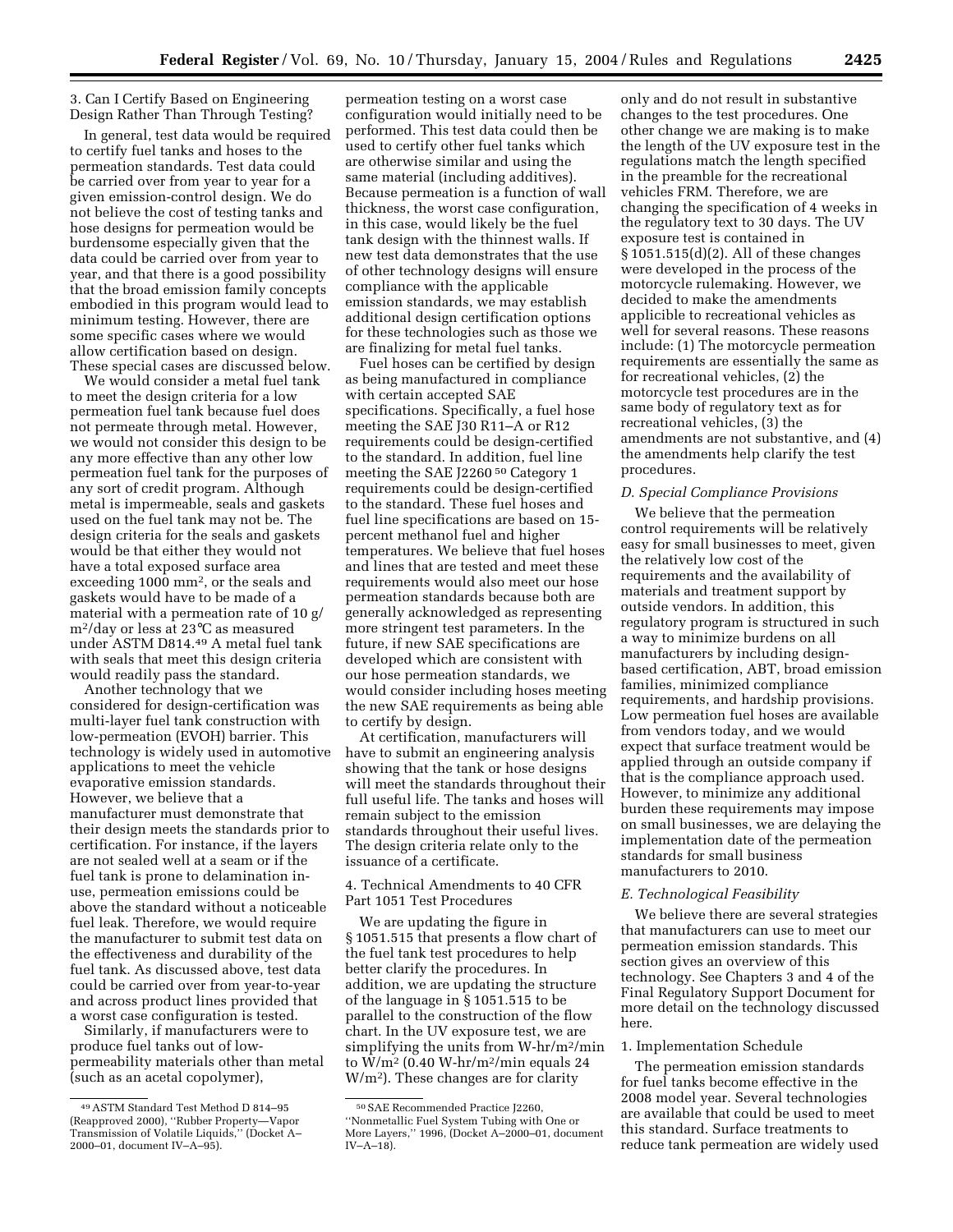3. Can I Certify Based on Engineering Design Rather Than Through Testing?

In general, test data would be required to certify fuel tanks and hoses to the permeation standards. Test data could be carried over from year to year for a given emission-control design. We do not believe the cost of testing tanks and hose designs for permeation would be burdensome especially given that the data could be carried over from year to year, and that there is a good possibility that the broad emission family concepts embodied in this program would lead to minimum testing. However, there are some specific cases where we would allow certification based on design. These special cases are discussed below.

We would consider a metal fuel tank to meet the design criteria for a low permeation fuel tank because fuel does not permeate through metal. However, we would not consider this design to be any more effective than any other low permeation fuel tank for the purposes of any sort of credit program. Although metal is impermeable, seals and gaskets used on the fuel tank may not be. The design criteria for the seals and gaskets would be that either they would not have a total exposed surface area exceeding 1000 $mm^2$, or the seals and gaskets would have to be made of a material with a permeation rate of 10 g/$m^2$/day or less at 23°C as measured under ASTM D814.[49] A metal fuel tank with seals that meet this design criteria would readily pass the standard.

Another technology that we considered for design-certification was multi-layer fuel tank construction with low-permeation (EVOH) barrier. This technology is widely used in automotive applications to meet the vehicle evaporative emission standards. However, we believe that a manufacturer must demonstrate that their design meets the standards prior to certification. For instance, if the layers are not sealed well at a seam or if the fuel tank is prone to delamination in-use, permeation emissions could be above the standard without a noticeable fuel leak. Therefore, we would require the manufacturer to submit test data on the effectiveness and durability of the fuel tank. As discussed above, test data could be carried over from year-to-year and across product lines provided that a worst case configuration is tested.

Similarly, if manufacturers were to produce fuel tanks out of low-permeability materials other than metal (such as an acetal copolymer), permeation testing on a worst case configuration would initially need to be performed. This test data could then be used to certify other fuel tanks which are otherwise similar and using the same material (including additives). Because permeation is a function of wall thickness, the worst case configuration, in this case, would likely be the fuel tank design with the thinnest walls. If new test data demonstrates that the use of other technology designs will ensure compliance with the applicable emission standards, we may establish additional design certification options for these technologies such as those we are finalizing for metal fuel tanks.

Fuel hoses can be certified by design as being manufactured in compliance with certain accepted SAE specifications. Specifically, a fuel hose meeting the SAE J30 R11–A or R12 requirements could be design-certified to the standard. In addition, fuel line meeting the SAE J2260[50] Category 1 requirements could be design-certified to the standard. These fuel hoses and fuel line specifications are based on 15-percent methanol fuel and higher temperatures. We believe that fuel hoses and lines that are tested and meet these requirements would also meet our hose permeation standards because both are generally acknowledged as representing more stringent test parameters. In the future, if new SAE specifications are developed which are consistent with our hose permeation standards, we would consider including hoses meeting the new SAE requirements as being able to certify by design.

At certification, manufacturers will have to submit an engineering analysis showing that the tank or hose designs will meet the standards throughout their full useful life. The tanks and hoses will remain subject to the emission standards throughout their useful lives. The design criteria relate only to the issuance of a certificate.

4. Technical Amendments to 40 CFR Part 1051 Test Procedures

We are updating the figure in § 1051.515 that presents a flow chart of the fuel tank test procedures to help better clarify the procedures. In addition, we are updating the structure of the language in § 1051.515 to be parallel to the construction of the flow chart. In the UV exposure test, we are simplifying the units from W-hr/$m^2$/min to W/$m^2$ (0.40 W-hr/$m^2$/min equals 24 W/$m^2$). These changes are for clarity only and do not result in substantive changes to the test procedures. One other change we are making is to make the length of the UV exposure test in the regulations match the length specified in the preamble for the recreational vehicles FRM. Therefore, we are changing the specification of 4 weeks in the regulatory text to 30 days. The UV exposure test is contained in § 1051.515(d)(2). All of these changes were developed in the process of the motorcycle rulemaking. However, we decided to make the amendments applicible to recreational vehicles as well for several reasons. These reasons include: (1) The motorcycle permeation requirements are essentially the same as for recreational vehicles, (2) the motorcycle test procedures are in the same body of regulatory text as for recreational vehicles, (3) the amendments are not substantive, and (4) the amendments help clarify the test procedures.

*D. Special Compliance Provisions*

We believe that the permeation control requirements will be relatively easy for small businesses to meet, given the relatively low cost of the requirements and the availability of materials and treatment support by outside vendors. In addition, this regulatory program is structured in such a way to minimize burdens on all manufacturers by including design-based certification, ABT, broad emission families, minimized compliance requirements, and hardship provisions. Low permeation fuel hoses are available from vendors today, and we would expect that surface treatment would be applied through an outside company if that is the compliance approach used. However, to minimize any additional burden these requirements may impose on small businesses, we are delaying the implementation date of the permeation standards for small business manufacturers to 2010.

*E. Technological Feasibility*

We believe there are several strategies that manufacturers can use to meet our permeation emission standards. This section gives an overview of this technology. See Chapters 3 and 4 of the Final Regulatory Support Document for more detail on the technology discussed here.

1. Implementation Schedule

The permeation emission standards for fuel tanks become effective in the 2008 model year. Several technologies are available that could be used to meet this standard. Surface treatments to reduce tank permeation are widely used

[49] ASTM Standard Test Method D 814–95 (Reapproved 2000), ''Rubber Property—Vapor Transmission of Volatile Liquids,'' (Docket A–2000–01, document IV–A–95).

[50] SAE Recommended Practice J2260, ''Nonmetallic Fuel System Tubing with One or More Layers,'' 1996, (Docket A–2000–01, document IV–A–18).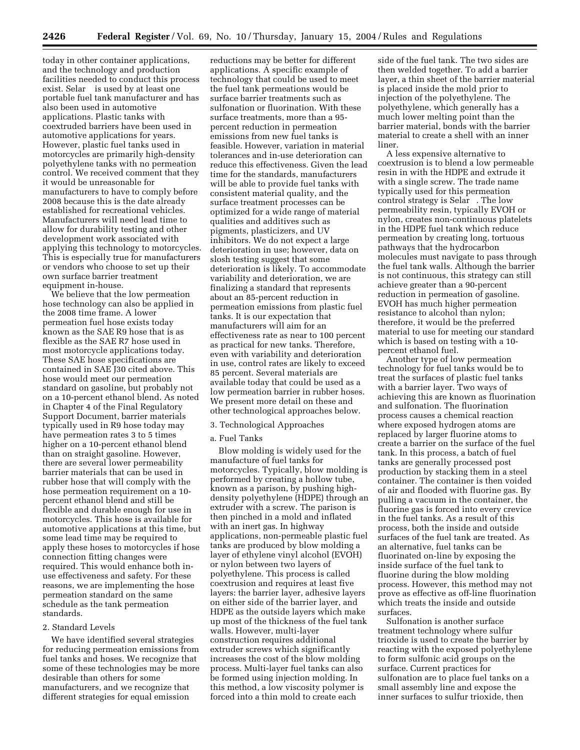today in other container applications, and the technology and production facilities needed to conduct this process exist. Selar is used by at least one portable fuel tank manufacturer and has also been used in automotive applications. Plastic tanks with coextruded barriers have been used in automotive applications for years. However, plastic fuel tanks used in motorcycles are primarily high-density polyethylene tanks with no permeation control. We received comment that they it would be unreasonable for manufacturers to have to comply before 2008 because this is the date already established for recreational vehicles. Manufacturers will need lead time to allow for durability testing and other development work associated with applying this technology to motorcycles. This is especially true for manufacturers or vendors who choose to set up their own surface barrier treatment equipment in-house.

We believe that the low permeation hose technology can also be applied in the 2008 time frame. A lower permeation fuel hose exists today known as the SAE R9 hose that is as flexible as the SAE R7 hose used in most motorcycle applications today. These SAE hose specifications are contained in SAE J30 cited above. This hose would meet our permeation standard on gasoline, but probably not on a 10-percent ethanol blend. As noted in Chapter 4 of the Final Regulatory Support Document, barrier materials typically used in R9 hose today may have permeation rates 3 to 5 times higher on a 10-percent ethanol blend than on straight gasoline. However, there are several lower permeability barrier materials that can be used in rubber hose that will comply with the hose permeation requirement on a 10-percent ethanol blend and still be flexible and durable enough for use in motorcycles. This hose is available for automotive applications at this time, but some lead time may be required to apply these hoses to motorcycles if hose connection fitting changes were required. This would enhance both in-use effectiveness and safety. For these reasons, we are implementing the hose permeation standard on the same schedule as the tank permeation standards.

2. Standard Levels

We have identified several strategies for reducing permeation emissions from fuel tanks and hoses. We recognize that some of these technologies may be more desirable than others for some manufacturers, and we recognize that different strategies for equal emission reductions may be better for different applications. A specific example of technology that could be used to meet the fuel tank permeations would be surface barrier treatments such as sulfonation or fluorination. With these surface treatments, more than a 95-percent reduction in permeation emissions from new fuel tanks is feasible. However, variation in material tolerances and in-use deterioration can reduce this effectiveness. Given the lead time for the standards, manufacturers will be able to provide fuel tanks with consistent material quality, and the surface treatment processes can be optimized for a wide range of material qualities and additives such as pigments, plasticizers, and UV inhibitors. We do not expect a large deterioration in use; however, data on slosh testing suggest that some deterioration is likely. To accommodate variability and deterioration, we are finalizing a standard that represents about an 85-percent reduction in permeation emissions from plastic fuel tanks. It is our expectation that manufacturers will aim for an effectiveness rate as near to 100 percent as practical for new tanks. Therefore, even with variability and deterioration in use, control rates are likely to exceed 85 percent. Several materials are available today that could be used as a low permeation barrier in rubber hoses. We present more detail on these and other technological approaches below.

3. Technological Approaches

a. Fuel Tanks

Blow molding is widely used for the manufacture of fuel tanks for motorcycles. Typically, blow molding is performed by creating a hollow tube, known as a parison, by pushing high-density polyethylene (HDPE) through an extruder with a screw. The parison is then pinched in a mold and inflated with an inert gas. In highway applications, non-permeable plastic fuel tanks are produced by blow molding a layer of ethylene vinyl alcohol (EVOH) or nylon between two layers of polyethylene. This process is called coextrusion and requires at least five layers: the barrier layer, adhesive layers on either side of the barrier layer, and HDPE as the outside layers which make up most of the thickness of the fuel tank walls. However, multi-layer construction requires additional extruder screws which significantly increases the cost of the blow molding process. Multi-layer fuel tanks can also be formed using injection molding. In this method, a low viscosity polymer is forced into a thin mold to create each side of the fuel tank. The two sides are then welded together. To add a barrier layer, a thin sheet of the barrier material is placed inside the mold prior to injection of the polyethylene. The polyethylene, which generally has a much lower melting point than the barrier material, bonds with the barrier material to create a shell with an inner liner.

A less expensive alternative to coextrusion is to blend a low permeable resin in with the HDPE and extrude it with a single screw. The trade name typically used for this permeation control strategy is Selar. The low permeability resin, typically EVOH or nylon, creates non-continuous platelets in the HDPE fuel tank which reduce permeation by creating long, tortuous pathways that the hydrocarbon molecules must navigate to pass through the fuel tank walls. Although the barrier is not continuous, this strategy can still achieve greater than a 90-percent reduction in permeation of gasoline. EVOH has much higher permeation resistance to alcohol than nylon; therefore, it would be the preferred material to use for meeting our standard which is based on testing with a 10-percent ethanol fuel.

Another type of low permeation technology for fuel tanks would be to treat the surfaces of plastic fuel tanks with a barrier layer. Two ways of achieving this are known as fluorination and sulfonation. The fluorination process causes a chemical reaction where exposed hydrogen atoms are replaced by larger fluorine atoms to create a barrier on the surface of the fuel tank. In this process, a batch of fuel tanks are generally processed post production by stacking them in a steel container. The container is then voided of air and flooded with fluorine gas. By pulling a vacuum in the container, the fluorine gas is forced into every crevice in the fuel tanks. As a result of this process, both the inside and outside surfaces of the fuel tank are treated. As an alternative, fuel tanks can be fluorinated on-line by exposing the inside surface of the fuel tank to fluorine during the blow molding process. However, this method may not prove as effective as off-line fluorination which treats the inside and outside surfaces.

Sulfonation is another surface treatment technology where sulfur trioxide is used to create the barrier by reacting with the exposed polyethylene to form sulfonic acid groups on the surface. Current practices for sulfonation are to place fuel tanks on a small assembly line and expose the inner surfaces to sulfur trioxide, then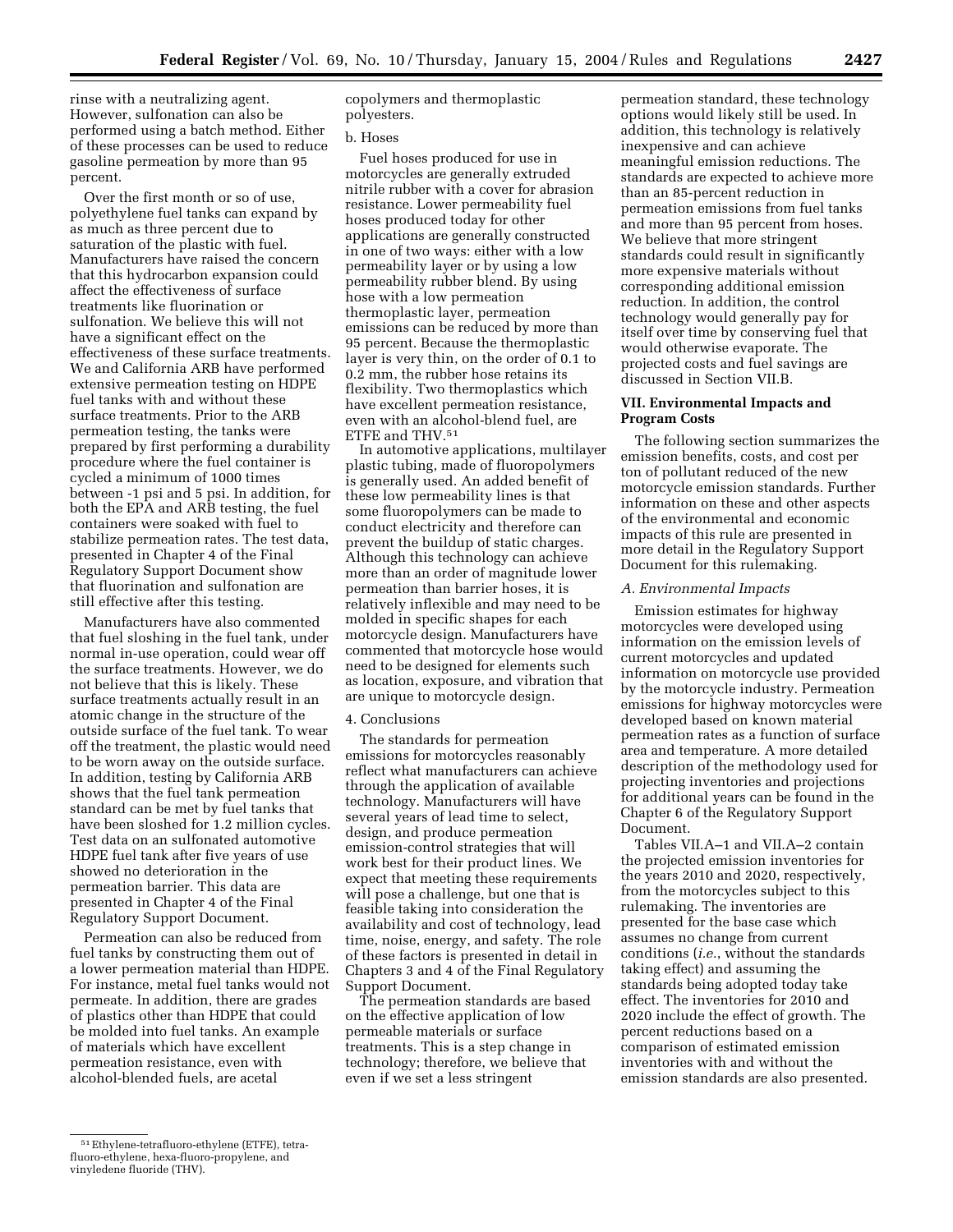rinse with a neutralizing agent. However, sulfonation can also be performed using a batch method. Either of these processes can be used to reduce gasoline permeation by more than 95 percent.

Over the first month or so of use, polyethylene fuel tanks can expand by as much as three percent due to saturation of the plastic with fuel. Manufacturers have raised the concern that this hydrocarbon expansion could affect the effectiveness of surface treatments like fluorination or sulfonation. We believe this will not have a significant effect on the effectiveness of these surface treatments. We and California ARB have performed extensive permeation testing on HDPE fuel tanks with and without these surface treatments. Prior to the ARB permeation testing, the tanks were prepared by first performing a durability procedure where the fuel container is cycled a minimum of 1000 times between -1 psi and 5 psi. In addition, for both the EPA and ARB testing, the fuel containers were soaked with fuel to stabilize permeation rates. The test data, presented in Chapter 4 of the Final Regulatory Support Document show that fluorination and sulfonation are still effective after this testing.

Manufacturers have also commented that fuel sloshing in the fuel tank, under normal in-use operation, could wear off the surface treatments. However, we do not believe that this is likely. These surface treatments actually result in an atomic change in the structure of the outside surface of the fuel tank. To wear off the treatment, the plastic would need to be worn away on the outside surface. In addition, testing by California ARB shows that the fuel tank permeation standard can be met by fuel tanks that have been sloshed for 1.2 million cycles. Test data on an sulfonated automotive HDPE fuel tank after five years of use showed no deterioration in the permeation barrier. This data are presented in Chapter 4 of the Final Regulatory Support Document.

Permeation can also be reduced from fuel tanks by constructing them out of a lower permeation material than HDPE. For instance, metal fuel tanks would not permeate. In addition, there are grades of plastics other than HDPE that could be molded into fuel tanks. An example of materials which have excellent permeation resistance, even with alcohol-blended fuels, are acetal copolymers and thermoplastic polyesters.

b. Hoses

Fuel hoses produced for use in motorcycles are generally extruded nitrile rubber with a cover for abrasion resistance. Lower permeability fuel hoses produced today for other applications are generally constructed in one of two ways: either with a low permeability layer or by using a low permeability rubber blend. By using hose with a low permeation thermoplastic layer, permeation emissions can be reduced by more than 95 percent. Because the thermoplastic layer is very thin, on the order of 0.1 to 0.2 mm, the rubber hose retains its flexibility. Two thermoplastics which have excellent permeation resistance, even with an alcohol-blend fuel, are ETFE and THV.[51]

In automotive applications, multilayer plastic tubing, made of fluoropolymers is generally used. An added benefit of these low permeability lines is that some fluoropolymers can be made to conduct electricity and therefore can prevent the buildup of static charges. Although this technology can achieve more than an order of magnitude lower permeation than barrier hoses, it is relatively inflexible and may need to be molded in specific shapes for each motorcycle design. Manufacturers have commented that motorcycle hose would need to be designed for elements such as location, exposure, and vibration that are unique to motorcycle design.

4. Conclusions

The standards for permeation emissions for motorcycles reasonably reflect what manufacturers can achieve through the application of available technology. Manufacturers will have several years of lead time to select, design, and produce permeation emission-control strategies that will work best for their product lines. We expect that meeting these requirements will pose a challenge, but one that is feasible taking into consideration the availability and cost of technology, lead time, noise, energy, and safety. The role of these factors is presented in detail in Chapters 3 and 4 of the Final Regulatory Support Document.

The permeation standards are based on the effective application of low permeable materials or surface treatments. This is a step change in technology; therefore, we believe that even if we set a less stringent permeation standard, these technology options would likely still be used. In addition, this technology is relatively inexpensive and can achieve meaningful emission reductions. The standards are expected to achieve more than an 85-percent reduction in permeation emissions from fuel tanks and more than 95 percent from hoses. We believe that more stringent standards could result in significantly more expensive materials without corresponding additional emission reduction. In addition, the control technology would generally pay for itself over time by conserving fuel that would otherwise evaporate. The projected costs and fuel savings are discussed in Section VII.B.

## VII. Environmental Impacts and Program Costs

The following section summarizes the emission benefits, costs, and cost per ton of pollutant reduced of the new motorcycle emission standards. Further information on these and other aspects of the environmental and economic impacts of this rule are presented in more detail in the Regulatory Support Document for this rulemaking.

### *A. Environmental Impacts*

Emission estimates for highway motorcycles were developed using information on the emission levels of current motorcycles and updated information on motorcycle use provided by the motorcycle industry. Permeation emissions for highway motorcycles were developed based on known material permeation rates as a function of surface area and temperature. A more detailed description of the methodology used for projecting inventories and projections for additional years can be found in the Chapter 6 of the Regulatory Support Document.

Tables VII.A–1 and VII.A–2 contain the projected emission inventories for the years 2010 and 2020, respectively, from the motorcycles subject to this rulemaking. The inventories are presented for the base case which assumes no change from current conditions (*i.e.*, without the standards taking effect) and assuming the standards being adopted today take effect. The inventories for 2010 and 2020 include the effect of growth. The percent reductions based on a comparison of estimated emission inventories with and without the emission standards are also presented.

---

[51] Ethylene-tetrafluoro-ethylene (ETFE), tetra-fluoro-ethylene, hexa-fluoro-propylene, and vinyledene fluoride (THV).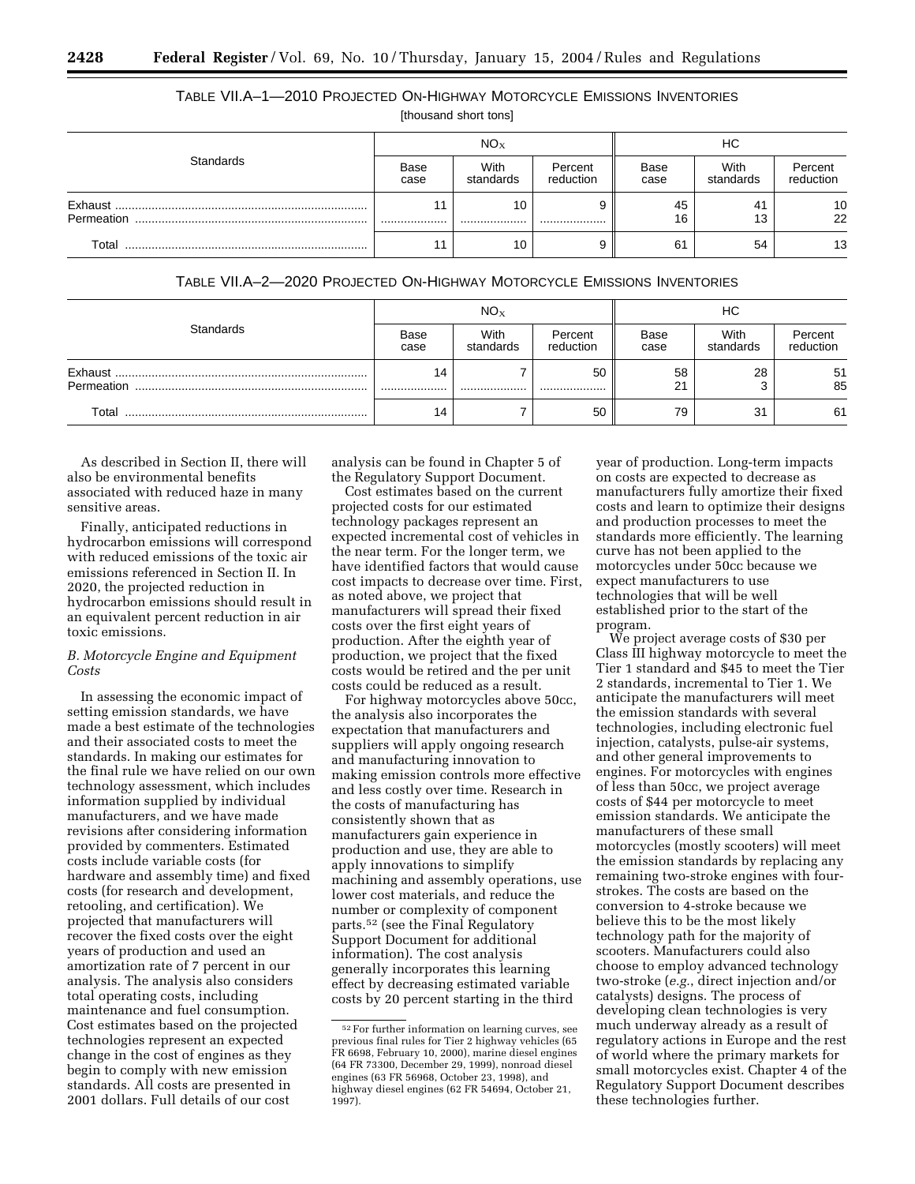TABLE VII.A–1—2010 PROJECTED ON-HIGHWAY MOTORCYCLE EMISSIONS INVENTORIES

[thousand short tons]

| Standards | $NO_X$ | | | HC | | |
|---|---|---|---|---|---|---|
| | Base case | With standards | Percent reduction | Base case | With standards | Percent reduction |
| Exhaust | 11 | 10 | 9 | 45 | 41 | 10 |
| Permeation | .................... | .................... | .................... | 16 | 13 | 22 |
| Total | 11 | 10 | 9 | 61 | 54 | 13 |

TABLE VII.A–2—2020 PROJECTED ON-HIGHWAY MOTORCYCLE EMISSIONS INVENTORIES

| Standards | $NO_X$ | | | HC | | |
|---|---|---|---|---|---|---|
| | Base case | With standards | Percent reduction | Base case | With standards | Percent reduction |
| Exhaust | 14 | 7 | 50 | 58 | 28 | 51 |
| Permeation | .................... | .................... | .................... | 21 | 3 | 85 |
| Total | 14 | 7 | 50 | 79 | 31 | 61 |

As described in Section II, there will also be environmental benefits associated with reduced haze in many sensitive areas.

Finally, anticipated reductions in hydrocarbon emissions will correspond with reduced emissions of the toxic air emissions referenced in Section II. In 2020, the projected reduction in hydrocarbon emissions should result in an equivalent percent reduction in air toxic emissions.

*B. Motorcycle Engine and Equipment Costs*

In assessing the economic impact of setting emission standards, we have made a best estimate of the technologies and their associated costs to meet the standards. In making our estimates for the final rule we have relied on our own technology assessment, which includes information supplied by individual manufacturers, and we have made revisions after considering information provided by commenters. Estimated costs include variable costs (for hardware and assembly time) and fixed costs (for research and development, retooling, and certification). We projected that manufacturers will recover the fixed costs over the eight years of production and used an amortization rate of 7 percent in our analysis. The analysis also considers total operating costs, including maintenance and fuel consumption. Cost estimates based on the projected technologies represent an expected change in the cost of engines as they begin to comply with new emission standards. All costs are presented in 2001 dollars. Full details of our cost analysis can be found in Chapter 5 of the Regulatory Support Document.

Cost estimates based on the current projected costs for our estimated technology packages represent an expected incremental cost of vehicles in the near term. For the longer term, we have identified factors that would cause cost impacts to decrease over time. First, as noted above, we project that manufacturers will spread their fixed costs over the first eight years of production. After the eighth year of production, we project that the fixed costs would be retired and the per unit costs could be reduced as a result.

For highway motorcycles above 50cc, the analysis also incorporates the expectation that manufacturers and suppliers will apply ongoing research and manufacturing innovation to making emission controls more effective and less costly over time. Research in the costs of manufacturing has consistently shown that as manufacturers gain experience in production and use, they are able to apply innovations to simplify machining and assembly operations, use lower cost materials, and reduce the number or complexity of component parts.[52] (see the Final Regulatory Support Document for additional information). The cost analysis generally incorporates this learning effect by decreasing estimated variable costs by 20 percent starting in the third year of production. Long-term impacts on costs are expected to decrease as manufacturers fully amortize their fixed costs and learn to optimize their designs and production processes to meet the standards more efficiently. The learning curve has not been applied to the motorcycles under 50cc because we expect manufacturers to use technologies that will be well established prior to the start of the program.

We project average costs of $30 per Class III highway motorcycle to meet the Tier 1 standard and $45 to meet the Tier 2 standards, incremental to Tier 1. We anticipate the manufacturers will meet the emission standards with several technologies, including electronic fuel injection, catalysts, pulse-air systems, and other general improvements to engines. For motorcycles with engines of less than 50cc, we project average costs of $44 per motorcycle to meet emission standards. We anticipate the manufacturers of these small motorcycles (mostly scooters) will meet the emission standards by replacing any remaining two-stroke engines with four-strokes. The costs are based on the conversion to 4-stroke because we believe this to be the most likely technology path for the majority of scooters. Manufacturers could also choose to employ advanced technology two-stroke (*e.g.*, direct injection and/or catalysts) designs. The process of developing clean technologies is very much underway already as a result of regulatory actions in Europe and the rest of world where the primary markets for small motorcycles exist. Chapter 4 of the Regulatory Support Document describes these technologies further.

[52] For further information on learning curves, see previous final rules for Tier 2 highway vehicles (65 FR 6698, February 10, 2000), marine diesel engines (64 FR 73300, December 29, 1999), nonroad diesel engines (63 FR 56968, October 23, 1998), and highway diesel engines (62 FR 54694, October 21, 1997).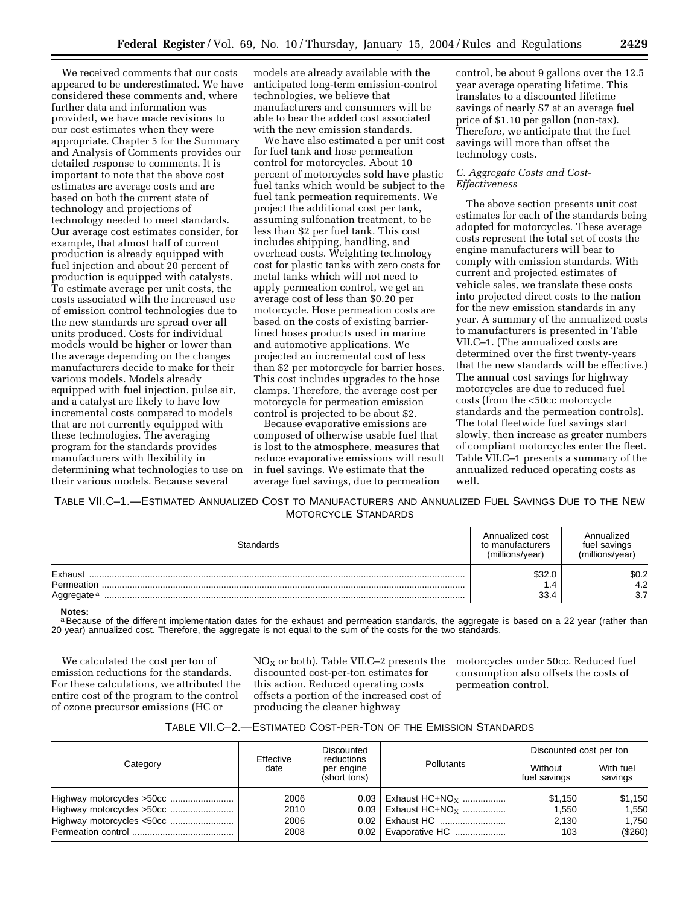We received comments that our costs appeared to be underestimated. We have considered these comments and, where further data and information was provided, we have made revisions to our cost estimates when they were appropriate. Chapter 5 for the Summary and Analysis of Comments provides our detailed response to comments. It is important to note that the above cost estimates are average costs and are based on both the current state of technology and projections of technology needed to meet standards. Our average cost estimates consider, for example, that almost half of current production is already equipped with fuel injection and about 20 percent of production is equipped with catalysts. To estimate average per unit costs, the costs associated with the increased use of emission control technologies due to the new standards are spread over all units produced. Costs for individual models would be higher or lower than the average depending on the changes manufacturers decide to make for their various models. Models already equipped with fuel injection, pulse air, and a catalyst are likely to have low incremental costs compared to models that are not currently equipped with these technologies. The averaging program for the standards provides manufacturers with flexibility in determining what technologies to use on their various models. Because several models are already available with the anticipated long-term emission-control technologies, we believe that manufacturers and consumers will be able to bear the added cost associated with the new emission standards.

We have also estimated a per unit cost for fuel tank and hose permeation control for motorcycles. About 10 percent of motorcycles sold have plastic fuel tanks which would be subject to the fuel tank permeation requirements. We project the additional cost per tank, assuming sulfonation treatment, to be less than $2 per fuel tank. This cost includes shipping, handling, and overhead costs. Weighting technology cost for plastic tanks with zero costs for metal tanks which will not need to apply permeation control, we get an average cost of less than $0.20 per motorcycle. Hose permeation costs are based on the costs of existing barrier-lined hoses products used in marine and automotive applications. We projected an incremental cost of less than $2 per motorcycle for barrier hoses. This cost includes upgrades to the hose clamps. Therefore, the average cost per motorcycle for permeation emission control is projected to be about $2.

Because evaporative emissions are composed of otherwise usable fuel that is lost to the atmosphere, measures that reduce evaporative emissions will result in fuel savings. We estimate that the average fuel savings, due to permeation control, be about 9 gallons over the 12.5 year average operating lifetime. This translates to a discounted lifetime savings of nearly $7 at an average fuel price of $1.10 per gallon (non-tax). Therefore, we anticipate that the fuel savings will more than offset the technology costs.

### *C. Aggregate Costs and Cost-Effectiveness*

The above section presents unit cost estimates for each of the standards being adopted for motorcycles. These average costs represent the total set of costs the engine manufacturers will bear to comply with emission standards. With current and projected estimates of vehicle sales, we translate these costs into projected direct costs to the nation for the new emission standards in any year. A summary of the annualized costs to manufacturers is presented in Table VII.C–1. (The annualized costs are determined over the first twenty-years that the new standards will be effective.) The annual cost savings for highway motorcycles are due to reduced fuel costs (from the <50cc motorcycle standards and the permeation controls). The total fleetwide fuel savings start slowly, then increase as greater numbers of compliant motorcycles enter the fleet. Table VII.C–1 presents a summary of the annualized reduced operating costs as well.

TABLE VII.C–1.—ESTIMATED ANNUALIZED COST TO MANUFACTURERS AND ANNUALIZED FUEL SAVINGS DUE TO THE NEW MOTORCYCLE STANDARDS

| Standards | Annualized cost to manufacturers (millions/year) | Annualized fuel savings (millions/year) |
|---|---|---|
| Exhaust | $32.0 | $0.2 |
| Permeation | 1.4 | 4.2 |
| Aggregate [a] | 33.4 | 3.7 |

**Notes:**
[a] Because of the different implementation dates for the exhaust and permeation standards, the aggregate is based on a 22 year (rather than 20 year) annualized cost. Therefore, the aggregate is not equal to the sum of the costs for the two standards.

We calculated the cost per ton of emission reductions for the standards. For these calculations, we attributed the entire cost of the program to the control of ozone precursor emissions (HC or $NO_X$ or both). Table VII.C–2 presents the discounted cost-per-ton estimates for this action. Reduced operating costs offsets a portion of the increased cost of producing the cleaner highway motorcycles under 50cc. Reduced fuel consumption also offsets the costs of permeation control.

TABLE VII.C–2.—ESTIMATED COST-PER-TON OF THE EMISSION STANDARDS

| Category | Effective date | Discounted reductions per engine (short tons) | Pollutants | Discounted cost per ton | |
|---|---|---|---|---|---|
| | | | | Without fuel savings | With fuel savings |
| Highway motorcycles >50cc | 2006 | 0.03 | Exhaust HC+$NO_X$ | $1,150 | $1,150 |
| Highway motorcycles >50cc | 2010 | 0.03 | Exhaust HC+$NO_X$ | 1,550 | 1,550 |
| Highway motorcycles <50cc | 2006 | 0.02 | Exhaust HC | 2,130 | 1,750 |
| Permeation control | 2008 | 0.02 | Evaporative HC | 103 | ($260) |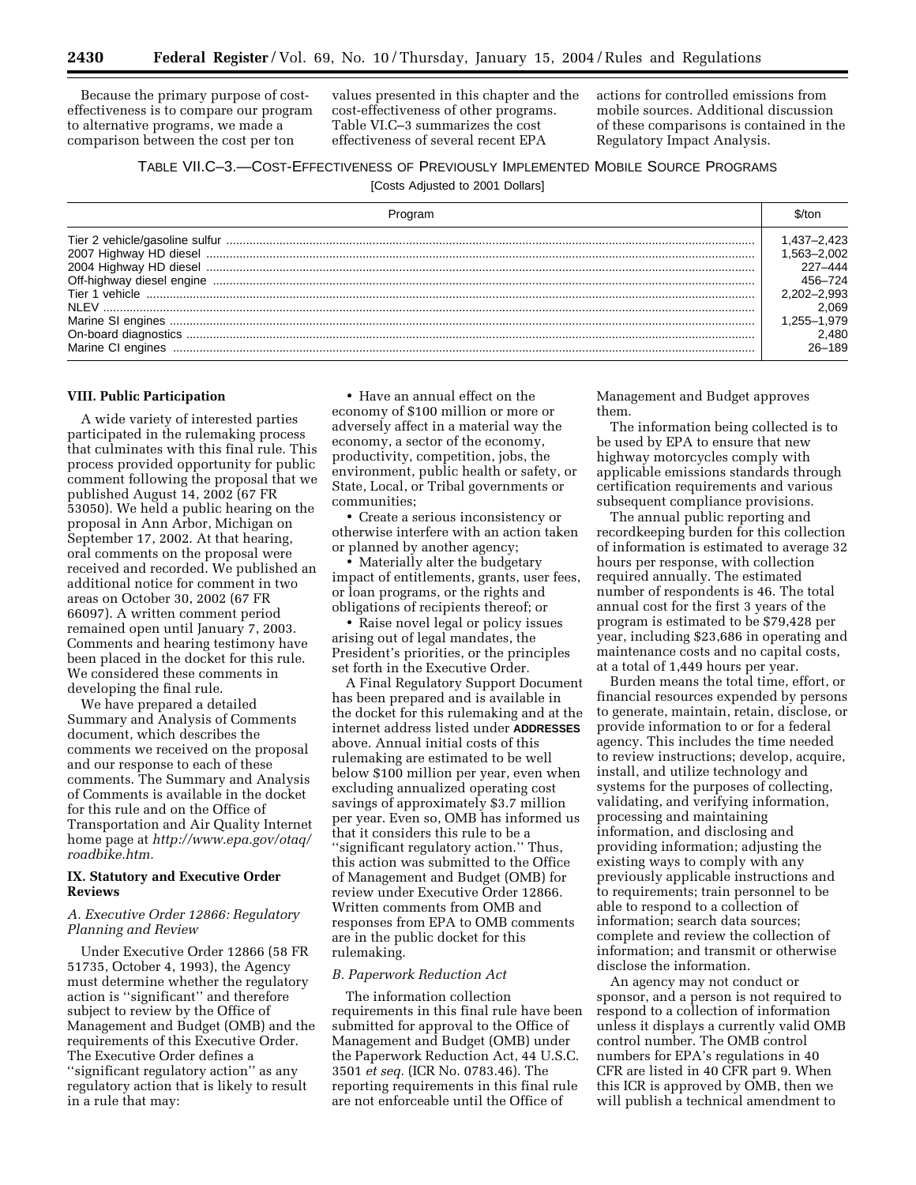Because the primary purpose of cost-effectiveness is to compare our program to alternative programs, we made a comparison between the cost per ton values presented in this chapter and the cost-effectiveness of other programs. Table VI.C–3 summarizes the cost effectiveness of several recent EPA actions for controlled emissions from mobile sources. Additional discussion of these comparisons is contained in the Regulatory Impact Analysis.

TABLE VII.C–3.—COST-EFFECTIVENESS OF PREVIOUSLY IMPLEMENTED MOBILE SOURCE PROGRAMS

[Costs Adjusted to 2001 Dollars]

| Program | $/ton |
|---|---|
| Tier 2 vehicle/gasoline sulfur | 1,437–2,423 |
| 2007 Highway HD diesel | 1,563–2,002 |
| 2004 Highway HD diesel | 227–444 |
| Off-highway diesel engine | 456–724 |
| Tier 1 vehicle | 2,202–2,993 |
| NLEV | 2,069 |
| Marine SI engines | 1,255–1,979 |
| On-board diagnostics | 2,480 |
| Marine CI engines | 26–189 |

## VIII. Public Participation

A wide variety of interested parties participated in the rulemaking process that culminates with this final rule. This process provided opportunity for public comment following the proposal that we published August 14, 2002 (67 FR 53050). We held a public hearing on the proposal in Ann Arbor, Michigan on September 17, 2002. At that hearing, oral comments on the proposal were received and recorded. We published an additional notice for comment in two areas on October 30, 2002 (67 FR 66097). A written comment period remained open until January 7, 2003. Comments and hearing testimony have been placed in the docket for this rule. We considered these comments in developing the final rule.

We have prepared a detailed Summary and Analysis of Comments document, which describes the comments we received on the proposal and our response to each of these comments. The Summary and Analysis of Comments is available in the docket for this rule and on the Office of Transportation and Air Quality Internet home page at *http://www.epa.gov/otaq/roadbike.htm.*

## IX. Statutory and Executive Order Reviews

### *A. Executive Order 12866: Regulatory Planning and Review*

Under Executive Order 12866 (58 FR 51735, October 4, 1993), the Agency must determine whether the regulatory action is ''significant'' and therefore subject to review by the Office of Management and Budget (OMB) and the requirements of this Executive Order. The Executive Order defines a ''significant regulatory action'' as any regulatory action that is likely to result in a rule that may:

- Have an annual effect on the economy of $100 million or more or adversely affect in a material way the economy, a sector of the economy, productivity, competition, jobs, the environment, public health or safety, or State, Local, or Tribal governments or communities;
- Create a serious inconsistency or otherwise interfere with an action taken or planned by another agency;
- Materially alter the budgetary impact of entitlements, grants, user fees, or loan programs, or the rights and obligations of recipients thereof; or
- Raise novel legal or policy issues arising out of legal mandates, the President's priorities, or the principles set forth in the Executive Order.

A Final Regulatory Support Document has been prepared and is available in the docket for this rulemaking and at the internet address listed under **ADDRESSES** above. Annual initial costs of this rulemaking are estimated to be well below $100 million per year, even when excluding annualized operating cost savings of approximately $3.7 million per year. Even so, OMB has informed us that it considers this rule to be a ''significant regulatory action.'' Thus, this action was submitted to the Office of Management and Budget (OMB) for review under Executive Order 12866. Written comments from OMB and responses from EPA to OMB comments are in the public docket for this rulemaking.

### *B. Paperwork Reduction Act*

The information collection requirements in this final rule have been submitted for approval to the Office of Management and Budget (OMB) under the Paperwork Reduction Act, 44 U.S.C. 3501 *et seq.* (ICR No. 0783.46). The reporting requirements in this final rule are not enforceable until the Office of Management and Budget approves them.

The information being collected is to be used by EPA to ensure that new highway motorcycles comply with applicable emissions standards through certification requirements and various subsequent compliance provisions.

The annual public reporting and recordkeeping burden for this collection of information is estimated to average 32 hours per response, with collection required annually. The estimated number of respondents is 46. The total annual cost for the first 3 years of the program is estimated to be $79,428 per year, including $23,686 in operating and maintenance costs and no capital costs, at a total of 1,449 hours per year.

Burden means the total time, effort, or financial resources expended by persons to generate, maintain, retain, disclose, or provide information to or for a federal agency. This includes the time needed to review instructions; develop, acquire, install, and utilize technology and systems for the purposes of collecting, validating, and verifying information, processing and maintaining information, and disclosing and providing information; adjusting the existing ways to comply with any previously applicable instructions and to requirements; train personnel to be able to respond to a collection of information; search data sources; complete and review the collection of information; and transmit or otherwise disclose the information.

An agency may not conduct or sponsor, and a person is not required to respond to a collection of information unless it displays a currently valid OMB control number. The OMB control numbers for EPA's regulations in 40 CFR are listed in 40 CFR part 9. When this ICR is approved by OMB, then we will publish a technical amendment to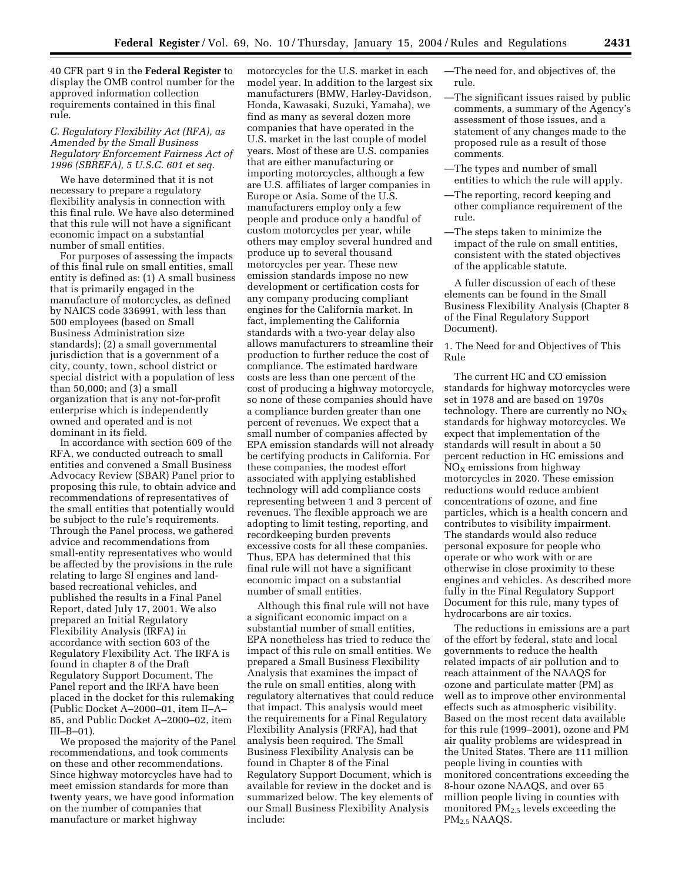40 CFR part 9 in the **Federal Register** to display the OMB control number for the approved information collection requirements contained in this final rule.

*C. Regulatory Flexibility Act (RFA), as Amended by the Small Business Regulatory Enforcement Fairness Act of 1996 (SBREFA), 5 U.S.C. 601 et seq.*

We have determined that it is not necessary to prepare a regulatory flexibility analysis in connection with this final rule. We have also determined that this rule will not have a significant economic impact on a substantial number of small entities.

For purposes of assessing the impacts of this final rule on small entities, small entity is defined as: (1) A small business that is primarily engaged in the manufacture of motorcycles, as defined by NAICS code 336991, with less than 500 employees (based on Small Business Administration size standards); (2) a small governmental jurisdiction that is a government of a city, county, town, school district or special district with a population of less than 50,000; and (3) a small organization that is any not-for-profit enterprise which is independently owned and operated and is not dominant in its field.

In accordance with section 609 of the RFA, we conducted outreach to small entities and convened a Small Business Advocacy Review (SBAR) Panel prior to proposing this rule, to obtain advice and recommendations of representatives of the small entities that potentially would be subject to the rule's requirements. Through the Panel process, we gathered advice and recommendations from small-entity representatives who would be affected by the provisions in the rule relating to large SI engines and land-based recreational vehicles, and published the results in a Final Panel Report, dated July 17, 2001. We also prepared an Initial Regulatory Flexibility Analysis (IRFA) in accordance with section 603 of the Regulatory Flexibility Act. The IRFA is found in chapter 8 of the Draft Regulatory Support Document. The Panel report and the IRFA have been placed in the docket for this rulemaking (Public Docket A–2000–01, item II–A–85, and Public Docket A–2000–02, item III–B–01).

We proposed the majority of the Panel recommendations, and took comments on these and other recommendations. Since highway motorcycles have had to meet emission standards for more than twenty years, we have good information on the number of companies that manufacture or market highway motorcycles for the U.S. market in each model year. In addition to the largest six manufacturers (BMW, Harley-Davidson, Honda, Kawasaki, Suzuki, Yamaha), we find as many as several dozen more companies that have operated in the U.S. market in the last couple of model years. Most of these are U.S. companies that are either manufacturing or importing motorcycles, although a few are U.S. affiliates of larger companies in Europe or Asia. Some of the U.S. manufacturers employ only a few people and produce only a handful of custom motorcycles per year, while others may employ several hundred and produce up to several thousand motorcycles per year. These new emission standards impose no new development or certification costs for any company producing compliant engines for the California market. In fact, implementing the California standards with a two-year delay also allows manufacturers to streamline their production to further reduce the cost of compliance. The estimated hardware costs are less than one percent of the cost of producing a highway motorcycle, so none of these companies should have a compliance burden greater than one percent of revenues. We expect that a small number of companies affected by EPA emission standards will not already be certifying products in California. For these companies, the modest effort associated with applying established technology will add compliance costs representing between 1 and 3 percent of revenues. The flexible approach we are adopting to limit testing, reporting, and recordkeeping burden prevents excessive costs for all these companies. Thus, EPA has determined that this final rule will not have a significant economic impact on a substantial number of small entities.

Although this final rule will not have a significant economic impact on a substantial number of small entities, EPA nonetheless has tried to reduce the impact of this rule on small entities. We prepared a Small Business Flexibility Analysis that examines the impact of the rule on small entities, along with regulatory alternatives that could reduce that impact. This analysis would meet the requirements for a Final Regulatory Flexibility Analysis (FRFA), had that analysis been required. The Small Business Flexibility Analysis can be found in Chapter 8 of the Final Regulatory Support Document, which is available for review in the docket and is summarized below. The key elements of our Small Business Flexibility Analysis include:

—The need for, and objectives of, the rule.
—The significant issues raised by public comments, a summary of the Agency's assessment of those issues, and a statement of any changes made to the proposed rule as a result of those comments.
—The types and number of small entities to which the rule will apply.
—The reporting, record keeping and other compliance requirement of the rule.
—The steps taken to minimize the impact of the rule on small entities, consistent with the stated objectives of the applicable statute.

A fuller discussion of each of these elements can be found in the Small Business Flexibility Analysis (Chapter 8 of the Final Regulatory Support Document).

1. The Need for and Objectives of This Rule

The current HC and CO emission standards for highway motorcycles were set in 1978 and are based on 1970s technology. There are currently no $NO_X$ standards for highway motorcycles. We expect that implementation of the standards will result in about a 50 percent reduction in HC emissions and $NO_X$ emissions from highway motorcycles in 2020. These emission reductions would reduce ambient concentrations of ozone, and fine particles, which is a health concern and contributes to visibility impairment. The standards would also reduce personal exposure for people who operate or who work with or are otherwise in close proximity to these engines and vehicles. As described more fully in the Final Regulatory Support Document for this rule, many types of hydrocarbons are air toxics.

The reductions in emissions are a part of the effort by federal, state and local governments to reduce the health related impacts of air pollution and to reach attainment of the NAAQS for ozone and particulate matter (PM) as well as to improve other environmental effects such as atmospheric visibility. Based on the most recent data available for this rule (1999–2001), ozone and PM air quality problems are widespread in the United States. There are 111 million people living in counties with monitored concentrations exceeding the 8-hour ozone NAAQS, and over 65 million people living in counties with monitored $PM_{2.5}$ levels exceeding the $PM_{2.5}$ NAAQS.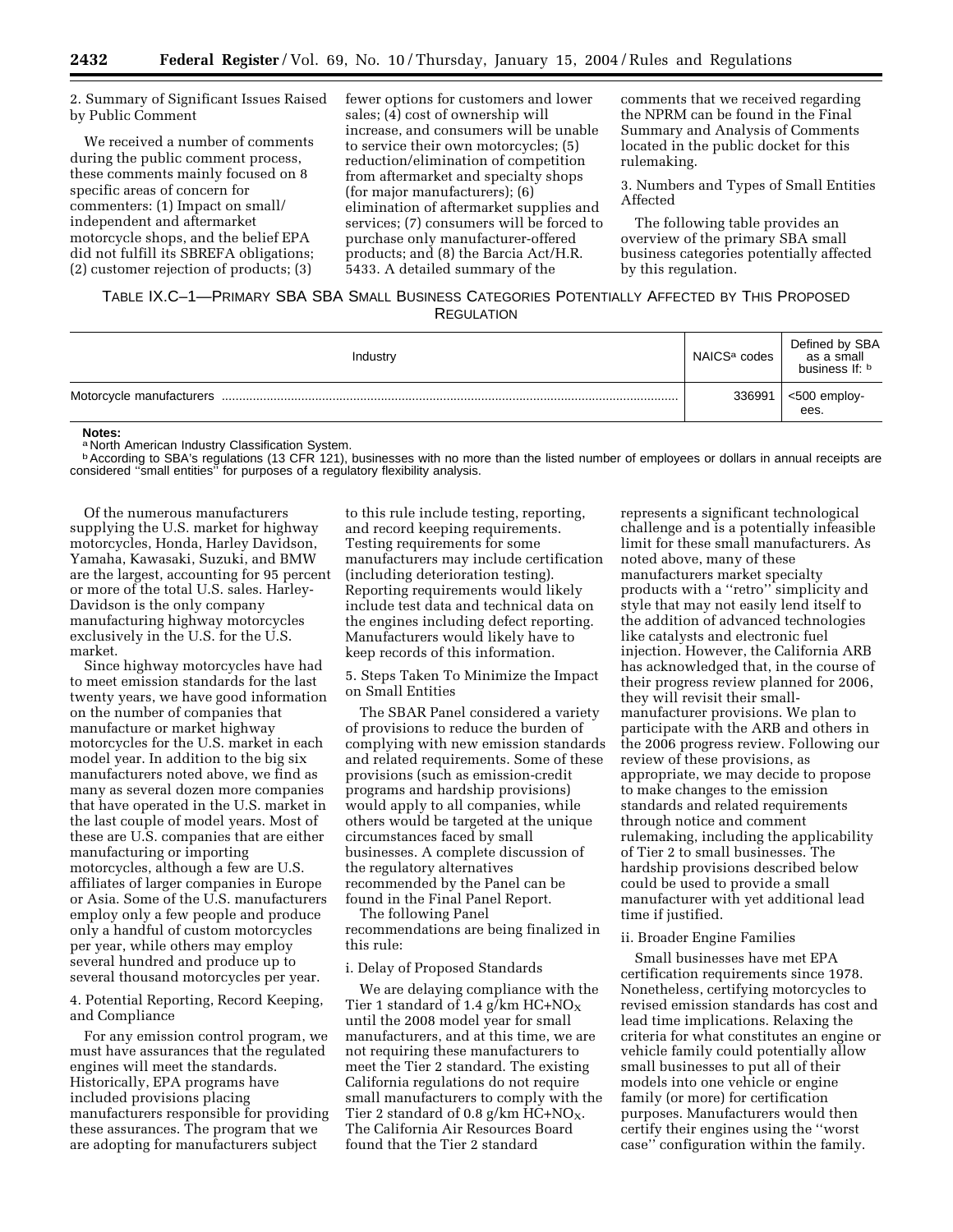2. Summary of Significant Issues Raised by Public Comment

We received a number of comments during the public comment process, these comments mainly focused on 8 specific areas of concern for commenters: (1) Impact on small/ independent and aftermarket motorcycle shops, and the belief EPA did not fulfill its SBREFA obligations; (2) customer rejection of products; (3) fewer options for customers and lower sales; (4) cost of ownership will increase, and consumers will be unable to service their own motorcycles; (5) reduction/elimination of competition from aftermarket and specialty shops (for major manufacturers); (6) elimination of aftermarket supplies and services; (7) consumers will be forced to purchase only manufacturer-offered products; and (8) the Barcia Act/H.R. 5433. A detailed summary of the comments that we received regarding the NPRM can be found in the Final Summary and Analysis of Comments located in the public docket for this rulemaking.

3. Numbers and Types of Small Entities Affected

The following table provides an overview of the primary SBA small business categories potentially affected by this regulation.

TABLE IX.C–1—PRIMARY SBA SBA SMALL BUSINESS CATEGORIES POTENTIALLY AFFECTED BY THIS PROPOSED REGULATION

| Industry | NAICS[a] codes | Defined by SBA as a small business If: [b] |
|---|---|---|
| Motorcycle manufacturers | 336991 | <500 employees. |

**Notes:**
[a] North American Industry Classification System.
[b] According to SBA's regulations (13 CFR 121), businesses with no more than the listed number of employees or dollars in annual receipts are considered ''small entities'' for purposes of a regulatory flexibility analysis.

Of the numerous manufacturers supplying the U.S. market for highway motorcycles, Honda, Harley Davidson, Yamaha, Kawasaki, Suzuki, and BMW are the largest, accounting for 95 percent or more of the total U.S. sales. Harley-Davidson is the only company manufacturing highway motorcycles exclusively in the U.S. for the U.S. market.

Since highway motorcycles have had to meet emission standards for the last twenty years, we have good information on the number of companies that manufacture or market highway motorcycles for the U.S. market in each model year. In addition to the big six manufacturers noted above, we find as many as several dozen more companies that have operated in the U.S. market in the last couple of model years. Most of these are U.S. companies that are either manufacturing or importing motorcycles, although a few are U.S. affiliates of larger companies in Europe or Asia. Some of the U.S. manufacturers employ only a few people and produce only a handful of custom motorcycles per year, while others may employ several hundred and produce up to several thousand motorcycles per year.

4. Potential Reporting, Record Keeping, and Compliance

For any emission control program, we must have assurances that the regulated engines will meet the standards. Historically, EPA programs have included provisions placing manufacturers responsible for providing these assurances. The program that we are adopting for manufacturers subject to this rule include testing, reporting, and record keeping requirements. Testing requirements for some manufacturers may include certification (including deterioration testing). Reporting requirements would likely include test data and technical data on the engines including defect reporting. Manufacturers would likely have to keep records of this information.

5. Steps Taken To Minimize the Impact on Small Entities

The SBAR Panel considered a variety of provisions to reduce the burden of complying with new emission standards and related requirements. Some of these provisions (such as emission-credit programs and hardship provisions) would apply to all companies, while others would be targeted at the unique circumstances faced by small businesses. A complete discussion of the regulatory alternatives recommended by the Panel can be found in the Final Panel Report.

The following Panel recommendations are being finalized in this rule:

i. Delay of Proposed Standards

We are delaying compliance with the Tier 1 standard of 1.4 g/km $HC+NO_X$ until the 2008 model year for small manufacturers, and at this time, we are not requiring these manufacturers to meet the Tier 2 standard. The existing California regulations do not require small manufacturers to comply with the Tier 2 standard of 0.8 g/km $HC+NO_X$. The California Air Resources Board found that the Tier 2 standard represents a significant technological challenge and is a potentially infeasible limit for these small manufacturers. As noted above, many of these manufacturers market specialty products with a ''retro'' simplicity and style that may not easily lend itself to the addition of advanced technologies like catalysts and electronic fuel injection. However, the California ARB has acknowledged that, in the course of their progress review planned for 2006, they will revisit their small-manufacturer provisions. We plan to participate with the ARB and others in the 2006 progress review. Following our review of these provisions, as appropriate, we may decide to propose to make changes to the emission standards and related requirements through notice and comment rulemaking, including the applicability of Tier 2 to small businesses. The hardship provisions described below could be used to provide a small manufacturer with yet additional lead time if justified.

ii. Broader Engine Families

Small businesses have met EPA certification requirements since 1978. Nonetheless, certifying motorcycles to revised emission standards has cost and lead time implications. Relaxing the criteria for what constitutes an engine or vehicle family could potentially allow small businesses to put all of their models into one vehicle or engine family (or more) for certification purposes. Manufacturers would then certify their engines using the ''worst case'' configuration within the family.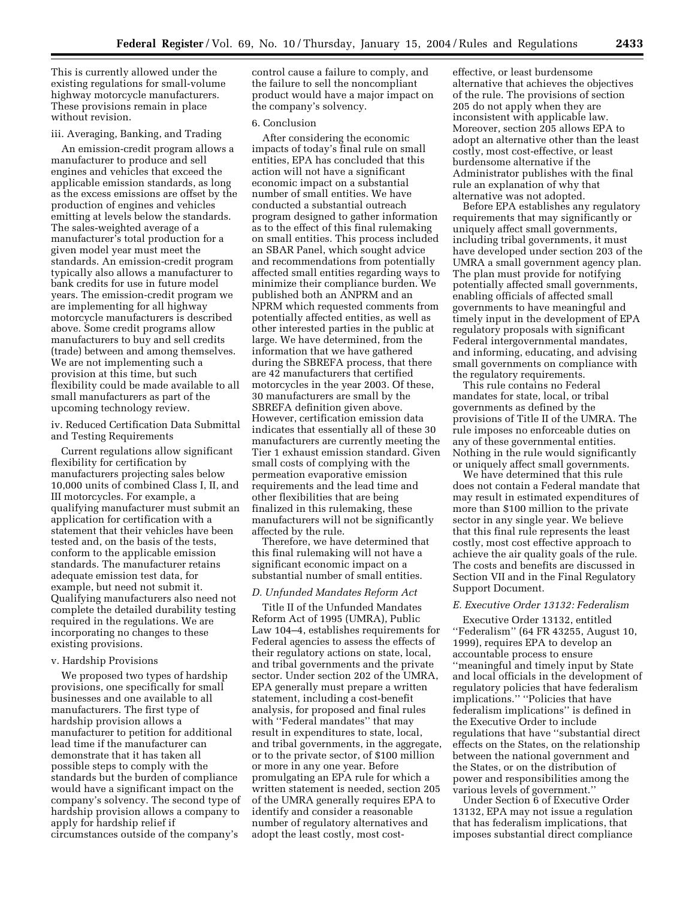This is currently allowed under the existing regulations for small-volume highway motorcycle manufacturers. These provisions remain in place without revision.

iii. Averaging, Banking, and Trading

An emission-credit program allows a manufacturer to produce and sell engines and vehicles that exceed the applicable emission standards, as long as the excess emissions are offset by the production of engines and vehicles emitting at levels below the standards. The sales-weighted average of a manufacturer's total production for a given model year must meet the standards. An emission-credit program typically also allows a manufacturer to bank credits for use in future model years. The emission-credit program we are implementing for all highway motorcycle manufacturers is described above. Some credit programs allow manufacturers to buy and sell credits (trade) between and among themselves. We are not implementing such a provision at this time, but such flexibility could be made available to all small manufacturers as part of the upcoming technology review.

iv. Reduced Certification Data Submittal and Testing Requirements

Current regulations allow significant flexibility for certification by manufacturers projecting sales below 10,000 units of combined Class I, II, and III motorcycles. For example, a qualifying manufacturer must submit an application for certification with a statement that their vehicles have been tested and, on the basis of the tests, conform to the applicable emission standards. The manufacturer retains adequate emission test data, for example, but need not submit it. Qualifying manufacturers also need not complete the detailed durability testing required in the regulations. We are incorporating no changes to these existing provisions.

v. Hardship Provisions

We proposed two types of hardship provisions, one specifically for small businesses and one available to all manufacturers. The first type of hardship provision allows a manufacturer to petition for additional lead time if the manufacturer can demonstrate that it has taken all possible steps to comply with the standards but the burden of compliance would have a significant impact on the company's solvency. The second type of hardship provision allows a company to apply for hardship relief if circumstances outside of the company's control cause a failure to comply, and the failure to sell the noncompliant product would have a major impact on the company's solvency.

6. Conclusion

After considering the economic impacts of today's final rule on small entities, EPA has concluded that this action will not have a significant economic impact on a substantial number of small entities. We have conducted a substantial outreach program designed to gather information as to the effect of this final rulemaking on small entities. This process included an SBAR Panel, which sought advice and recommendations from potentially affected small entities regarding ways to minimize their compliance burden. We published both an ANPRM and an NPRM which requested comments from potentially affected entities, as well as other interested parties in the public at large. We have determined, from the information that we have gathered during the SBREFA process, that there are 42 manufacturers that certified motorcycles in the year 2003. Of these, 30 manufacturers are small by the SBREFA definition given above. However, certification emission data indicates that essentially all of these 30 manufacturers are currently meeting the Tier 1 exhaust emission standard. Given small costs of complying with the permeation evaporative emission requirements and the lead time and other flexibilities that are being finalized in this rulemaking, these manufacturers will not be significantly affected by the rule.

Therefore, we have determined that this final rulemaking will not have a significant economic impact on a substantial number of small entities.

### *D. Unfunded Mandates Reform Act*

Title II of the Unfunded Mandates Reform Act of 1995 (UMRA), Public Law 104–4, establishes requirements for Federal agencies to assess the effects of their regulatory actions on state, local, and tribal governments and the private sector. Under section 202 of the UMRA, EPA generally must prepare a written statement, including a cost-benefit analysis, for proposed and final rules with ''Federal mandates'' that may result in expenditures to state, local, and tribal governments, in the aggregate, or to the private sector, of $100 million or more in any one year. Before promulgating an EPA rule for which a written statement is needed, section 205 of the UMRA generally requires EPA to identify and consider a reasonable number of regulatory alternatives and adopt the least costly, most cost-effective, or least burdensome alternative that achieves the objectives of the rule. The provisions of section 205 do not apply when they are inconsistent with applicable law. Moreover, section 205 allows EPA to adopt an alternative other than the least costly, most cost-effective, or least burdensome alternative if the Administrator publishes with the final rule an explanation of why that alternative was not adopted.

Before EPA establishes any regulatory requirements that may significantly or uniquely affect small governments, including tribal governments, it must have developed under section 203 of the UMRA a small government agency plan. The plan must provide for notifying potentially affected small governments, enabling officials of affected small governments to have meaningful and timely input in the development of EPA regulatory proposals with significant Federal intergovernmental mandates, and informing, educating, and advising small governments on compliance with the regulatory requirements.

This rule contains no Federal mandates for state, local, or tribal governments as defined by the provisions of Title II of the UMRA. The rule imposes no enforceable duties on any of these governmental entities. Nothing in the rule would significantly or uniquely affect small governments.

We have determined that this rule does not contain a Federal mandate that may result in estimated expenditures of more than $100 million to the private sector in any single year. We believe that this final rule represents the least costly, most cost effective approach to achieve the air quality goals of the rule. The costs and benefits are discussed in Section VII and in the Final Regulatory Support Document.

### *E. Executive Order 13132: Federalism*

Executive Order 13132, entitled ''Federalism'' (64 FR 43255, August 10, 1999), requires EPA to develop an accountable process to ensure ''meaningful and timely input by State and local officials in the development of regulatory policies that have federalism implications.'' ''Policies that have federalism implications'' is defined in the Executive Order to include regulations that have ''substantial direct effects on the States, on the relationship between the national government and the States, or on the distribution of power and responsibilities among the various levels of government.''

Under Section 6 of Executive Order 13132, EPA may not issue a regulation that has federalism implications, that imposes substantial direct compliance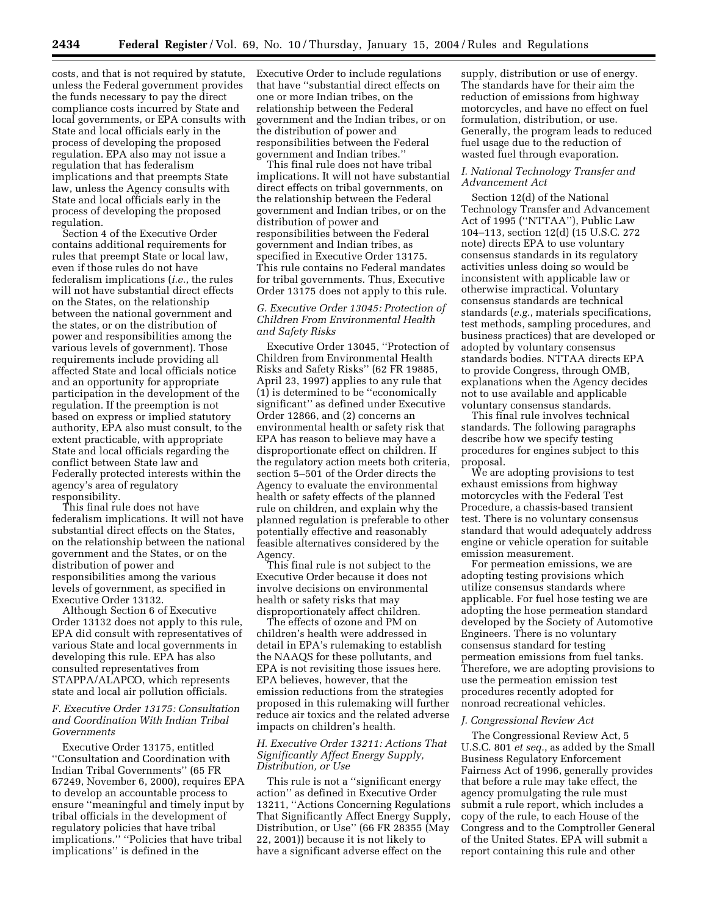costs, and that is not required by statute, unless the Federal government provides the funds necessary to pay the direct compliance costs incurred by State and local governments, or EPA consults with State and local officials early in the process of developing the proposed regulation. EPA also may not issue a regulation that has federalism implications and that preempts State law, unless the Agency consults with State and local officials early in the process of developing the proposed regulation.

Section 4 of the Executive Order contains additional requirements for rules that preempt State or local law, even if those rules do not have federalism implications (*i.e.*, the rules will not have substantial direct effects on the States, on the relationship between the national government and the states, or on the distribution of power and responsibilities among the various levels of government). Those requirements include providing all affected State and local officials notice and an opportunity for appropriate participation in the development of the regulation. If the preemption is not based on express or implied statutory authority, EPA also must consult, to the extent practicable, with appropriate State and local officials regarding the conflict between State law and Federally protected interests within the agency's area of regulatory responsibility.

This final rule does not have federalism implications. It will not have substantial direct effects on the States, on the relationship between the national government and the States, or on the distribution of power and responsibilities among the various levels of government, as specified in Executive Order 13132.

Although Section 6 of Executive Order 13132 does not apply to this rule, EPA did consult with representatives of various State and local governments in developing this rule. EPA has also consulted representatives from STAPPA/ALAPCO, which represents state and local air pollution officials.

### *F. Executive Order 13175: Consultation and Coordination With Indian Tribal Governments*

Executive Order 13175, entitled ''Consultation and Coordination with Indian Tribal Governments'' (65 FR 67249, November 6, 2000), requires EPA to develop an accountable process to ensure ''meaningful and timely input by tribal officials in the development of regulatory policies that have tribal implications.'' ''Policies that have tribal implications'' is defined in the Executive Order to include regulations that have ''substantial direct effects on one or more Indian tribes, on the relationship between the Federal government and the Indian tribes, or on the distribution of power and responsibilities between the Federal government and Indian tribes.''

This final rule does not have tribal implications. It will not have substantial direct effects on tribal governments, on the relationship between the Federal government and Indian tribes, or on the distribution of power and responsibilities between the Federal government and Indian tribes, as specified in Executive Order 13175. This rule contains no Federal mandates for tribal governments. Thus, Executive Order 13175 does not apply to this rule.

### *G. Executive Order 13045: Protection of Children From Environmental Health and Safety Risks*

Executive Order 13045, ''Protection of Children from Environmental Health Risks and Safety Risks'' (62 FR 19885, April 23, 1997) applies to any rule that (1) is determined to be ''economically significant'' as defined under Executive Order 12866, and (2) concerns an environmental health or safety risk that EPA has reason to believe may have a disproportionate effect on children. If the regulatory action meets both criteria, section 5–501 of the Order directs the Agency to evaluate the environmental health or safety effects of the planned rule on children, and explain why the planned regulation is preferable to other potentially effective and reasonably feasible alternatives considered by the Agency.

This final rule is not subject to the Executive Order because it does not involve decisions on environmental health or safety risks that may disproportionately affect children.

The effects of ozone and PM on children's health were addressed in detail in EPA's rulemaking to establish the NAAQS for these pollutants, and EPA is not revisiting those issues here. EPA believes, however, that the emission reductions from the strategies proposed in this rulemaking will further reduce air toxics and the related adverse impacts on children's health.

### *H. Executive Order 13211: Actions That Significantly Affect Energy Supply, Distribution, or Use*

This rule is not a ''significant energy action'' as defined in Executive Order 13211, ''Actions Concerning Regulations That Significantly Affect Energy Supply, Distribution, or Use'' (66 FR 28355 (May 22, 2001)) because it is not likely to have a significant adverse effect on the supply, distribution or use of energy. The standards have for their aim the reduction of emissions from highway motorcycles, and have no effect on fuel formulation, distribution, or use. Generally, the program leads to reduced fuel usage due to the reduction of wasted fuel through evaporation.

### *I. National Technology Transfer and Advancement Act*

Section 12(d) of the National Technology Transfer and Advancement Act of 1995 (''NTTAA''), Public Law 104–113, section 12(d) (15 U.S.C. 272 note) directs EPA to use voluntary consensus standards in its regulatory activities unless doing so would be inconsistent with applicable law or otherwise impractical. Voluntary consensus standards are technical standards (*e.g.*, materials specifications, test methods, sampling procedures, and business practices) that are developed or adopted by voluntary consensus standards bodies. NTTAA directs EPA to provide Congress, through OMB, explanations when the Agency decides not to use available and applicable voluntary consensus standards.

This final rule involves technical standards. The following paragraphs describe how we specify testing procedures for engines subject to this proposal.

We are adopting provisions to test exhaust emissions from highway motorcycles with the Federal Test Procedure, a chassis-based transient test. There is no voluntary consensus standard that would adequately address engine or vehicle operation for suitable emission measurement.

For permeation emissions, we are adopting testing provisions which utilize consensus standards where applicable. For fuel hose testing we are adopting the hose permeation standard developed by the Society of Automotive Engineers. There is no voluntary consensus standard for testing permeation emissions from fuel tanks. Therefore, we are adopting provisions to use the permeation emission test procedures recently adopted for nonroad recreational vehicles.

### *J. Congressional Review Act*

The Congressional Review Act, 5 U.S.C. 801 *et seq.*, as added by the Small Business Regulatory Enforcement Fairness Act of 1996, generally provides that before a rule may take effect, the agency promulgating the rule must submit a rule report, which includes a copy of the rule, to each House of the Congress and to the Comptroller General of the United States. EPA will submit a report containing this rule and other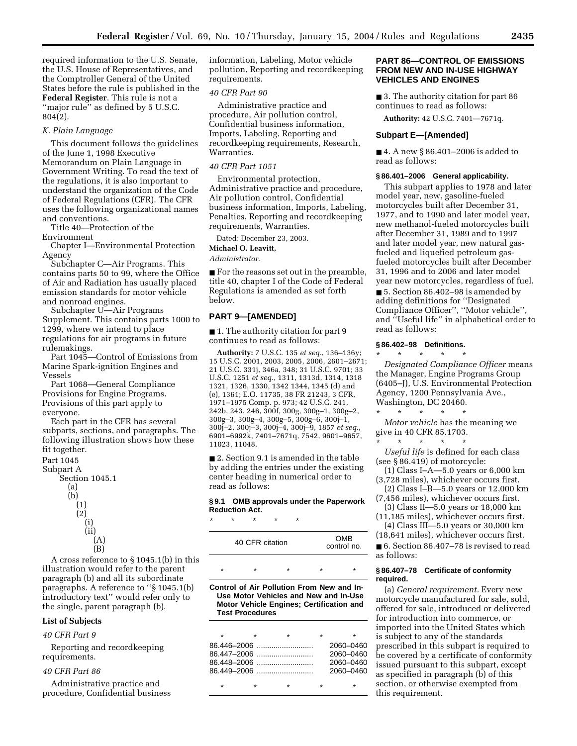required information to the U.S. Senate, the U.S. House of Representatives, and the Comptroller General of the United States before the rule is published in the **Federal Register**. This rule is not a ''major rule'' as defined by 5 U.S.C. 804(2).

### *K. Plain Language*

This document follows the guidelines of the June 1, 1998 Executive Memorandum on Plain Language in Government Writing. To read the text of the regulations, it is also important to understand the organization of the Code of Federal Regulations (CFR). The CFR uses the following organizational names and conventions.

Title 40—Protection of the Environment

Chapter I—Environmental Protection Agency

Subchapter C—Air Programs. This contains parts 50 to 99, where the Office of Air and Radiation has usually placed emission standards for motor vehicle and nonroad engines.

Subchapter U—Air Programs Supplement. This contains parts 1000 to 1299, where we intend to place regulations for air programs in future rulemakings.

Part 1045—Control of Emissions from Marine Spark-ignition Engines and Vessels

Part 1068—General Compliance Provisions for Engine Programs. Provisions of this part apply to everyone.

Each part in the CFR has several subparts, sections, and paragraphs. The following illustration shows how these fit together.

Part 1045
Subpart A
  Section 1045.1
    (a)
    (b)
      (1)
      (2)
        (i)
        (ii)
          (A)
          (B)

A cross reference to § 1045.1(b) in this illustration would refer to the parent paragraph (b) and all its subordinate paragraphs. A reference to ''§ 1045.1(b) introductory text'' would refer only to the single, parent paragraph (b).

### List of Subjects

*40 CFR Part 9*

Reporting and recordkeeping requirements.

*40 CFR Part 86*

Administrative practice and procedure, Confidential business information, Labeling, Motor vehicle pollution, Reporting and recordkeeping requirements.

*40 CFR Part 90*

Administrative practice and procedure, Air pollution control, Confidential business information, Imports, Labeling, Reporting and recordkeeping requirements, Research, Warranties.

*40 CFR Part 1051*

Environmental protection, Administrative practice and procedure, Air pollution control, Confidential business information, Imports, Labeling, Penalties, Reporting and recordkeeping requirements, Warranties.

Dated: December 23, 2003.

**Michael O. Leavitt,**

*Administrator.*

■ For the reasons set out in the preamble, title 40, chapter I of the Code of Federal Regulations is amended as set forth below.

## PART 9—[AMENDED]

■ 1. The authority citation for part 9 continues to read as follows:

**Authority:** 7 U.S.C. 135 *et seq.*, 136–136y; 15 U.S.C. 2001, 2003, 2005, 2006, 2601–2671; 21 U.S.C. 331j, 346a, 348; 31 U.S.C. 9701; 33 U.S.C. 1251 *et seq.*, 1311, 1313d, 1314, 1318 1321, 1326, 1330, 1342 1344, 1345 (d) and (e), 1361; E.O. 11735, 38 FR 21243, 3 CFR, 1971–1975 Comp. p. 973; 42 U.S.C. 241, 242b, 243, 246, 300f, 300g, 300g–1, 300g–2, 300g–3, 300g–4, 300g–5, 300g–6, 300j–1, 300j–2, 300j–3, 300j–4, 300j–9, 1857 *et seq.*, 6901–6992k, 7401–7671q, 7542, 9601–9657, 11023, 11048.

■ 2. Section 9.1 is amended in the table by adding the entries under the existing center heading in numerical order to read as follows:

#### § 9.1 OMB approvals under the Paperwork Reduction Act.

\* \* \* \* \*

| 40 CFR citation | OMB control no. |
|---|---|
| \* \* \* | \* \* |
| **Control of Air Pollution From New and In-Use Motor Vehicles and New and In-Use Motor Vehicle Engines; Certification and Test Procedures** | |
| \* \* \* | \* \* |
| 86.446–2006 | 2060–0460 |
| 86.447–2006 | 2060–0460 |
| 86.448–2006 | 2060–0460 |
| 86.449–2006 | 2060–0460 |
| \* \* \* | \* \* |

## PART 86—CONTROL OF EMISSIONS FROM NEW AND IN-USE HIGHWAY VEHICLES AND ENGINES

■ 3. The authority citation for part 86 continues to read as follows:

**Authority:** 42 U.S.C. 7401—7671q.

### Subpart E—[Amended]

■ 4. A new § 86.401–2006 is added to read as follows:

#### § 86.401–2006 General applicability.

This subpart applies to 1978 and later model year, new, gasoline-fueled motorcycles built after December 31, 1977, and to 1990 and later model year, new methanol-fueled motorcycles built after December 31, 1989 and to 1997 and later model year, new natural gas-fueled and liquefied petroleum gas-fueled motorcycles built after December 31, 1996 and to 2006 and later model year new motorcycles, regardless of fuel.

■ 5. Section 86.402–98 is amended by adding definitions for ''Designated Compliance Officer'', ''Motor vehicle'', and ''Useful life'' in alphabetical order to read as follows:

#### § 86.402–98 Definitions.

\* \* \* \* \*

*Designated Compliance Officer* means the Manager, Engine Programs Group (6405–J), U.S. Environmental Protection Agency, 1200 Pennsylvania Ave., Washington, DC 20460.

\* \* \* \* \*

*Motor vehicle* has the meaning we give in 40 CFR 85.1703.

\* \* \* \* \*

*Useful life* is defined for each class (see § 86.419) of motorcycle:

(1) Class I–A—5.0 years or 6,000 km (3,728 miles), whichever occurs first.

(2) Class I–B—5.0 years or 12,000 km (7,456 miles), whichever occurs first.

(3) Class II—5.0 years or 18,000 km (11,185 miles), whichever occurs first.

(4) Class III—5.0 years or 30,000 km (18,641 miles), whichever occurs first.

■ 6. Section 86.407–78 is revised to read as follows:

#### § 86.407–78 Certificate of conformity required.

(a) *General requirement.* Every new motorcycle manufactured for sale, sold, offered for sale, introduced or delivered for introduction into commerce, or imported into the United States which is subject to any of the standards prescribed in this subpart is required to be covered by a certificate of conformity issued pursuant to this subpart, except as specified in paragraph (b) of this section, or otherwise exempted from this requirement.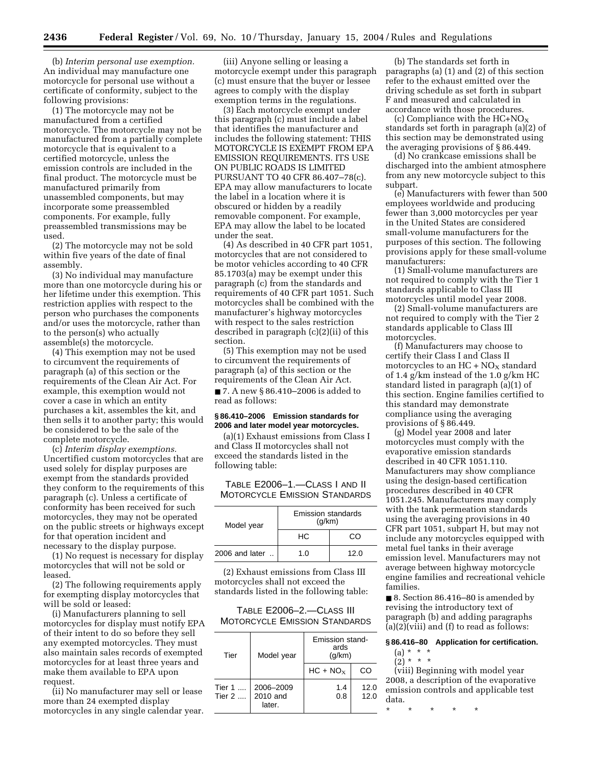(b) *Interim personal use exemption.* An individual may manufacture one motorcycle for personal use without a certificate of conformity, subject to the following provisions:

(1) The motorcycle may not be manufactured from a certified motorcycle. The motorcycle may not be manufactured from a partially complete motorcycle that is equivalent to a certified motorcycle, unless the emission controls are included in the final product. The motorcycle must be manufactured primarily from unassembled components, but may incorporate some preassembled components. For example, fully preassembled transmissions may be used.

(2) The motorcycle may not be sold within five years of the date of final assembly.

(3) No individual may manufacture more than one motorcycle during his or her lifetime under this exemption. This restriction applies with respect to the person who purchases the components and/or uses the motorcycle, rather than to the person(s) who actually assemble(s) the motorcycle.

(4) This exemption may not be used to circumvent the requirements of paragraph (a) of this section or the requirements of the Clean Air Act. For example, this exemption would not cover a case in which an entity purchases a kit, assembles the kit, and then sells it to another party; this would be considered to be the sale of the complete motorcycle.

(c) *Interim display exemptions.* Uncertified custom motorcycles that are used solely for display purposes are exempt from the standards provided they conform to the requirements of this paragraph (c). Unless a certificate of conformity has been received for such motorcycles, they may not be operated on the public streets or highways except for that operation incident and necessary to the display purpose.

(1) No request is necessary for display motorcycles that will not be sold or leased.

(2) The following requirements apply for exempting display motorcycles that will be sold or leased:

(i) Manufacturers planning to sell motorcycles for display must notify EPA of their intent to do so before they sell any exempted motorcycles. They must also maintain sales records of exempted motorcycles for at least three years and make them available to EPA upon request.

(ii) No manufacturer may sell or lease more than 24 exempted display motorcycles in any single calendar year.

(iii) Anyone selling or leasing a motorcycle exempt under this paragraph (c) must ensure that the buyer or lessee agrees to comply with the display exemption terms in the regulations.

(3) Each motorcycle exempt under this paragraph (c) must include a label that identifies the manufacturer and includes the following statement: THIS MOTORCYCLE IS EXEMPT FROM EPA EMISSION REQUIREMENTS. ITS USE ON PUBLIC ROADS IS LIMITED PURSUANT TO 40 CFR 86.407–78(c). EPA may allow manufacturers to locate the label in a location where it is obscured or hidden by a readily removable component. For example, EPA may allow the label to be located under the seat.

(4) As described in 40 CFR part 1051, motorcycles that are not considered to be motor vehicles according to 40 CFR 85.1703(a) may be exempt under this paragraph (c) from the standards and requirements of 40 CFR part 1051. Such motorcycles shall be combined with the manufacturer's highway motorcycles with respect to the sales restriction described in paragraph (c)(2)(ii) of this section.

(5) This exemption may not be used to circumvent the requirements of paragraph (a) of this section or the requirements of the Clean Air Act.

■ 7. A new § 86.410–2006 is added to read as follows:

**§ 86.410–2006 Emission standards for 2006 and later model year motorcycles.**

(a)(1) Exhaust emissions from Class I and Class II motorcycles shall not exceed the standards listed in the following table:

TABLE E2006–1.—CLASS I AND II MOTORCYCLE EMISSION STANDARDS

| Model year | Emission standards (g/km) | |
|---|---|---|
| | HC | CO |
| 2006 and later .. | 1.0 | 12.0 |

(2) Exhaust emissions from Class III motorcycles shall not exceed the standards listed in the following table:

TABLE E2006–2.—CLASS III MOTORCYCLE EMISSION STANDARDS

| Tier | Model year | Emission standards (g/km) | |
|---|---|---|---|
| | | $HC + NO_X$ | CO |
| Tier 1 .... | 2006–2009 | 1.4 | 12.0 |
| Tier 2 .... | 2010 and later. | 0.8 | 12.0 |

(b) The standards set forth in paragraphs (a) (1) and (2) of this section refer to the exhaust emitted over the driving schedule as set forth in subpart F and measured and calculated in accordance with those procedures.

(c) Compliance with the $HC+NO_X$ standards set forth in paragraph (a)(2) of this section may be demonstrated using the averaging provisions of § 86.449.

(d) No crankcase emissions shall be discharged into the ambient atmosphere from any new motorcycle subject to this subpart.

(e) Manufacturers with fewer than 500 employees worldwide and producing fewer than 3,000 motorcycles per year in the United States are considered small-volume manufacturers for the purposes of this section. The following provisions apply for these small-volume manufacturers:

(1) Small-volume manufacturers are not required to comply with the Tier 1 standards applicable to Class III motorcycles until model year 2008.

(2) Small-volume manufacturers are not required to comply with the Tier 2 standards applicable to Class III motorcycles.

(f) Manufacturers may choose to certify their Class I and Class II motorcycles to an $HC + NO_X$ standard of 1.4 g/km instead of the 1.0 g/km HC standard listed in paragraph (a)(1) of this section. Engine families certified to this standard may demonstrate compliance using the averaging provisions of § 86.449.

(g) Model year 2008 and later motorcycles must comply with the evaporative emission standards described in 40 CFR 1051.110. Manufacturers may show compliance using the design-based certification procedures described in 40 CFR 1051.245. Manufacturers may comply with the tank permeation standards using the averaging provisions in 40 CFR part 1051, subpart H, but may not include any motorcycles equipped with metal fuel tanks in their average emission level. Manufacturers may not average between highway motorcycle engine families and recreational vehicle families.

■ 8. Section 86.416–80 is amended by revising the introductory text of paragraph (b) and adding paragraphs (a)(2)(viii) and (f) to read as follows:

**§ 86.416–80 Application for certification.**

(a) * * *

(2) * * *

(viii) Beginning with model year 2008, a description of the evaporative emission controls and applicable test data.

\* \* \* \* \*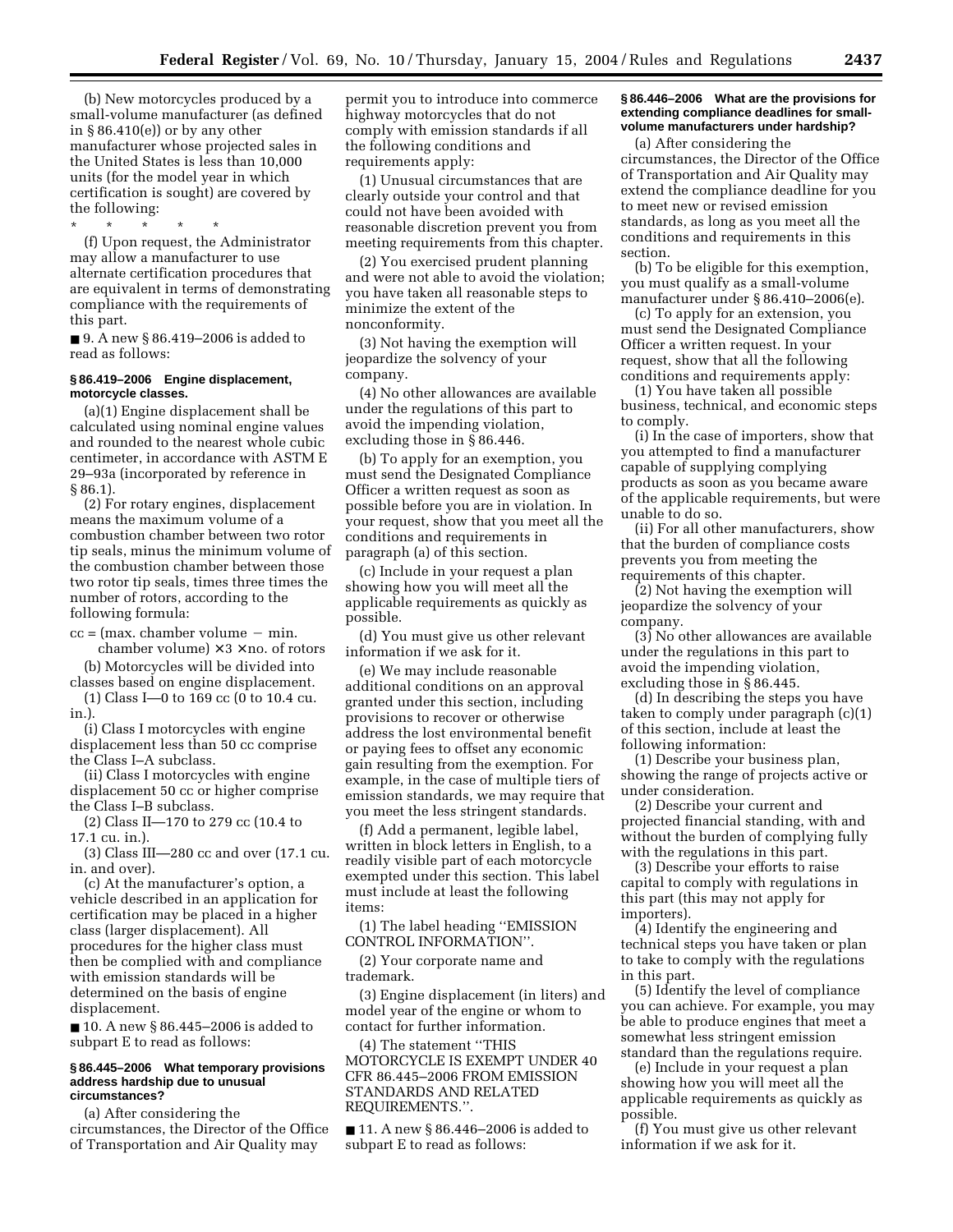(b) New motorcycles produced by a small-volume manufacturer (as defined in § 86.410(e)) or by any other manufacturer whose projected sales in the United States is less than 10,000 units (for the model year in which certification is sought) are covered by the following:

\* \* \* \* \*

(f) Upon request, the Administrator may allow a manufacturer to use alternate certification procedures that are equivalent in terms of demonstrating compliance with the requirements of this part.

■ 9. A new § 86.419–2006 is added to read as follows:

#### § 86.419–2006 Engine displacement, motorcycle classes.

(a)(1) Engine displacement shall be calculated using nominal engine values and rounded to the nearest whole cubic centimeter, in accordance with ASTM E 29–93a (incorporated by reference in § 86.1).

(2) For rotary engines, displacement means the maximum volume of a combustion chamber between two rotor tip seals, minus the minimum volume of the combustion chamber between those two rotor tip seals, times three times the number of rotors, according to the following formula:

$$\text{cc} = (\text{max. chamber volume} - \text{min. chamber volume}) \times 3 \times \text{no. of rotors}$$

(b) Motorcycles will be divided into classes based on engine displacement.

(1) Class I—0 to 169 cc (0 to 10.4 cu. in.).

(i) Class I motorcycles with engine displacement less than 50 cc comprise the Class I–A subclass.

(ii) Class I motorcycles with engine displacement 50 cc or higher comprise the Class I–B subclass.

(2) Class II—170 to 279 cc (10.4 to 17.1 cu. in.).

(3) Class III—280 cc and over (17.1 cu. in. and over).

(c) At the manufacturer's option, a vehicle described in an application for certification may be placed in a higher class (larger displacement). All procedures for the higher class must then be complied with and compliance with emission standards will be determined on the basis of engine displacement.

■ 10. A new § 86.445–2006 is added to subpart E to read as follows:

#### § 86.445–2006 What temporary provisions address hardship due to unusual circumstances?

(a) After considering the circumstances, the Director of the Office of Transportation and Air Quality may permit you to introduce into commerce highway motorcycles that do not comply with emission standards if all the following conditions and requirements apply:

(1) Unusual circumstances that are clearly outside your control and that could not have been avoided with reasonable discretion prevent you from meeting requirements from this chapter.

(2) You exercised prudent planning and were not able to avoid the violation; you have taken all reasonable steps to minimize the extent of the nonconformity.

(3) Not having the exemption will jeopardize the solvency of your company.

(4) No other allowances are available under the regulations of this part to avoid the impending violation, excluding those in § 86.446.

(b) To apply for an exemption, you must send the Designated Compliance Officer a written request as soon as possible before you are in violation. In your request, show that you meet all the conditions and requirements in paragraph (a) of this section.

(c) Include in your request a plan showing how you will meet all the applicable requirements as quickly as possible.

(d) You must give us other relevant information if we ask for it.

(e) We may include reasonable additional conditions on an approval granted under this section, including provisions to recover or otherwise address the lost environmental benefit or paying fees to offset any economic gain resulting from the exemption. For example, in the case of multiple tiers of emission standards, we may require that you meet the less stringent standards.

(f) Add a permanent, legible label, written in block letters in English, to a readily visible part of each motorcycle exempted under this section. This label must include at least the following items:

(1) The label heading ''EMISSION CONTROL INFORMATION''.

(2) Your corporate name and trademark.

(3) Engine displacement (in liters) and model year of the engine or whom to contact for further information.

(4) The statement ''THIS MOTORCYCLE IS EXEMPT UNDER 40 CFR 86.445–2006 FROM EMISSION STANDARDS AND RELATED REQUIREMENTS.''.

■ 11. A new § 86.446–2006 is added to subpart E to read as follows:

#### § 86.446–2006 What are the provisions for extending compliance deadlines for small-volume manufacturers under hardship?

(a) After considering the circumstances, the Director of the Office of Transportation and Air Quality may extend the compliance deadline for you to meet new or revised emission standards, as long as you meet all the conditions and requirements in this section.

(b) To be eligible for this exemption, you must qualify as a small-volume manufacturer under § 86.410–2006(e).

(c) To apply for an extension, you must send the Designated Compliance Officer a written request. In your request, show that all the following conditions and requirements apply:

(1) You have taken all possible business, technical, and economic steps to comply.

(i) In the case of importers, show that you attempted to find a manufacturer capable of supplying complying products as soon as you became aware of the applicable requirements, but were unable to do so.

(ii) For all other manufacturers, show that the burden of compliance costs prevents you from meeting the requirements of this chapter.

(2) Not having the exemption will jeopardize the solvency of your company.

(3) No other allowances are available under the regulations in this part to avoid the impending violation, excluding those in § 86.445.

(d) In describing the steps you have taken to comply under paragraph (c)(1) of this section, include at least the following information:

(1) Describe your business plan, showing the range of projects active or under consideration.

(2) Describe your current and projected financial standing, with and without the burden of complying fully with the regulations in this part.

(3) Describe your efforts to raise capital to comply with regulations in this part (this may not apply for importers).

(4) Identify the engineering and technical steps you have taken or plan to take to comply with the regulations in this part.

(5) Identify the level of compliance you can achieve. For example, you may be able to produce engines that meet a somewhat less stringent emission standard than the regulations require.

(e) Include in your request a plan showing how you will meet all the applicable requirements as quickly as possible.

(f) You must give us other relevant information if we ask for it.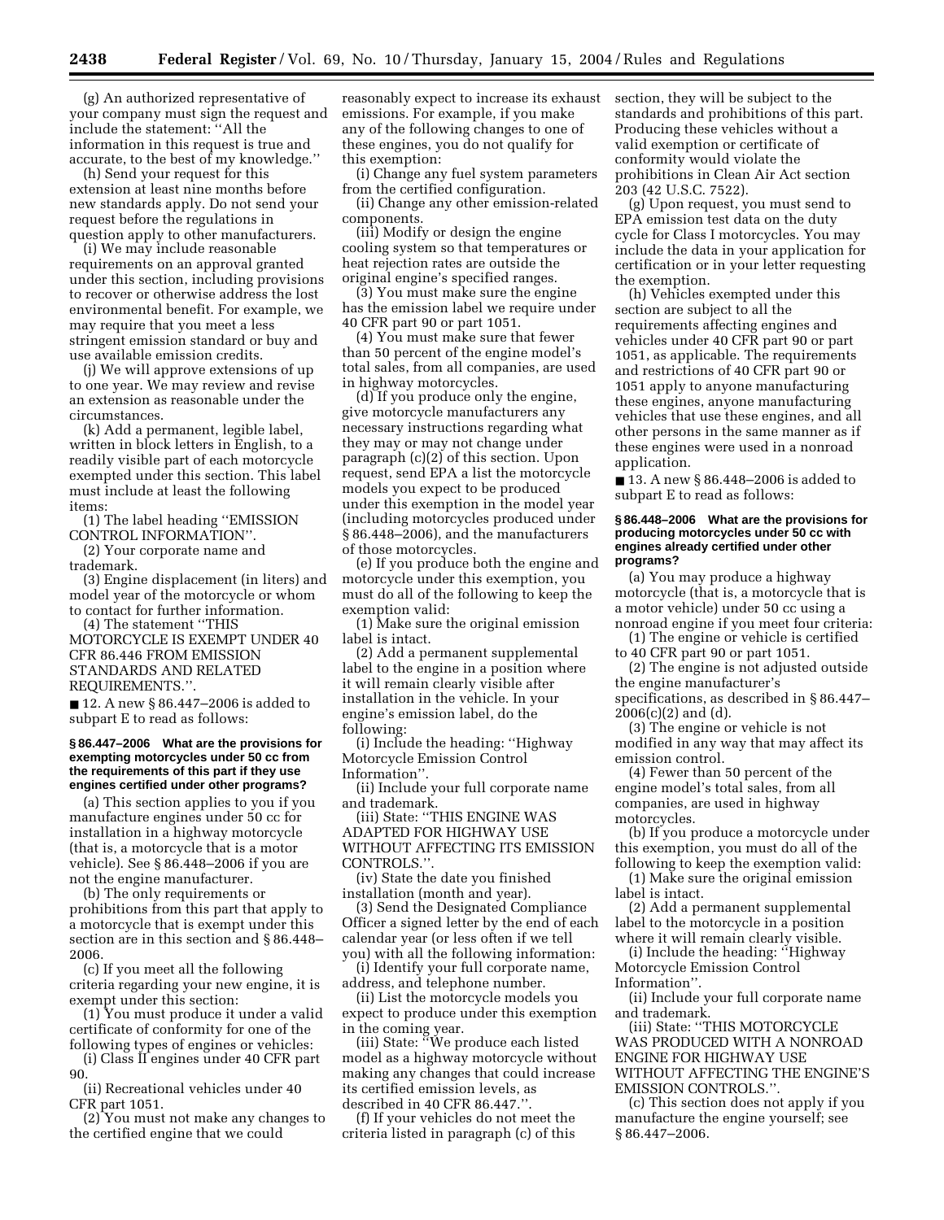(g) An authorized representative of your company must sign the request and include the statement: "All the information in this request is true and accurate, to the best of my knowledge."

(h) Send your request for this extension at least nine months before new standards apply. Do not send your request before the regulations in question apply to other manufacturers.

(i) We may include reasonable requirements on an approval granted under this section, including provisions to recover or otherwise address the lost environmental benefit. For example, we may require that you meet a less stringent emission standard or buy and use available emission credits.

(j) We will approve extensions of up to one year. We may review and revise an extension as reasonable under the circumstances.

(k) Add a permanent, legible label, written in block letters in English, to a readily visible part of each motorcycle exempted under this section. This label must include at least the following items:

(1) The label heading "EMISSION CONTROL INFORMATION".

(2) Your corporate name and trademark.

(3) Engine displacement (in liters) and model year of the motorcycle or whom to contact for further information.

(4) The statement "THIS MOTORCYCLE IS EXEMPT UNDER 40 CFR 86.446 FROM EMISSION STANDARDS AND RELATED REQUIREMENTS.".

■ 12. A new § 86.447–2006 is added to subpart E to read as follows:

**§ 86.447–2006 What are the provisions for exempting motorcycles under 50 cc from the requirements of this part if they use engines certified under other programs?**

(a) This section applies to you if you manufacture engines under 50 cc for installation in a highway motorcycle (that is, a motorcycle that is a motor vehicle). See § 86.448–2006 if you are not the engine manufacturer.

(b) The only requirements or prohibitions from this part that apply to a motorcycle that is exempt under this section are in this section and § 86.448–2006.

(c) If you meet all the following criteria regarding your new engine, it is exempt under this section:

(1) You must produce it under a valid certificate of conformity for one of the following types of engines or vehicles:

(i) Class II engines under 40 CFR part 90.

(ii) Recreational vehicles under 40 CFR part 1051.

(2) You must not make any changes to the certified engine that we could reasonably expect to increase its exhaust emissions. For example, if you make any of the following changes to one of these engines, you do not qualify for this exemption:

(i) Change any fuel system parameters from the certified configuration.

(ii) Change any other emission-related components.

(iii) Modify or design the engine cooling system so that temperatures or heat rejection rates are outside the original engine's specified ranges.

(3) You must make sure the engine has the emission label we require under 40 CFR part 90 or part 1051.

(4) You must make sure that fewer than 50 percent of the engine model's total sales, from all companies, are used in highway motorcycles.

(d) If you produce only the engine, give motorcycle manufacturers any necessary instructions regarding what they may or may not change under paragraph (c)(2) of this section. Upon request, send EPA a list the motorcycle models you expect to be produced under this exemption in the model year (including motorcycles produced under § 86.448–2006), and the manufacturers of those motorcycles.

(e) If you produce both the engine and motorcycle under this exemption, you must do all of the following to keep the exemption valid:

(1) Make sure the original emission label is intact.

(2) Add a permanent supplemental label to the engine in a position where it will remain clearly visible after installation in the vehicle. In your engine's emission label, do the following:

(i) Include the heading: "Highway Motorcycle Emission Control Information".

(ii) Include your full corporate name and trademark.

(iii) State: "THIS ENGINE WAS ADAPTED FOR HIGHWAY USE WITHOUT AFFECTING ITS EMISSION CONTROLS.".

(iv) State the date you finished installation (month and year).

(3) Send the Designated Compliance Officer a signed letter by the end of each calendar year (or less often if we tell you) with all the following information:

(i) Identify your full corporate name, address, and telephone number.

(ii) List the motorcycle models you expect to produce under this exemption in the coming year.

(iii) State: "We produce each listed model as a highway motorcycle without making any changes that could increase its certified emission levels, as described in 40 CFR 86.447.".

(f) If your vehicles do not meet the criteria listed in paragraph (c) of this section, they will be subject to the standards and prohibitions of this part. Producing these vehicles without a valid exemption or certificate of conformity would violate the prohibitions in Clean Air Act section 203 (42 U.S.C. 7522).

(g) Upon request, you must send to EPA emission test data on the duty cycle for Class I motorcycles. You may include the data in your application for certification or in your letter requesting the exemption.

(h) Vehicles exempted under this section are subject to all the requirements affecting engines and vehicles under 40 CFR part 90 or part 1051, as applicable. The requirements and restrictions of 40 CFR part 90 or 1051 apply to anyone manufacturing these engines, anyone manufacturing vehicles that use these engines, and all other persons in the same manner as if these engines were used in a nonroad application.

■ 13. A new § 86.448–2006 is added to subpart E to read as follows:

**§ 86.448–2006 What are the provisions for producing motorcycles under 50 cc with engines already certified under other programs?**

(a) You may produce a highway motorcycle (that is, a motorcycle that is a motor vehicle) under 50 cc using a nonroad engine if you meet four criteria:

(1) The engine or vehicle is certified to 40 CFR part 90 or part 1051.

(2) The engine is not adjusted outside the engine manufacturer's specifications, as described in § 86.447–2006(c)(2) and (d).

(3) The engine or vehicle is not modified in any way that may affect its emission control.

(4) Fewer than 50 percent of the engine model's total sales, from all companies, are used in highway motorcycles.

(b) If you produce a motorcycle under this exemption, you must do all of the following to keep the exemption valid:

(1) Make sure the original emission label is intact.

(2) Add a permanent supplemental label to the motorcycle in a position where it will remain clearly visible.

(i) Include the heading: "Highway Motorcycle Emission Control Information".

(ii) Include your full corporate name and trademark.

(iii) State: "THIS MOTORCYCLE WAS PRODUCED WITH A NONROAD ENGINE FOR HIGHWAY USE WITHOUT AFFECTING THE ENGINE'S EMISSION CONTROLS.".

(c) This section does not apply if you manufacture the engine yourself; see § 86.447–2006.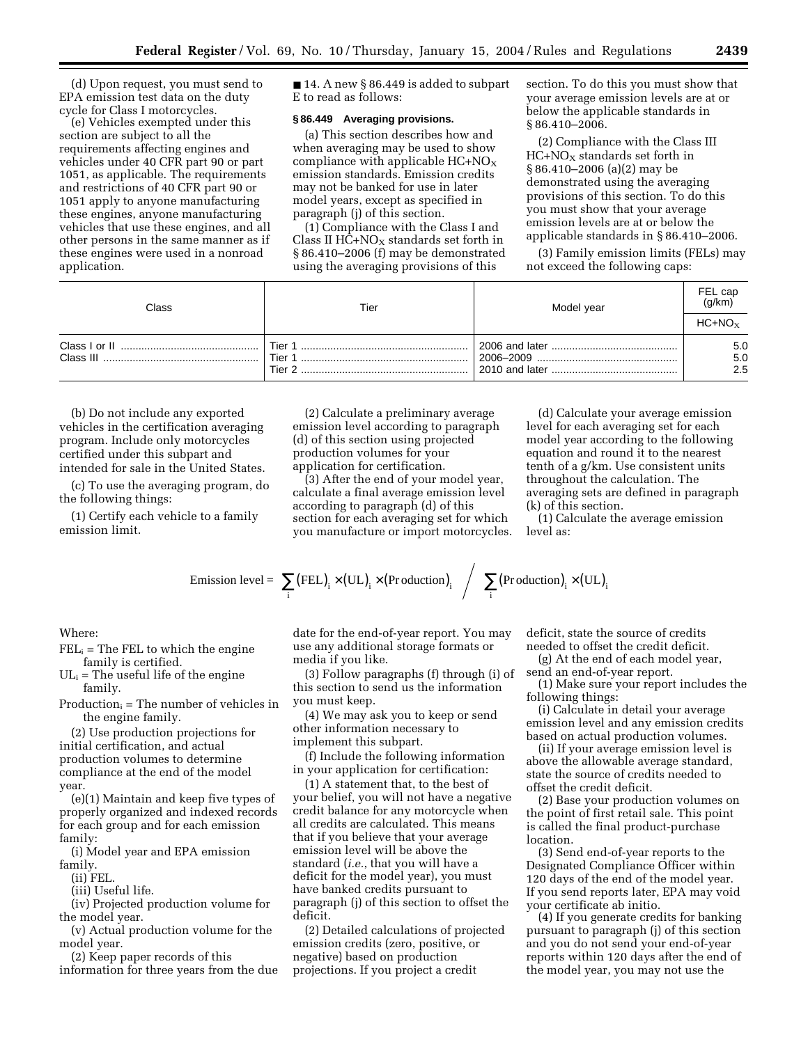(d) Upon request, you must send to EPA emission test data on the duty cycle for Class I motorcycles.

(e) Vehicles exempted under this section are subject to all the requirements affecting engines and vehicles under 40 CFR part 90 or part 1051, as applicable. The requirements and restrictions of 40 CFR part 90 or 1051 apply to anyone manufacturing these engines, anyone manufacturing vehicles that use these engines, and all other persons in the same manner as if these engines were used in a nonroad application.

■ 14. A new § 86.449 is added to subpart E to read as follows:

**§ 86.449 Averaging provisions.**

(a) This section describes how and when averaging may be used to show compliance with applicable $HC+NO_X$ emission standards. Emission credits may not be banked for use in later model years, except as specified in paragraph (j) of this section.

(1) Compliance with the Class I and Class II $HC+NO_X$ standards set forth in § 86.410–2006 (f) may be demonstrated using the averaging provisions of this section. To do this you must show that your average emission levels are at or below the applicable standards in § 86.410–2006.

(2) Compliance with the Class III $HC+NO_X$ standards set forth in § 86.410–2006 (a)(2) may be demonstrated using the averaging provisions of this section. To do this you must show that your average emission levels are at or below the applicable standards in § 86.410–2006.

(3) Family emission limits (FELs) may not exceed the following caps:

| Class | Tier | Model year | FEL cap (g/km) |
|---|---|---|---|
| | | | $HC+NO_X$ |
| Class I or II | Tier 1 | 2006 and later | 5.0 |
| Class III | Tier 1 | 2006–2009 | 5.0 |
| | Tier 2 | 2010 and later | 2.5 |

(b) Do not include any exported vehicles in the certification averaging program. Include only motorcycles certified under this subpart and intended for sale in the United States.

(c) To use the averaging program, do the following things:

(1) Certify each vehicle to a family emission limit.

(2) Calculate a preliminary average emission level according to paragraph (d) of this section using projected production volumes for your application for certification.

(3) After the end of your model year, calculate a final average emission level according to paragraph (d) of this section for each averaging set for which you manufacture or import motorcycles.

(d) Calculate your average emission level for each averaging set for each model year according to the following equation and round it to the nearest tenth of a g/km. Use consistent units throughout the calculation. The averaging sets are defined in paragraph (k) of this section.

(1) Calculate the average emission level as:

$$\text{Emission level} = \sum_i (\text{FEL})_i \times (\text{UL})_i \times (\text{Production})_i \Bigg/ \sum_i (\text{Production})_i \times (\text{UL})_i$$

Where:

$FEL_i$ = The FEL to which the engine family is certified.

$UL_i$ = The useful life of the engine family.

$Production_i$ = The number of vehicles in the engine family.

(2) Use production projections for initial certification, and actual production volumes to determine compliance at the end of the model year.

(e)(1) Maintain and keep five types of properly organized and indexed records for each group and for each emission family:

(i) Model year and EPA emission family.

(ii) FEL.

(iii) Useful life.

(iv) Projected production volume for the model year.

(v) Actual production volume for the model year.

(2) Keep paper records of this information for three years from the due date for the end-of-year report. You may use any additional storage formats or media if you like.

(3) Follow paragraphs (f) through (i) of this section to send us the information you must keep.

(4) We may ask you to keep or send other information necessary to implement this subpart.

(f) Include the following information in your application for certification:

(1) A statement that, to the best of your belief, you will not have a negative credit balance for any motorcycle when all credits are calculated. This means that if you believe that your average emission level will be above the standard (*i.e.*, that you will have a deficit for the model year), you must have banked credits pursuant to paragraph (j) of this section to offset the deficit.

(2) Detailed calculations of projected emission credits (zero, positive, or negative) based on production projections. If you project a credit deficit, state the source of credits needed to offset the credit deficit.

(g) At the end of each model year, send an end-of-year report.

(1) Make sure your report includes the following things:

(i) Calculate in detail your average emission level and any emission credits based on actual production volumes.

(ii) If your average emission level is above the allowable average standard, state the source of credits needed to offset the credit deficit.

(2) Base your production volumes on the point of first retail sale. This point is called the final product-purchase location.

(3) Send end-of-year reports to the Designated Compliance Officer within 120 days of the end of the model year. If you send reports later, EPA may void your certificate ab initio.

(4) If you generate credits for banking pursuant to paragraph (j) of this section and you do not send your end-of-year reports within 120 days after the end of the model year, you may not use the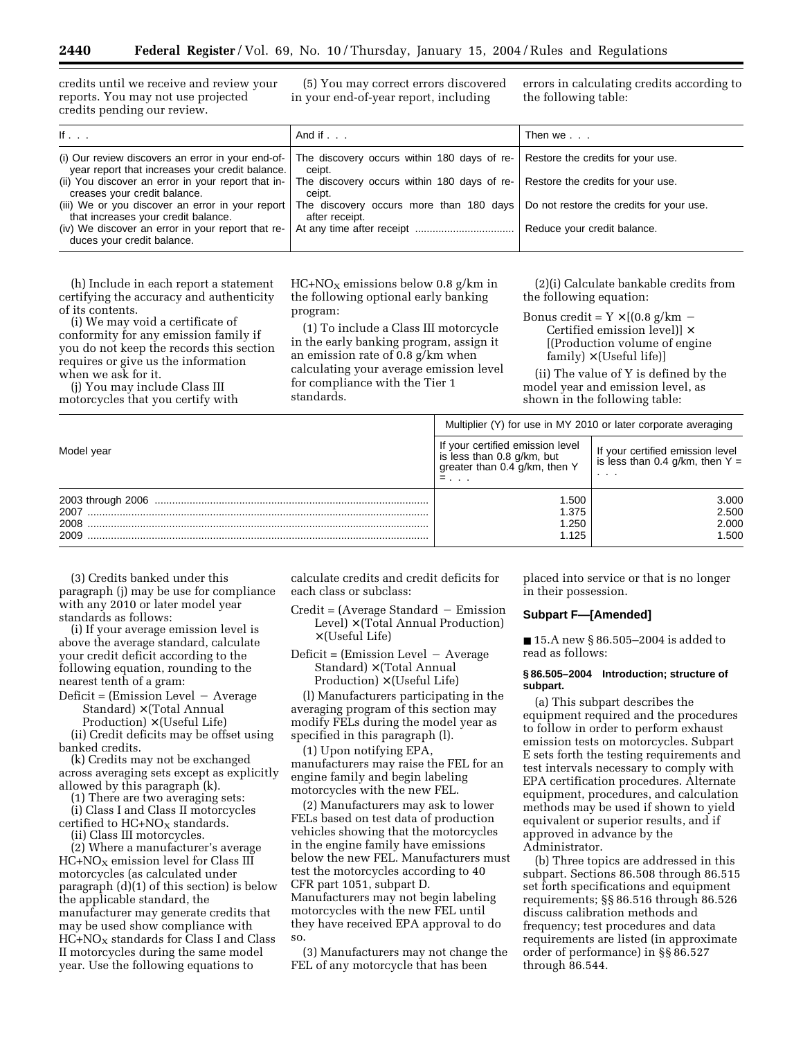credits until we receive and review your reports. You may not use projected credits pending our review.

(5) You may correct errors discovered in your end-of-year report, including errors in calculating credits according to the following table:

| If . . . | And if . . . | Then we . . . |
|---|---|---|
| (i) Our review discovers an error in your end-of-year report that increases your credit balance. | The discovery occurs within 180 days of receipt. | Restore the credits for your use. |
| (ii) You discover an error in your report that increases your credit balance. | The discovery occurs within 180 days of receipt. | Restore the credits for your use. |
| (iii) We or you discover an error in your report that increases your credit balance. | The discovery occurs more than 180 days after receipt. | Do not restore the credits for your use. |
| (iv) We discover an error in your report that reduces your credit balance. | At any time after receipt ................................. | Reduce your credit balance. |

(h) Include in each report a statement certifying the accuracy and authenticity of its contents.

(i) We may void a certificate of conformity for any emission family if you do not keep the records this section requires or give us the information when we ask for it.

(j) You may include Class III motorcycles that you certify with $HC+NO_X$ emissions below 0.8 g/km in the following optional early banking program:

(1) To include a Class III motorcycle in the early banking program, assign it an emission rate of 0.8 g/km when calculating your average emission level for compliance with the Tier 1 standards.

(2)(i) Calculate bankable credits from the following equation:

Bonus credit = Y × [(0.8 g/km − Certified emission level)] × [(Production volume of engine family) × (Useful life)]

(ii) The value of Y is defined by the model year and emission level, as shown in the following table:

| Model year | Multiplier (Y) for use in MY 2010 or later corporate averaging | |
|---|---|---|
| | If your certified emission level is less than 0.8 g/km, but greater than 0.4 g/km, then Y = . . . | If your certified emission level is less than 0.4 g/km, then Y = . . . |
| 2003 through 2006 ................................................................................................ | 1.500 | 3.000 |
| 2007 ....................................................................................................................... | 1.375 | 2.500 |
| 2008 ....................................................................................................................... | 1.250 | 2.000 |
| 2009 ....................................................................................................................... | 1.125 | 1.500 |

(3) Credits banked under this paragraph (j) may be use for compliance with any 2010 or later model year standards as follows:

(i) If your average emission level is above the average standard, calculate your credit deficit according to the following equation, rounding to the nearest tenth of a gram:

Deficit = (Emission Level − Average Standard) × (Total Annual Production) × (Useful Life)

(ii) Credit deficits may be offset using banked credits.

(k) Credits may not be exchanged across averaging sets except as explicitly allowed by this paragraph (k).

(1) There are two averaging sets:

(i) Class I and Class II motorcycles certified to $HC+NO_X$ standards.

(ii) Class III motorcycles.

(2) Where a manufacturer's average $HC+NO_X$ emission level for Class III motorcycles (as calculated under paragraph (d)(1) of this section) is below the applicable standard, the manufacturer may generate credits that may be used show compliance with $HC+NO_X$ standards for Class I and Class II motorcycles during the same model year. Use the following equations to calculate credits and credit deficits for each class or subclass:

Credit = (Average Standard − Emission Level) × (Total Annual Production) × (Useful Life)

Deficit = (Emission Level − Average Standard) × (Total Annual Production) × (Useful Life)

(l) Manufacturers participating in the averaging program of this section may modify FELs during the model year as specified in this paragraph (l).

(1) Upon notifying EPA, manufacturers may raise the FEL for an engine family and begin labeling motorcycles with the new FEL.

(2) Manufacturers may ask to lower FELs based on test data of production vehicles showing that the motorcycles in the engine family have emissions below the new FEL. Manufacturers must test the motorcycles according to 40 CFR part 1051, subpart D. Manufacturers may not begin labeling motorcycles with the new FEL until they have received EPA approval to do so.

(3) Manufacturers may not change the FEL of any motorcycle that has been placed into service or that is no longer in their possession.

## Subpart F—[Amended]

■ 15. A new § 86.505–2004 is added to read as follows:

### § 86.505–2004 Introduction; structure of subpart.

(a) This subpart describes the equipment required and the procedures to follow in order to perform exhaust emission tests on motorcycles. Subpart E sets forth the testing requirements and test intervals necessary to comply with EPA certification procedures. Alternate equipment, procedures, and calculation methods may be used if shown to yield equivalent or superior results, and if approved in advance by the Administrator.

(b) Three topics are addressed in this subpart. Sections 86.508 through 86.515 set forth specifications and equipment requirements; §§ 86.516 through 86.526 discuss calibration methods and frequency; test procedures and data requirements are listed (in approximate order of performance) in §§ 86.527 through 86.544.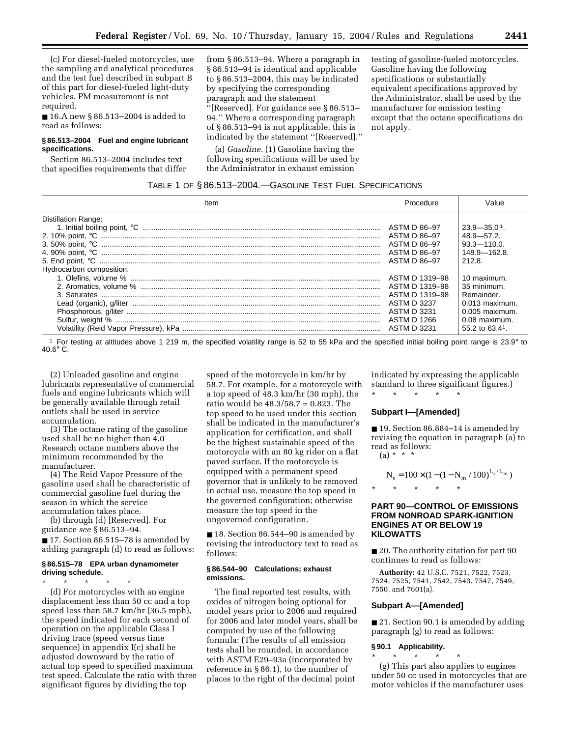(c) For diesel-fueled motorcycles, use the sampling and analytical procedures and the test fuel described in subpart B of this part for diesel-fueled light-duty vehicles. PM measurement is not required.

■ 16.A new § 86.513–2004 is added to read as follows:

**§ 86.513–2004 Fuel and engine lubricant specifications.**

Section 86.513–2004 includes text that specifies requirements that differ from § 86.513–94. Where a paragraph in § 86.513–94 is identical and applicable to § 86.513–2004, this may be indicated by specifying the corresponding paragraph and the statement ''[Reserved]. For guidance see § 86.513–94.'' Where a corresponding paragraph of § 86.513–94 is not applicable, this is indicated by the statement ''[Reserved].''

(a) *Gasoline.* (1) Gasoline having the following specifications will be used by the Administrator in exhaust emission testing of gasoline-fueled motorcycles. Gasoline having the following specifications or substantially equivalent specifications approved by the Administrator, shall be used by the manufacturer for emission testing except that the octane specifications do not apply.

TABLE 1 OF § 86.513–2004.—GASOLINE TEST FUEL SPECIFICATIONS

| Item | Procedure | Value |
|---|---|---|
| Distillation Range: | | |
| 1. Initial boiling point, °C | ASTM D 86–97 | 23.9—35.0 [1]. |
| 2. 10% point, °C | ASTM D 86–97 | 48.9—57.2. |
| 3. 50% point, °C | ASTM D 86–97 | 93.3—110.0. |
| 4. 90% point, °C | ASTM D 86–97 | 148.9—162.8. |
| 5. End point, °C | ASTM D 86–97 | 212.8. |
| Hydrocarbon composition: | | |
| 1. Olefins, volume % | ASTM D 1319–98 | 10 maximum. |
| 2. Aromatics, volume % | ASTM D 1319–98 | 35 minimum. |
| 3. Saturates | ASTM D 1319–98 | Remainder. |
| Lead (organic), g/liter | ASTM D 3237 | 0.013 maximum. |
| Phosphorous, g/liter | ASTM D 3231 | 0.005 maximum. |
| Sulfur, weight % | ASTM D 1266 | 0.08 maximum. |
| Volatility (Reid Vapor Pressure), kPa | ASTM D 3231 | 55.2 to 63.4[1]. |

[1] For testing at altitudes above 1 219 m, the specified volatility range is 52 to 55 kPa and the specified initial boiling point range is 23.9° to 40.6° C.

(2) Unleaded gasoline and engine lubricants representative of commercial fuels and engine lubricants which will be generally available through retail outlets shall be used in service accumulation.

(3) The octane rating of the gasoline used shall be no higher than 4.0 Research octane numbers above the minimum recommended by the manufacturer.

(4) The Reid Vapor Pressure of the gasoline used shall be characteristic of commercial gasoline fuel during the season in which the service accumulation takes place.

(b) through (d) [Reserved]. For guidance *see* § 86.513–94.

■ 17. Section 86.515–78 is amended by adding paragraph (d) to read as follows:

**§ 86.515–78 EPA urban dynamometer driving schedule.**

\* \* \* \* \*

(d) For motorcycles with an engine displacement less than 50 cc and a top speed less than 58.7 km/hr (36.5 mph), the speed indicated for each second of operation on the applicable Class I driving trace (speed versus time sequence) in appendix I(c) shall be adjusted downward by the ratio of actual top speed to specified maximum test speed. Calculate the ratio with three significant figures by dividing the top speed of the motorcycle in km/hr by 58.7. For example, for a motorcycle with a top speed of 48.3 km/hr (30 mph), the ratio would be 48.3/58.7 = 0.823. The top speed to be used under this section shall be indicated in the manufacturer's application for certification, and shall be the highest sustainable speed of the motorcycle with an 80 kg rider on a flat paved surface. If the motorcycle is equipped with a permanent speed governor that is unlikely to be removed in actual use, measure the top speed in the governed configuration; otherwise measure the top speed in the ungoverned configuration.

■ 18. Section 86.544–90 is amended by revising the introductory text to read as follows:

**§ 86.544–90 Calculations; exhaust emissions.**

The final reported test results, with oxides of nitrogen being optional for model years prior to 2006 and required for 2006 and later model years, shall be computed by use of the following formula: (The results of all emission tests shall be rounded, in accordance with ASTM E29–93a (incorporated by reference in § 86.1), to the number of places to the right of the decimal point indicated by expressing the applicable standard to three significant figures.)

\* \* \* \* \*

## Subpart I—[Amended]

■ 19. Section 86.884–14 is amended by revising the equation in paragraph (a) to read as follows:

(a) \* \* \*

$$N_s = 100 \times (1 - (1 - N_m / 100)^{L_s / L_m})$$

\* \* \* \* \*

## PART 90—CONTROL OF EMISSIONS FROM NONROAD SPARK-IGNITION ENGINES AT OR BELOW 19 KILOWATTS

■ 20. The authority citation for part 90 continues to read as follows:

**Authority:** 42 U.S.C. 7521, 7522, 7523, 7524, 7525, 7541, 7542, 7543, 7547, 7549, 7550, and 7601(a).

## Subpart A—[Amended]

■ 21. Section 90.1 is amended by adding paragraph (g) to read as follows:

**§ 90.1 Applicability.**

\* \* \* \* \*

(g) This part also applies to engines under 50 cc used in motorcycles that are motor vehicles if the manufacturer uses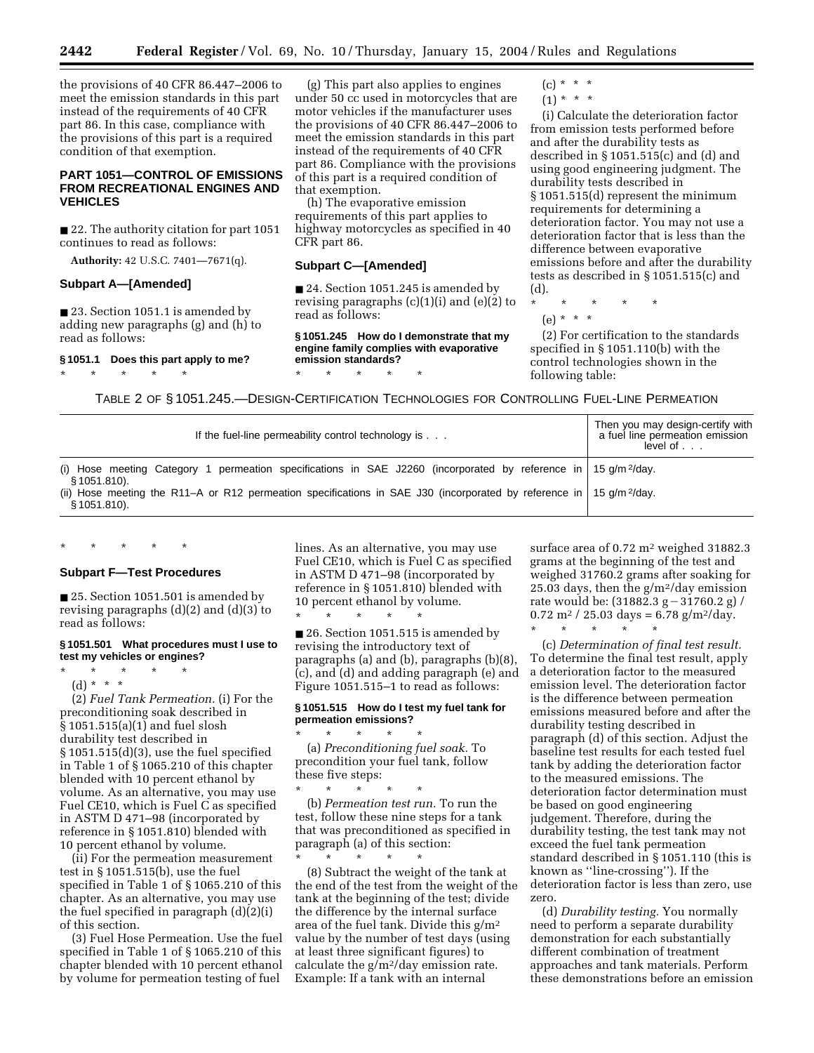the provisions of 40 CFR 86.447–2006 to meet the emission standards in this part instead of the requirements of 40 CFR part 86. In this case, compliance with the provisions of this part is a required condition of that exemption.

## PART 1051—CONTROL OF EMISSIONS FROM RECREATIONAL ENGINES AND VEHICLES

■ 22. The authority citation for part 1051 continues to read as follows:

**Authority:** 42 U.S.C. 7401—7671(q).

### Subpart A—[Amended]

■ 23. Section 1051.1 is amended by adding new paragraphs (g) and (h) to read as follows:

**§ 1051.1 Does this part apply to me?**

\* \* \* \* \*

(g) This part also applies to engines under 50 cc used in motorcycles that are motor vehicles if the manufacturer uses the provisions of 40 CFR 86.447–2006 to meet the emission standards in this part instead of the requirements of 40 CFR part 86. Compliance with the provisions of this part is a required condition of that exemption.

(h) The evaporative emission requirements of this part applies to highway motorcycles as specified in 40 CFR part 86.

### Subpart C—[Amended]

■ 24. Section 1051.245 is amended by revising paragraphs (c)(1)(i) and (e)(2) to read as follows:

**§ 1051.245 How do I demonstrate that my engine family complies with evaporative emission standards?**

\* \* \* \* \*

(c) \* \* \*

(1) \* \* \*

(i) Calculate the deterioration factor from emission tests performed before and after the durability tests as described in § 1051.515(c) and (d) and using good engineering judgment. The durability tests described in § 1051.515(d) represent the minimum requirements for determining a deterioration factor. You may not use a deterioration factor that is less than the difference between evaporative emissions before and after the durability tests as described in § 1051.515(c) and (d).

\* \* \* \* \*

(e) \* \* \*

(2) For certification to the standards specified in § 1051.110(b) with the control technologies shown in the following table:

TABLE 2 OF § 1051.245.—DESIGN-CERTIFICATION TECHNOLOGIES FOR CONTROLLING FUEL-LINE PERMEATION

| If the fuel-line permeability control technology is . . . | Then you may design-certify with a fuel line permeation emission level of . . . |
|---|---|
| (i) Hose meeting Category 1 permeation specifications in SAE J2260 (incorporated by reference in § 1051.810). | 15 g/m²/day. |
| (ii) Hose meeting the R11–A or R12 permeation specifications in SAE J30 (incorporated by reference in § 1051.810). | 15 g/m²/day. |

\* \* \* \* \*

### Subpart F—Test Procedures

■ 25. Section 1051.501 is amended by revising paragraphs (d)(2) and (d)(3) to read as follows:

**§ 1051.501 What procedures must I use to test my vehicles or engines?**

\* \* \* \* \*

(d) \* \* \*

(2) *Fuel Tank Permeation.* (i) For the preconditioning soak described in § 1051.515(a)(1) and fuel slosh durability test described in § 1051.515(d)(3), use the fuel specified in Table 1 of § 1065.210 of this chapter blended with 10 percent ethanol by volume. As an alternative, you may use Fuel CE10, which is Fuel C as specified in ASTM D 471–98 (incorporated by reference in § 1051.810) blended with 10 percent ethanol by volume.

(ii) For the permeation measurement test in § 1051.515(b), use the fuel specified in Table 1 of § 1065.210 of this chapter. As an alternative, you may use the fuel specified in paragraph (d)(2)(i) of this section.

(3) Fuel Hose Permeation. Use the fuel specified in Table 1 of § 1065.210 of this chapter blended with 10 percent ethanol by volume for permeation testing of fuel lines. As an alternative, you may use Fuel CE10, which is Fuel C as specified in ASTM D 471–98 (incorporated by reference in § 1051.810) blended with 10 percent ethanol by volume.

\* \* \* \* \*

■ 26. Section 1051.515 is amended by revising the introductory text of paragraphs (a) and (b), paragraphs (b)(8), (c), and (d) and adding paragraph (e) and Figure 1051.515–1 to read as follows:

**§ 1051.515 How do I test my fuel tank for permeation emissions?**

\* \* \* \* \*

(a) *Preconditioning fuel soak.* To precondition your fuel tank, follow these five steps:

\* \* \* \* \*

(b) *Permeation test run.* To run the test, follow these nine steps for a tank that was preconditioned as specified in paragraph (a) of this section:

\* \* \* \* \*

(8) Subtract the weight of the tank at the end of the test from the weight of the tank at the beginning of the test; divide the difference by the internal surface area of the fuel tank. Divide this g/m² value by the number of test days (using at least three significant figures) to calculate the g/m²/day emission rate. Example: If a tank with an internal surface area of 0.72 m² weighed 31882.3 grams at the beginning of the test and weighed 31760.2 grams after soaking for 25.03 days, then the g/m²/day emission rate would be: (31882.3 g − 31760.2 g) / 0.72 m² / 25.03 days = 6.78 g/m²/day.

\* \* \* \* \*

(c) *Determination of final test result.* To determine the final test result, apply a deterioration factor to the measured emission level. The deterioration factor is the difference between permeation emissions measured before and after the durability testing described in paragraph (d) of this section. Adjust the baseline test results for each tested fuel tank by adding the deterioration factor to the measured emissions. The deterioration factor determination must be based on good engineering judgement. Therefore, during the durability testing, the test tank may not exceed the fuel tank permeation standard described in § 1051.110 (this is known as ''line-crossing''). If the deterioration factor is less than zero, use zero.

(d) *Durability testing.* You normally need to perform a separate durability demonstration for each substantially different combination of treatment approaches and tank materials. Perform these demonstrations before an emission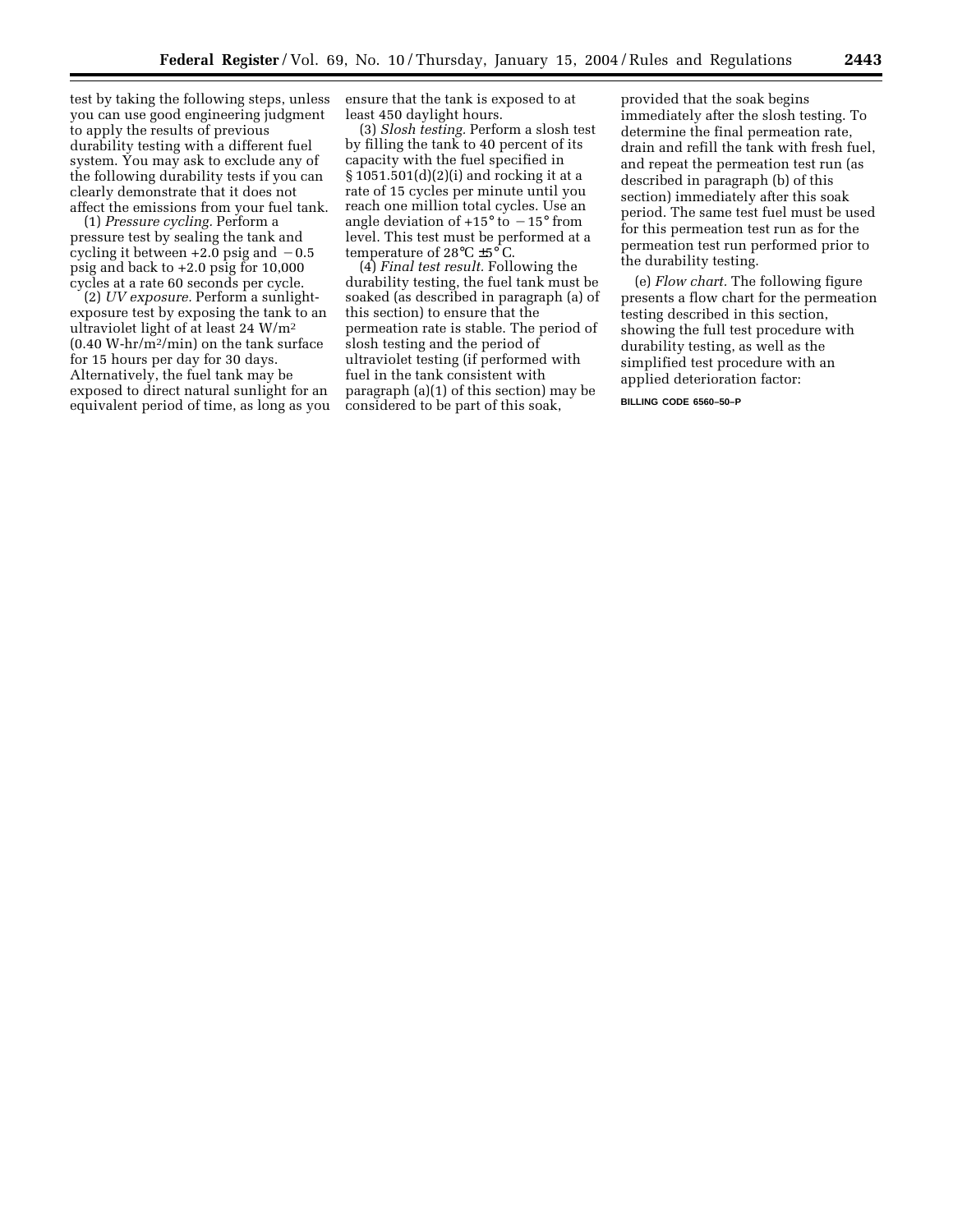test by taking the following steps, unless you can use good engineering judgment to apply the results of previous durability testing with a different fuel system. You may ask to exclude any of the following durability tests if you can clearly demonstrate that it does not affect the emissions from your fuel tank.

(1) *Pressure cycling.* Perform a pressure test by sealing the tank and cycling it between +2.0 psig and −0.5 psig and back to +2.0 psig for 10,000 cycles at a rate 60 seconds per cycle.

(2) *UV exposure.* Perform a sunlight-exposure test by exposing the tank to an ultraviolet light of at least 24 W/m$^2$ (0.40 W-hr/m$^2$/min) on the tank surface for 15 hours per day for 30 days. Alternatively, the fuel tank may be exposed to direct natural sunlight for an equivalent period of time, as long as you ensure that the tank is exposed to at least 450 daylight hours.

(3) *Slosh testing.* Perform a slosh test by filling the tank to 40 percent of its capacity with the fuel specified in § 1051.501(d)(2)(i) and rocking it at a rate of 15 cycles per minute until you reach one million total cycles. Use an angle deviation of +15° to −15° from level. This test must be performed at a temperature of 28°C ±5°C.

(4) *Final test result.* Following the durability testing, the fuel tank must be soaked (as described in paragraph (a) of this section) to ensure that the permeation rate is stable. The period of slosh testing and the period of ultraviolet testing (if performed with fuel in the tank consistent with paragraph (a)(1) of this section) may be considered to be part of this soak, provided that the soak begins immediately after the slosh testing. To determine the final permeation rate, drain and refill the tank with fresh fuel, and repeat the permeation test run (as described in paragraph (b) of this section) immediately after this soak period. The same test fuel must be used for this permeation test run as for the permeation test run performed prior to the durability testing.

(e) *Flow chart.* The following figure presents a flow chart for the permeation testing described in this section, showing the full test procedure with durability testing, as well as the simplified test procedure with an applied deterioration factor:

BILLING CODE 6560–50–P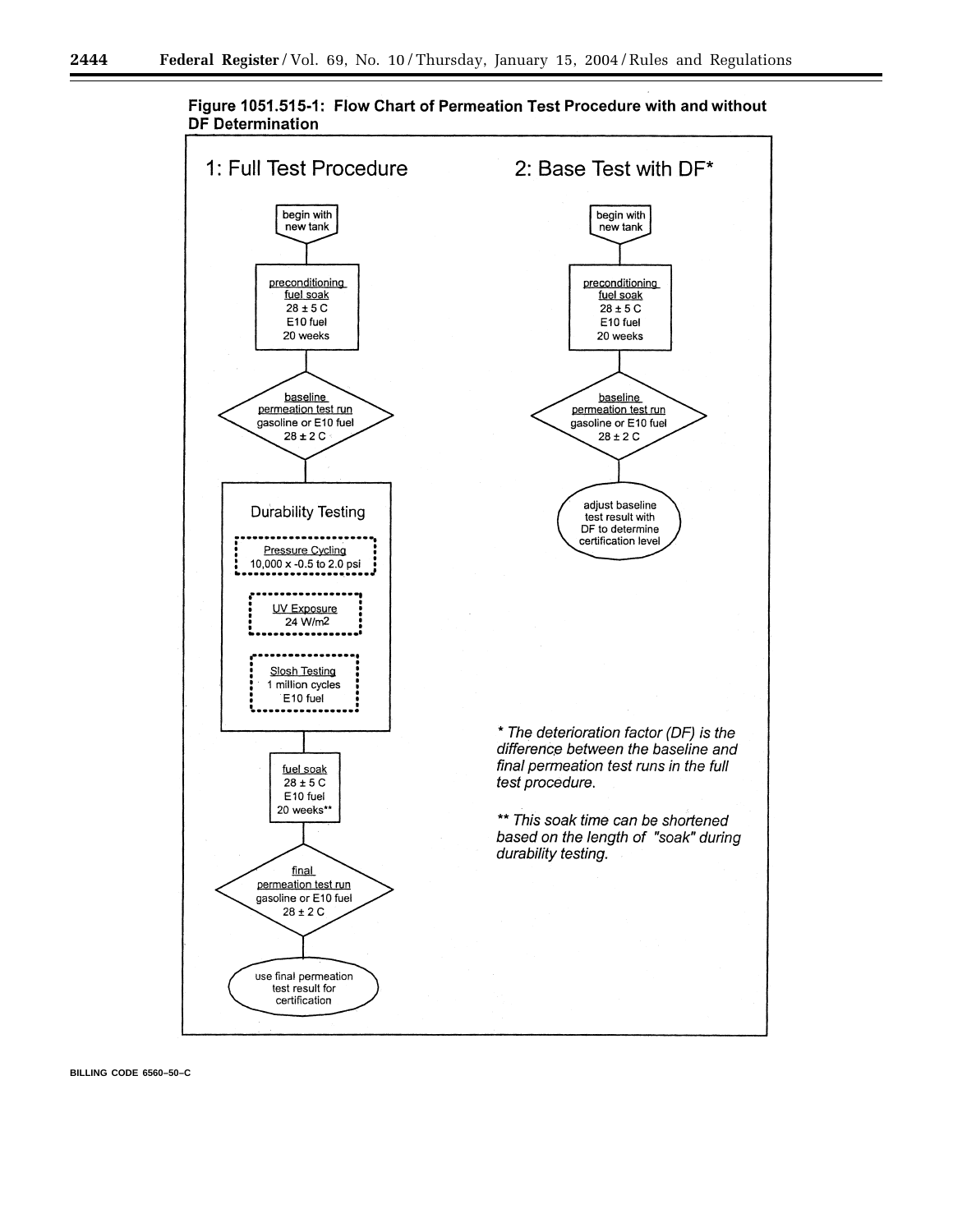**Figure 1051.515-1: Flow Chart of Permeation Test Procedure with and without DF Determination**

## 1: Full Test Procedure

begin with new tank

preconditioning fuel soak
28 ± 5 C
E10 fuel
20 weeks

baseline permeation test run
gasoline or E10 fuel
28 ± 2 C

Durability Testing

- Pressure Cycling
  10,000 x -0.5 to 2.0 psi
- UV Exposure
  24 W/m2
- Slosh Testing
  1 million cycles
  E10 fuel

fuel soak
28 ± 5 C
E10 fuel
20 weeks**

final permeation test run
gasoline or E10 fuel
28 ± 2 C

use final permeation test result for certification

## 2: Base Test with DF*

begin with new tank

preconditioning fuel soak
28 ± 5 C
E10 fuel
20 weeks

baseline permeation test run
gasoline or E10 fuel
28 ± 2 C

adjust baseline test result with DF to determine certification level

*\* The deterioration factor (DF) is the difference between the baseline and final permeation test runs in the full test procedure.*

*\*\* This soak time can be shortened based on the length of "soak" during durability testing.*

BILLING CODE 6560–50–C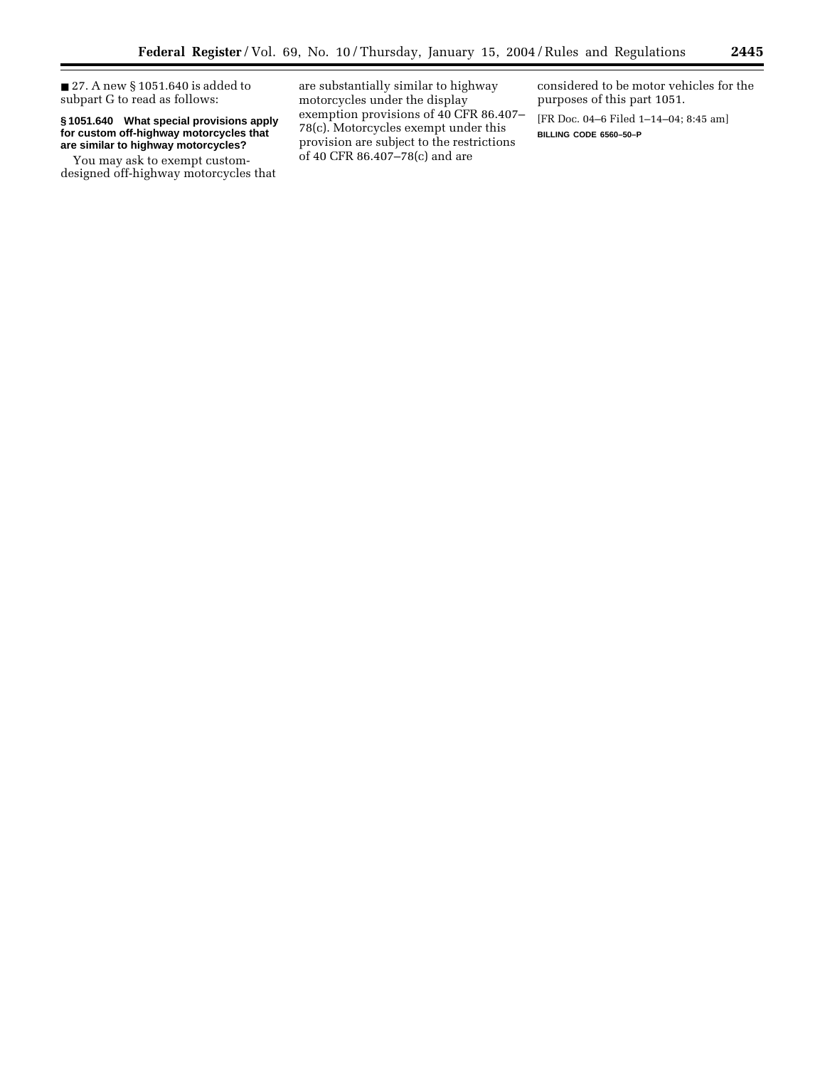■ 27. A new § 1051.640 is added to subpart G to read as follows:

**§ 1051.640 What special provisions apply for custom off-highway motorcycles that are similar to highway motorcycles?**

You may ask to exempt custom-designed off-highway motorcycles that are substantially similar to highway motorcycles under the display exemption provisions of 40 CFR 86.407–78(c). Motorcycles exempt under this provision are subject to the restrictions of 40 CFR 86.407–78(c) and are considered to be motor vehicles for the purposes of this part 1051.

[FR Doc. 04–6 Filed 1–14–04; 8:45 am]

**BILLING CODE 6560–50–P**